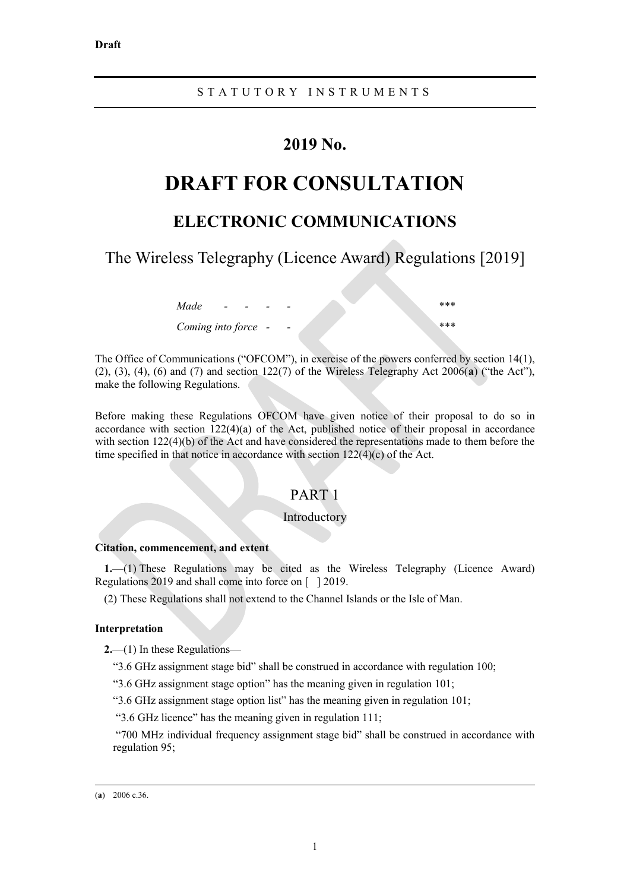**Draft**

STATUTORY INSTRUMENTS

## 2019 No.

# DRAFT FOR CONSULTATION

## ELECTRONIC COMMUNICATIONS

### The Wireless Telegraphy (Licence Award) Regulations [2019]

*Made* - - - - ***

*Coming into force* - - ***

The Office of Communications ("OFCOM"), in exercise of the powers conferred by section 14(1), (2), (3), (4), (6) and (7) and section 122(7) of the Wireless Telegraphy Act 2006(**a**) ("the Act"), make the following Regulations.

Before making these Regulations OFCOM have given notice of their proposal to do so in accordance with section 122(4)(a) of the Act, published notice of their proposal in accordance with section 122(4)(b) of the Act and have considered the representations made to them before the time specified in that notice in accordance with section 122(4)(c) of the Act.

## PART 1

### Introductory

**Citation, commencement, and extent**

**1.**—(1) These Regulations may be cited as the Wireless Telegraphy (Licence Award) Regulations 2019 and shall come into force on [ ] 2019.

(2) These Regulations shall not extend to the Channel Islands or the Isle of Man.

**Interpretation**

**2.**—(1) In these Regulations—

"3.6 GHz assignment stage bid" shall be construed in accordance with regulation 100;

"3.6 GHz assignment stage option" has the meaning given in regulation 101;

"3.6 GHz assignment stage option list" has the meaning given in regulation 101;

"3.6 GHz licence" has the meaning given in regulation 111;

"700 MHz individual frequency assignment stage bid" shall be construed in accordance with regulation 95;

(**a**) 2006 c.36.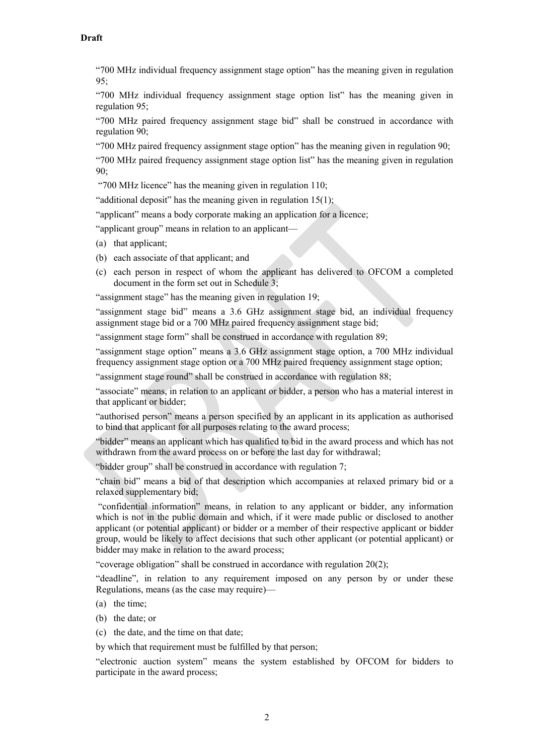**Draft**

"700 MHz individual frequency assignment stage option" has the meaning given in regulation 95;

"700 MHz individual frequency assignment stage option list" has the meaning given in regulation 95;

"700 MHz paired frequency assignment stage bid" shall be construed in accordance with regulation 90;

"700 MHz paired frequency assignment stage option" has the meaning given in regulation 90;

"700 MHz paired frequency assignment stage option list" has the meaning given in regulation 90;

"700 MHz licence" has the meaning given in regulation 110;

"additional deposit" has the meaning given in regulation 15(1);

"applicant" means a body corporate making an application for a licence;

"applicant group" means in relation to an applicant—

(a) that applicant;

(b) each associate of that applicant; and

(c) each person in respect of whom the applicant has delivered to OFCOM a completed document in the form set out in Schedule 3;

"assignment stage" has the meaning given in regulation 19;

"assignment stage bid" means a 3.6 GHz assignment stage bid, an individual frequency assignment stage bid or a 700 MHz paired frequency assignment stage bid;

"assignment stage form" shall be construed in accordance with regulation 89;

"assignment stage option" means a 3.6 GHz assignment stage option, a 700 MHz individual frequency assignment stage option or a 700 MHz paired frequency assignment stage option;

"assignment stage round" shall be construed in accordance with regulation 88;

"associate" means, in relation to an applicant or bidder, a person who has a material interest in that applicant or bidder;

"authorised person" means a person specified by an applicant in its application as authorised to bind that applicant for all purposes relating to the award process;

"bidder" means an applicant which has qualified to bid in the award process and which has not withdrawn from the award process on or before the last day for withdrawal;

"bidder group" shall be construed in accordance with regulation 7;

"chain bid" means a bid of that description which accompanies at relaxed primary bid or a relaxed supplementary bid;

"confidential information" means, in relation to any applicant or bidder, any information which is not in the public domain and which, if it were made public or disclosed to another applicant (or potential applicant) or bidder or a member of their respective applicant or bidder group, would be likely to affect decisions that such other applicant (or potential applicant) or bidder may make in relation to the award process;

"coverage obligation" shall be construed in accordance with regulation 20(2);

"deadline", in relation to any requirement imposed on any person by or under these Regulations, means (as the case may require)—

(a) the time;

(b) the date; or

(c) the date, and the time on that date;

by which that requirement must be fulfilled by that person;

"electronic auction system" means the system established by OFCOM for bidders to participate in the award process;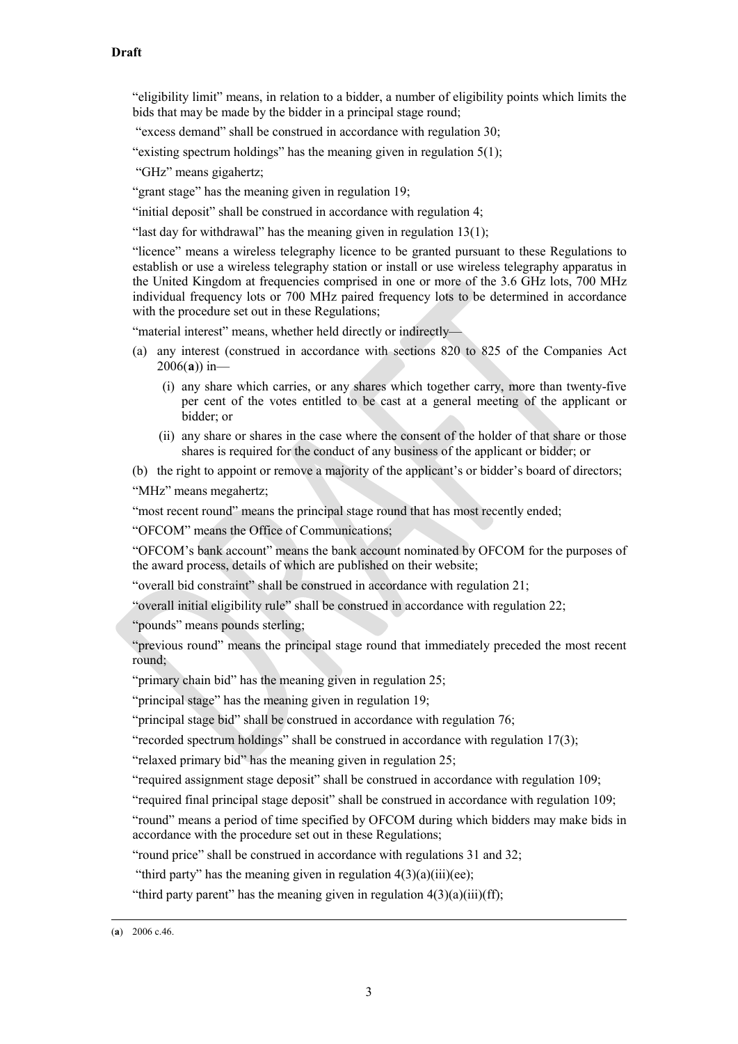"eligibility limit" means, in relation to a bidder, a number of eligibility points which limits the bids that may be made by the bidder in a principal stage round;

"excess demand" shall be construed in accordance with regulation 30;

"existing spectrum holdings" has the meaning given in regulation 5(1);

"GHz" means gigahertz;

"grant stage" has the meaning given in regulation 19;

"initial deposit" shall be construed in accordance with regulation 4;

"last day for withdrawal" has the meaning given in regulation 13(1);

"licence" means a wireless telegraphy licence to be granted pursuant to these Regulations to establish or use a wireless telegraphy station or install or use wireless telegraphy apparatus in the United Kingdom at frequencies comprised in one or more of the 3.6 GHz lots, 700 MHz individual frequency lots or 700 MHz paired frequency lots to be determined in accordance with the procedure set out in these Regulations;

"material interest" means, whether held directly or indirectly—

(a) any interest (construed in accordance with sections 820 to 825 of the Companies Act 2006(**a**)) in—

  (i) any share which carries, or any shares which together carry, more than twenty-five per cent of the votes entitled to be cast at a general meeting of the applicant or bidder; or

  (ii) any share or shares in the case where the consent of the holder of that share or those shares is required for the conduct of any business of the applicant or bidder; or

(b) the right to appoint or remove a majority of the applicant's or bidder's board of directors;

"MHz" means megahertz;

"most recent round" means the principal stage round that has most recently ended;

"OFCOM" means the Office of Communications;

"OFCOM's bank account" means the bank account nominated by OFCOM for the purposes of the award process, details of which are published on their website;

"overall bid constraint" shall be construed in accordance with regulation 21;

"overall initial eligibility rule" shall be construed in accordance with regulation 22;

"pounds" means pounds sterling;

"previous round" means the principal stage round that immediately preceded the most recent round;

"primary chain bid" has the meaning given in regulation 25;

"principal stage" has the meaning given in regulation 19;

"principal stage bid" shall be construed in accordance with regulation 76;

"recorded spectrum holdings" shall be construed in accordance with regulation 17(3);

"relaxed primary bid" has the meaning given in regulation 25;

"required assignment stage deposit" shall be construed in accordance with regulation 109;

"required final principal stage deposit" shall be construed in accordance with regulation 109;

"round" means a period of time specified by OFCOM during which bidders may make bids in accordance with the procedure set out in these Regulations;

"round price" shall be construed in accordance with regulations 31 and 32;

"third party" has the meaning given in regulation 4(3)(a)(iii)(ee);

"third party parent" has the meaning given in regulation 4(3)(a)(iii)(ff);

---

(**a**) 2006 c.46.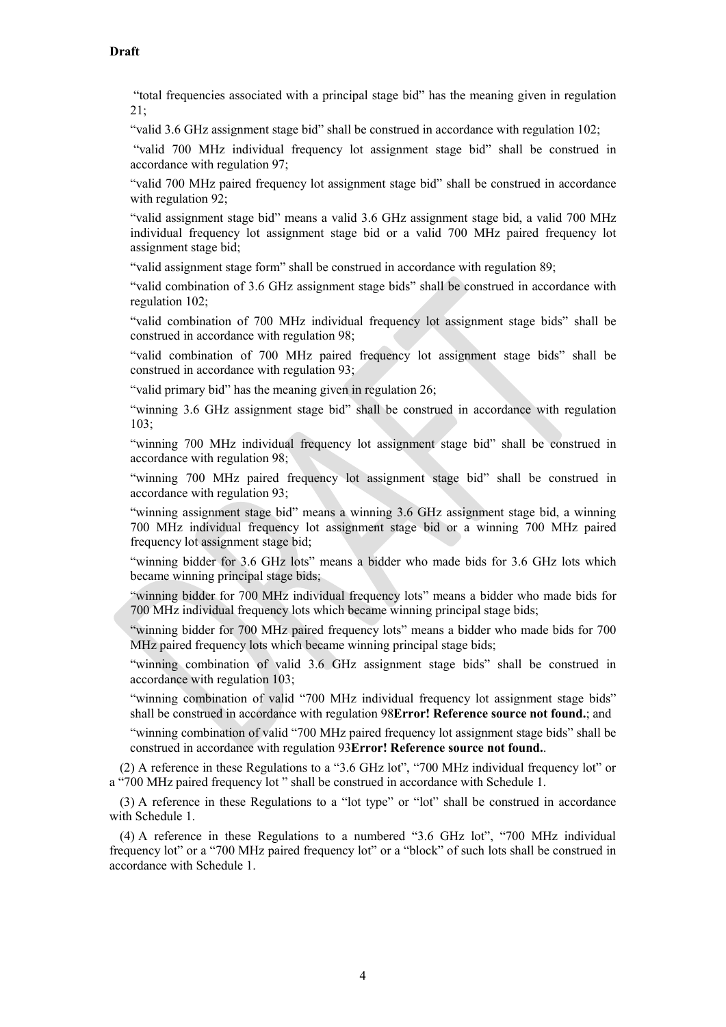**Draft**

"total frequencies associated with a principal stage bid" has the meaning given in regulation 21;

"valid 3.6 GHz assignment stage bid" shall be construed in accordance with regulation 102;

"valid 700 MHz individual frequency lot assignment stage bid" shall be construed in accordance with regulation 97;

"valid 700 MHz paired frequency lot assignment stage bid" shall be construed in accordance with regulation 92;

"valid assignment stage bid" means a valid 3.6 GHz assignment stage bid, a valid 700 MHz individual frequency lot assignment stage bid or a valid 700 MHz paired frequency lot assignment stage bid;

"valid assignment stage form" shall be construed in accordance with regulation 89;

"valid combination of 3.6 GHz assignment stage bids" shall be construed in accordance with regulation 102;

"valid combination of 700 MHz individual frequency lot assignment stage bids" shall be construed in accordance with regulation 98;

"valid combination of 700 MHz paired frequency lot assignment stage bids" shall be construed in accordance with regulation 93;

"valid primary bid" has the meaning given in regulation 26;

"winning 3.6 GHz assignment stage bid" shall be construed in accordance with regulation 103;

"winning 700 MHz individual frequency lot assignment stage bid" shall be construed in accordance with regulation 98;

"winning 700 MHz paired frequency lot assignment stage bid" shall be construed in accordance with regulation 93;

"winning assignment stage bid" means a winning 3.6 GHz assignment stage bid, a winning 700 MHz individual frequency lot assignment stage bid or a winning 700 MHz paired frequency lot assignment stage bid;

"winning bidder for 3.6 GHz lots" means a bidder who made bids for 3.6 GHz lots which became winning principal stage bids;

"winning bidder for 700 MHz individual frequency lots" means a bidder who made bids for 700 MHz individual frequency lots which became winning principal stage bids;

"winning bidder for 700 MHz paired frequency lots" means a bidder who made bids for 700 MHz paired frequency lots which became winning principal stage bids;

"winning combination of valid 3.6 GHz assignment stage bids" shall be construed in accordance with regulation 103;

"winning combination of valid "700 MHz individual frequency lot assignment stage bids" shall be construed in accordance with regulation 98**Error! Reference source not found.**; and

"winning combination of valid "700 MHz paired frequency lot assignment stage bids" shall be construed in accordance with regulation 93**Error! Reference source not found.**.

(2) A reference in these Regulations to a "3.6 GHz lot", "700 MHz individual frequency lot" or a "700 MHz paired frequency lot " shall be construed in accordance with Schedule 1.

(3) A reference in these Regulations to a "lot type" or "lot" shall be construed in accordance with Schedule 1.

(4) A reference in these Regulations to a numbered "3.6 GHz lot", "700 MHz individual frequency lot" or a "700 MHz paired frequency lot" or a "block" of such lots shall be construed in accordance with Schedule 1.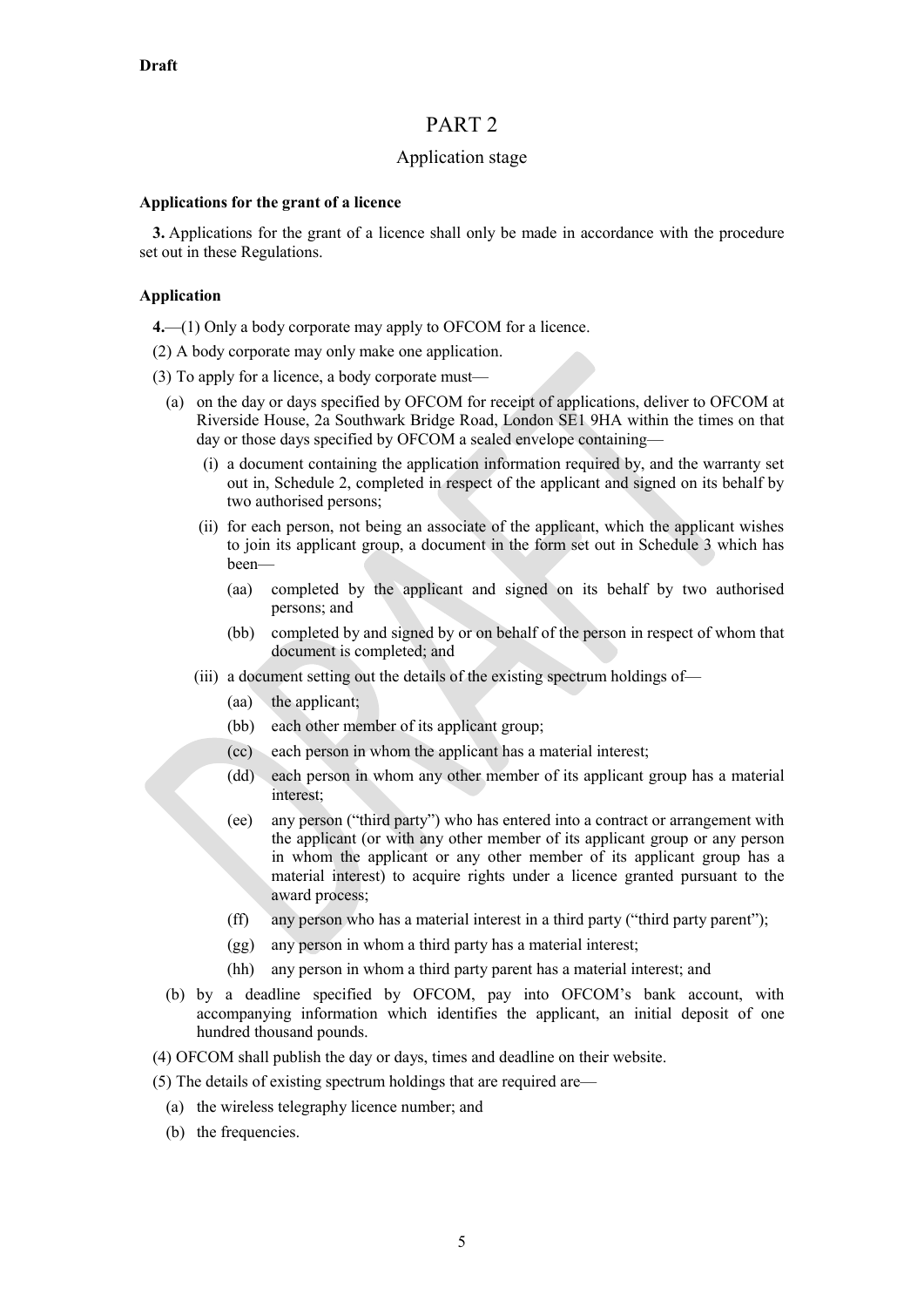**Draft**

# PART 2

## Application stage

**Applications for the grant of a licence**

**3.** Applications for the grant of a licence shall only be made in accordance with the procedure set out in these Regulations.

**Application**

**4.**—(1) Only a body corporate may apply to OFCOM for a licence.

(2) A body corporate may only make one application.

(3) To apply for a licence, a body corporate must—

- (a) on the day or days specified by OFCOM for receipt of applications, deliver to OFCOM at Riverside House, 2a Southwark Bridge Road, London SE1 9HA within the times on that day or those days specified by OFCOM a sealed envelope containing—
  - (i) a document containing the application information required by, and the warranty set out in, Schedule 2, completed in respect of the applicant and signed on its behalf by two authorised persons;
  - (ii) for each person, not being an associate of the applicant, which the applicant wishes to join its applicant group, a document in the form set out in Schedule 3 which has been—
    - (aa) completed by the applicant and signed on its behalf by two authorised persons; and
    - (bb) completed by and signed by or on behalf of the person in respect of whom that document is completed; and
  - (iii) a document setting out the details of the existing spectrum holdings of—
    - (aa) the applicant;
    - (bb) each other member of its applicant group;
    - (cc) each person in whom the applicant has a material interest;
    - (dd) each person in whom any other member of its applicant group has a material interest;
    - (ee) any person ("third party") who has entered into a contract or arrangement with the applicant (or with any other member of its applicant group or any person in whom the applicant or any other member of its applicant group has a material interest) to acquire rights under a licence granted pursuant to the award process;
    - (ff) any person who has a material interest in a third party ("third party parent");
    - (gg) any person in whom a third party has a material interest;
    - (hh) any person in whom a third party parent has a material interest; and
- (b) by a deadline specified by OFCOM, pay into OFCOM's bank account, with accompanying information which identifies the applicant, an initial deposit of one hundred thousand pounds.

(4) OFCOM shall publish the day or days, times and deadline on their website.

(5) The details of existing spectrum holdings that are required are—

- (a) the wireless telegraphy licence number; and
- (b) the frequencies.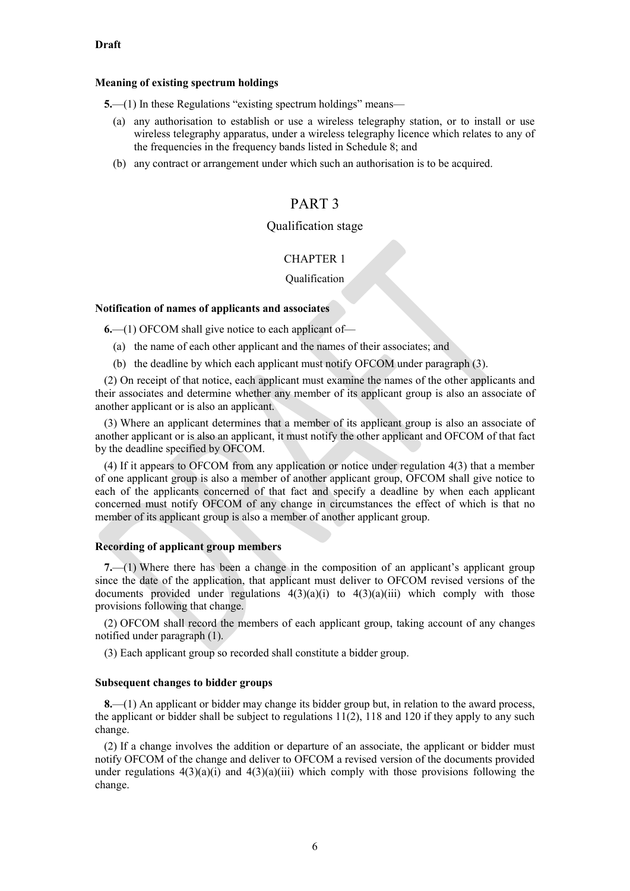**Draft**

**Meaning of existing spectrum holdings**

**5.**—(1) In these Regulations "existing spectrum holdings" means—

(a) any authorisation to establish or use a wireless telegraphy station, or to install or use wireless telegraphy apparatus, under a wireless telegraphy licence which relates to any of the frequencies in the frequency bands listed in Schedule 8; and

(b) any contract or arrangement under which such an authorisation is to be acquired.

# PART 3

## Qualification stage

### CHAPTER 1

### Qualification

**Notification of names of applicants and associates**

**6.**—(1) OFCOM shall give notice to each applicant of—

(a) the name of each other applicant and the names of their associates; and

(b) the deadline by which each applicant must notify OFCOM under paragraph (3).

(2) On receipt of that notice, each applicant must examine the names of the other applicants and their associates and determine whether any member of its applicant group is also an associate of another applicant or is also an applicant.

(3) Where an applicant determines that a member of its applicant group is also an associate of another applicant or is also an applicant, it must notify the other applicant and OFCOM of that fact by the deadline specified by OFCOM.

(4) If it appears to OFCOM from any application or notice under regulation 4(3) that a member of one applicant group is also a member of another applicant group, OFCOM shall give notice to each of the applicants concerned of that fact and specify a deadline by when each applicant concerned must notify OFCOM of any change in circumstances the effect of which is that no member of its applicant group is also a member of another applicant group.

**Recording of applicant group members**

**7.**—(1) Where there has been a change in the composition of an applicant's applicant group since the date of the application, that applicant must deliver to OFCOM revised versions of the documents provided under regulations 4(3)(a)(i) to 4(3)(a)(iii) which comply with those provisions following that change.

(2) OFCOM shall record the members of each applicant group, taking account of any changes notified under paragraph (1).

(3) Each applicant group so recorded shall constitute a bidder group.

**Subsequent changes to bidder groups**

**8.**—(1) An applicant or bidder may change its bidder group but, in relation to the award process, the applicant or bidder shall be subject to regulations 11(2), 118 and 120 if they apply to any such change.

(2) If a change involves the addition or departure of an associate, the applicant or bidder must notify OFCOM of the change and deliver to OFCOM a revised version of the documents provided under regulations 4(3)(a)(i) and 4(3)(a)(iii) which comply with those provisions following the change.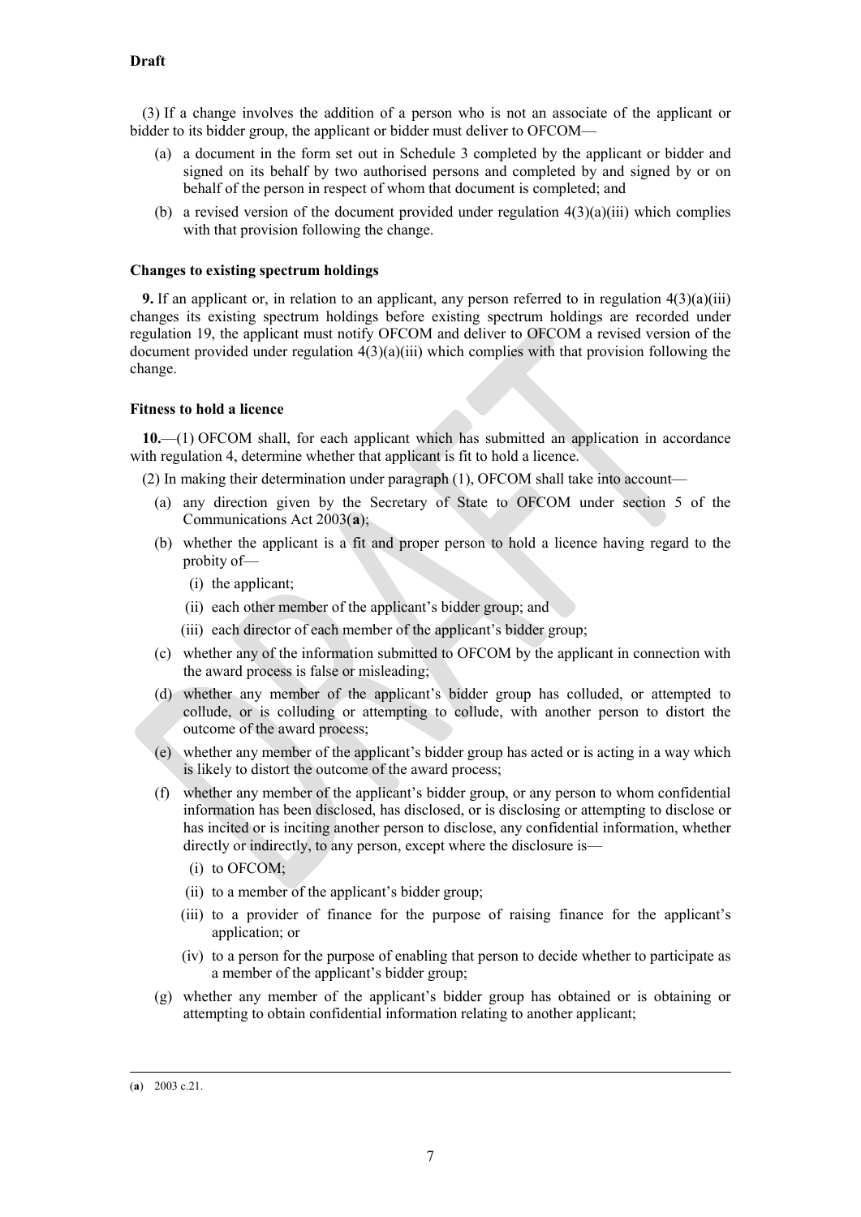(3) If a change involves the addition of a person who is not an associate of the applicant or bidder to its bidder group, the applicant or bidder must deliver to OFCOM—

(a) a document in the form set out in Schedule 3 completed by the applicant or bidder and signed on its behalf by two authorised persons and completed by and signed by or on behalf of the person in respect of whom that document is completed; and

(b) a revised version of the document provided under regulation 4(3)(a)(iii) which complies with that provision following the change.

### Changes to existing spectrum holdings

**9.** If an applicant or, in relation to an applicant, any person referred to in regulation 4(3)(a)(iii) changes its existing spectrum holdings before existing spectrum holdings are recorded under regulation 19, the applicant must notify OFCOM and deliver to OFCOM a revised version of the document provided under regulation 4(3)(a)(iii) which complies with that provision following the change.

### Fitness to hold a licence

**10.**—(1) OFCOM shall, for each applicant which has submitted an application in accordance with regulation 4, determine whether that applicant is fit to hold a licence.

(2) In making their determination under paragraph (1), OFCOM shall take into account—

(a) any direction given by the Secretary of State to OFCOM under section 5 of the Communications Act 2003([a]);

(b) whether the applicant is a fit and proper person to hold a licence having regard to the probity of—

(i) the applicant;

(ii) each other member of the applicant's bidder group; and

(iii) each director of each member of the applicant's bidder group;

(c) whether any of the information submitted to OFCOM by the applicant in connection with the award process is false or misleading;

(d) whether any member of the applicant's bidder group has colluded, or attempted to collude, or is colluding or attempting to collude, with another person to distort the outcome of the award process;

(e) whether any member of the applicant's bidder group has acted or is acting in a way which is likely to distort the outcome of the award process;

(f) whether any member of the applicant's bidder group, or any person to whom confidential information has been disclosed, has disclosed, or is disclosing or attempting to disclose or has incited or is inciting another person to disclose, any confidential information, whether directly or indirectly, to any person, except where the disclosure is—

(i) to OFCOM;

(ii) to a member of the applicant's bidder group;

(iii) to a provider of finance for the purpose of raising finance for the applicant's application; or

(iv) to a person for the purpose of enabling that person to decide whether to participate as a member of the applicant's bidder group;

(g) whether any member of the applicant's bidder group has obtained or is obtaining or attempting to obtain confidential information relating to another applicant;

---

([a]) 2003 c.21.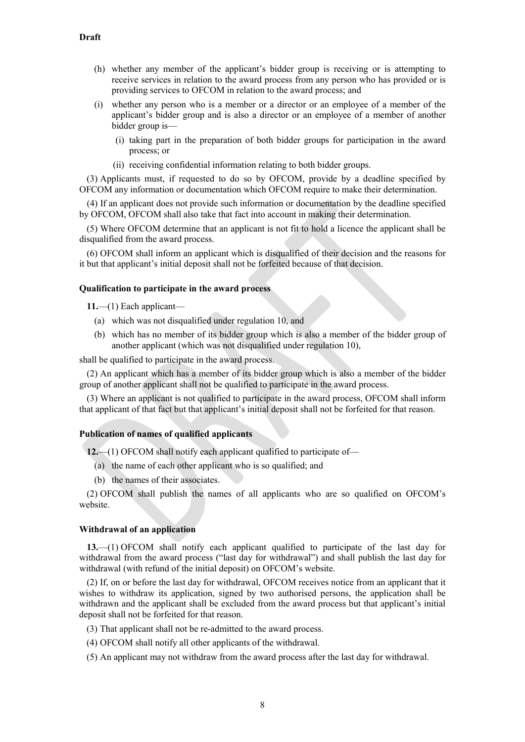**Draft**

(h) whether any member of the applicant's bidder group is receiving or is attempting to receive services in relation to the award process from any person who has provided or is providing services to OFCOM in relation to the award process; and

(i) whether any person who is a member or a director or an employee of a member of the applicant's bidder group and is also a director or an employee of a member of another bidder group is—

(i) taking part in the preparation of both bidder groups for participation in the award process; or

(ii) receiving confidential information relating to both bidder groups.

(3) Applicants must, if requested to do so by OFCOM, provide by a deadline specified by OFCOM any information or documentation which OFCOM require to make their determination.

(4) If an applicant does not provide such information or documentation by the deadline specified by OFCOM, OFCOM shall also take that fact into account in making their determination.

(5) Where OFCOM determine that an applicant is not fit to hold a licence the applicant shall be disqualified from the award process.

(6) OFCOM shall inform an applicant which is disqualified of their decision and the reasons for it but that applicant's initial deposit shall not be forfeited because of that decision.

**Qualification to participate in the award process**

**11.**—(1) Each applicant—

(a) which was not disqualified under regulation 10, and

(b) which has no member of its bidder group which is also a member of the bidder group of another applicant (which was not disqualified under regulation 10),

shall be qualified to participate in the award process.

(2) An applicant which has a member of its bidder group which is also a member of the bidder group of another applicant shall not be qualified to participate in the award process.

(3) Where an applicant is not qualified to participate in the award process, OFCOM shall inform that applicant of that fact but that applicant's initial deposit shall not be forfeited for that reason.

**Publication of names of qualified applicants**

**12.**—(1) OFCOM shall notify each applicant qualified to participate of—

(a) the name of each other applicant who is so qualified; and

(b) the names of their associates.

(2) OFCOM shall publish the names of all applicants who are so qualified on OFCOM's website.

**Withdrawal of an application**

**13.**—(1) OFCOM shall notify each applicant qualified to participate of the last day for withdrawal from the award process ("last day for withdrawal") and shall publish the last day for withdrawal (with refund of the initial deposit) on OFCOM's website.

(2) If, on or before the last day for withdrawal, OFCOM receives notice from an applicant that it wishes to withdraw its application, signed by two authorised persons, the application shall be withdrawn and the applicant shall be excluded from the award process but that applicant's initial deposit shall not be forfeited for that reason.

(3) That applicant shall not be re-admitted to the award process.

(4) OFCOM shall notify all other applicants of the withdrawal.

(5) An applicant may not withdraw from the award process after the last day for withdrawal.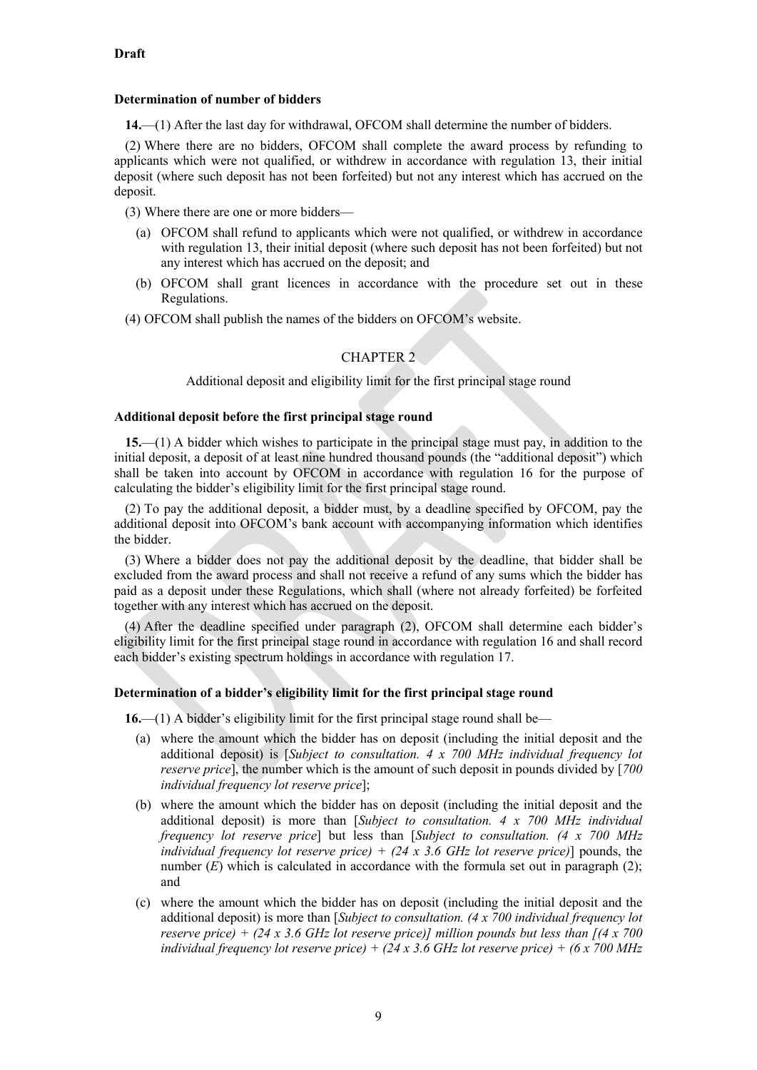**Draft**

**Determination of number of bidders**

**14.**—(1) After the last day for withdrawal, OFCOM shall determine the number of bidders.

(2) Where there are no bidders, OFCOM shall complete the award process by refunding to applicants which were not qualified, or withdrew in accordance with regulation 13, their initial deposit (where such deposit has not been forfeited) but not any interest which has accrued on the deposit.

(3) Where there are one or more bidders—

(a) OFCOM shall refund to applicants which were not qualified, or withdrew in accordance with regulation 13, their initial deposit (where such deposit has not been forfeited) but not any interest which has accrued on the deposit; and

(b) OFCOM shall grant licences in accordance with the procedure set out in these Regulations.

(4) OFCOM shall publish the names of the bidders on OFCOM's website.

CHAPTER 2

Additional deposit and eligibility limit for the first principal stage round

**Additional deposit before the first principal stage round**

**15.**—(1) A bidder which wishes to participate in the principal stage must pay, in addition to the initial deposit, a deposit of at least nine hundred thousand pounds (the "additional deposit") which shall be taken into account by OFCOM in accordance with regulation 16 for the purpose of calculating the bidder's eligibility limit for the first principal stage round.

(2) To pay the additional deposit, a bidder must, by a deadline specified by OFCOM, pay the additional deposit into OFCOM's bank account with accompanying information which identifies the bidder.

(3) Where a bidder does not pay the additional deposit by the deadline, that bidder shall be excluded from the award process and shall not receive a refund of any sums which the bidder has paid as a deposit under these Regulations, which shall (where not already forfeited) be forfeited together with any interest which has accrued on the deposit.

(4) After the deadline specified under paragraph (2), OFCOM shall determine each bidder's eligibility limit for the first principal stage round in accordance with regulation 16 and shall record each bidder's existing spectrum holdings in accordance with regulation 17.

**Determination of a bidder's eligibility limit for the first principal stage round**

**16.**—(1) A bidder's eligibility limit for the first principal stage round shall be—

(a) where the amount which the bidder has on deposit (including the initial deposit and the additional deposit) is [*Subject to consultation. 4 x 700 MHz individual frequency lot reserve price*], the number which is the amount of such deposit in pounds divided by [*700 individual frequency lot reserve price*];

(b) where the amount which the bidder has on deposit (including the initial deposit and the additional deposit) is more than [*Subject to consultation. 4 x 700 MHz individual frequency lot reserve price*] but less than [*Subject to consultation. (4 x 700 MHz individual frequency lot reserve price) + (24 x 3.6 GHz lot reserve price)*] pounds, the number ($E$) which is calculated in accordance with the formula set out in paragraph (2); and

(c) where the amount which the bidder has on deposit (including the initial deposit and the additional deposit) is more than [*Subject to consultation. (4 x 700 individual frequency lot reserve price) + (24 x 3.6 GHz lot reserve price)] million pounds but less than [(4 x 700 individual frequency lot reserve price) + (24 x 3.6 GHz lot reserve price) + (6 x 700 MHz*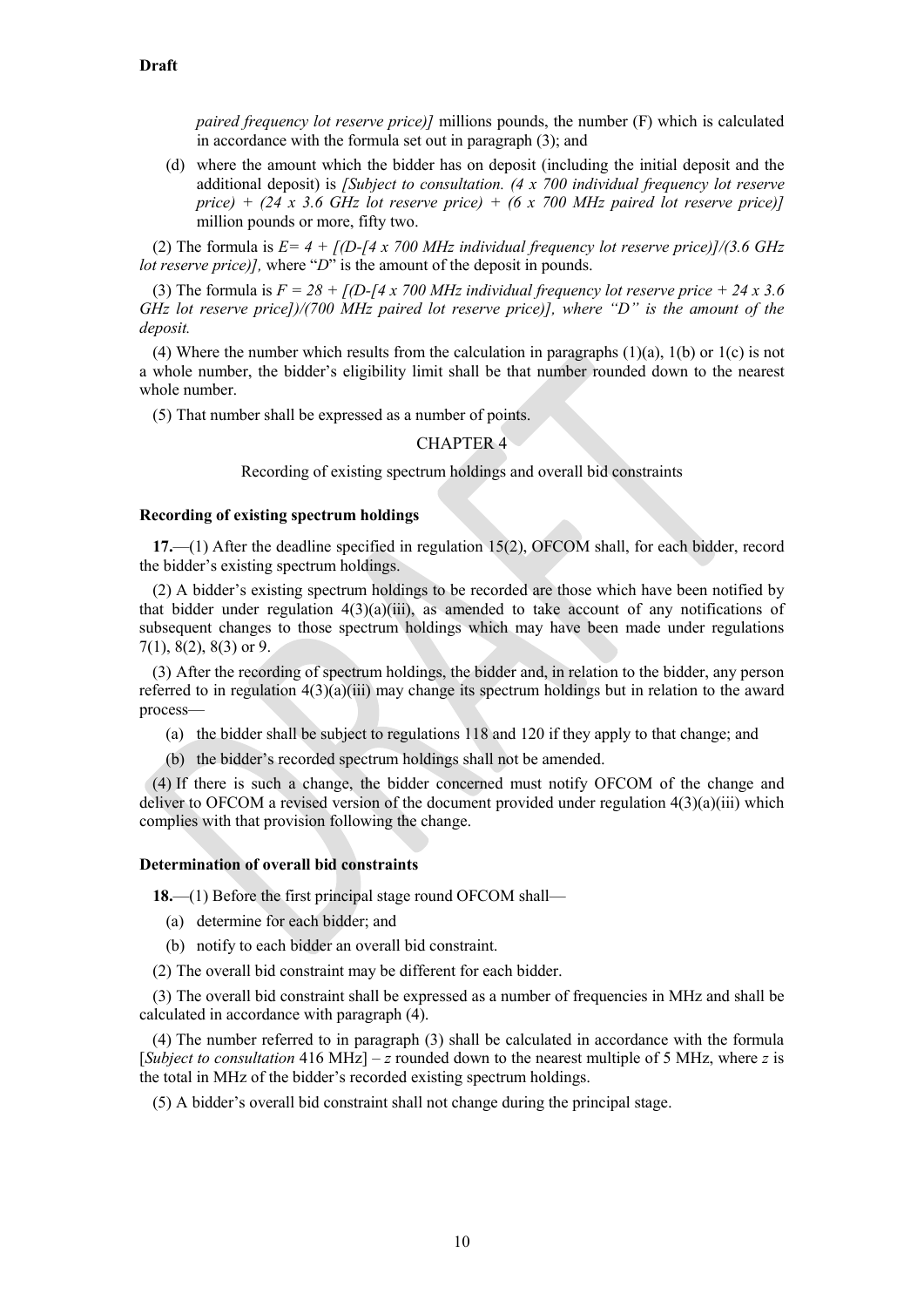*paired frequency lot reserve price)]* millions pounds, the number (F) which is calculated in accordance with the formula set out in paragraph (3); and

(d) where the amount which the bidder has on deposit (including the initial deposit and the additional deposit) is *[Subject to consultation. (4 x 700 individual frequency lot reserve price) + (24 x 3.6 GHz lot reserve price) + (6 x 700 MHz paired lot reserve price)]* million pounds or more, fifty two.

(2) The formula is *E= 4 + [(D-[4 x 700 MHz individual frequency lot reserve price)]/(3.6 GHz lot reserve price)],* where "*D*" is the amount of the deposit in pounds.

(3) The formula is *F = 28 + [(D-[4 x 700 MHz individual frequency lot reserve price + 24 x 3.6 GHz lot reserve price])/(700 MHz paired lot reserve price)], where "D" is the amount of the deposit.*

(4) Where the number which results from the calculation in paragraphs (1)(a), 1(b) or 1(c) is not a whole number, the bidder's eligibility limit shall be that number rounded down to the nearest whole number.

(5) That number shall be expressed as a number of points.

## CHAPTER 4

Recording of existing spectrum holdings and overall bid constraints

### Recording of existing spectrum holdings

**17.**—(1) After the deadline specified in regulation 15(2), OFCOM shall, for each bidder, record the bidder's existing spectrum holdings.

(2) A bidder's existing spectrum holdings to be recorded are those which have been notified by that bidder under regulation 4(3)(a)(iii), as amended to take account of any notifications of subsequent changes to those spectrum holdings which may have been made under regulations 7(1), 8(2), 8(3) or 9.

(3) After the recording of spectrum holdings, the bidder and, in relation to the bidder, any person referred to in regulation 4(3)(a)(iii) may change its spectrum holdings but in relation to the award process—

(a) the bidder shall be subject to regulations 118 and 120 if they apply to that change; and

(b) the bidder's recorded spectrum holdings shall not be amended.

(4) If there is such a change, the bidder concerned must notify OFCOM of the change and deliver to OFCOM a revised version of the document provided under regulation 4(3)(a)(iii) which complies with that provision following the change.

### Determination of overall bid constraints

**18.**—(1) Before the first principal stage round OFCOM shall—

(a) determine for each bidder; and

(b) notify to each bidder an overall bid constraint.

(2) The overall bid constraint may be different for each bidder.

(3) The overall bid constraint shall be expressed as a number of frequencies in MHz and shall be calculated in accordance with paragraph (4).

(4) The number referred to in paragraph (3) shall be calculated in accordance with the formula [*Subject to consultation* 416 MHz] – *z* rounded down to the nearest multiple of 5 MHz, where *z* is the total in MHz of the bidder's recorded existing spectrum holdings.

(5) A bidder's overall bid constraint shall not change during the principal stage.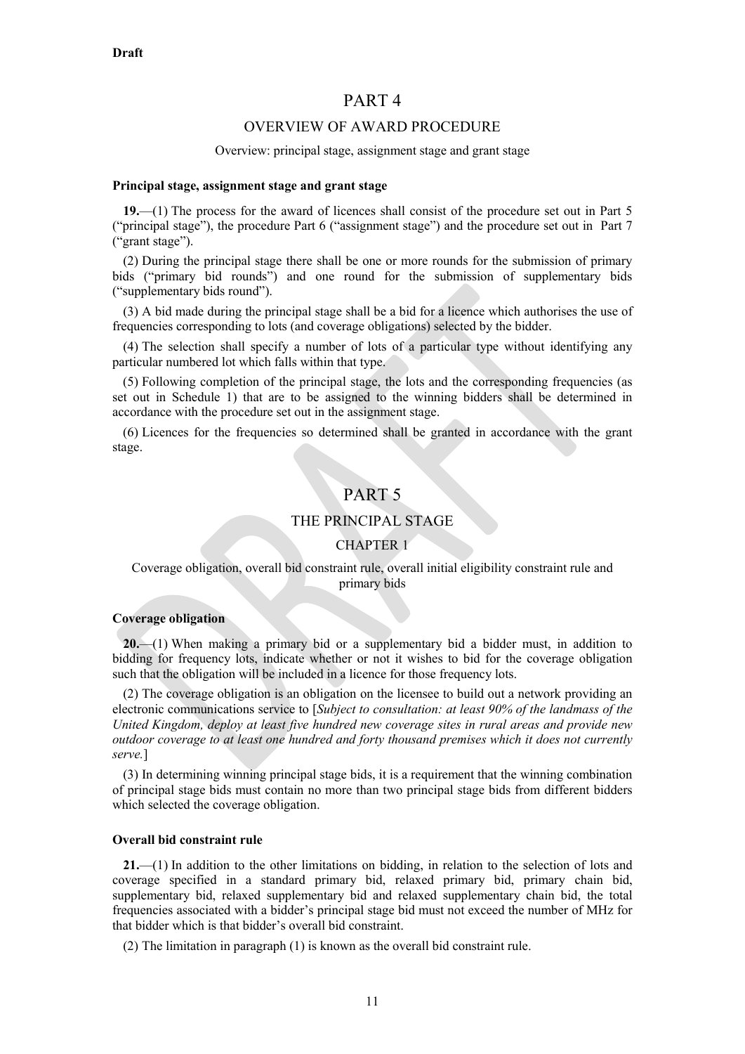**Draft**

# PART 4

## OVERVIEW OF AWARD PROCEDURE

Overview: principal stage, assignment stage and grant stage

**Principal stage, assignment stage and grant stage**

**19.**—(1) The process for the award of licences shall consist of the procedure set out in Part 5 ("principal stage"), the procedure Part 6 ("assignment stage") and the procedure set out in Part 7 ("grant stage").

(2) During the principal stage there shall be one or more rounds for the submission of primary bids ("primary bid rounds") and one round for the submission of supplementary bids ("supplementary bids round").

(3) A bid made during the principal stage shall be a bid for a licence which authorises the use of frequencies corresponding to lots (and coverage obligations) selected by the bidder.

(4) The selection shall specify a number of lots of a particular type without identifying any particular numbered lot which falls within that type.

(5) Following completion of the principal stage, the lots and the corresponding frequencies (as set out in Schedule 1) that are to be assigned to the winning bidders shall be determined in accordance with the procedure set out in the assignment stage.

(6) Licences for the frequencies so determined shall be granted in accordance with the grant stage.

# PART 5

## THE PRINCIPAL STAGE

### CHAPTER 1

Coverage obligation, overall bid constraint rule, overall initial eligibility constraint rule and primary bids

**Coverage obligation**

**20.**—(1) When making a primary bid or a supplementary bid a bidder must, in addition to bidding for frequency lots, indicate whether or not it wishes to bid for the coverage obligation such that the obligation will be included in a licence for those frequency lots.

(2) The coverage obligation is an obligation on the licensee to build out a network providing an electronic communications service to [*Subject to consultation: at least 90% of the landmass of the United Kingdom, deploy at least five hundred new coverage sites in rural areas and provide new outdoor coverage to at least one hundred and forty thousand premises which it does not currently serve.*]

(3) In determining winning principal stage bids, it is a requirement that the winning combination of principal stage bids must contain no more than two principal stage bids from different bidders which selected the coverage obligation.

**Overall bid constraint rule**

**21.**—(1) In addition to the other limitations on bidding, in relation to the selection of lots and coverage specified in a standard primary bid, relaxed primary bid, primary chain bid, supplementary bid, relaxed supplementary bid and relaxed supplementary chain bid, the total frequencies associated with a bidder's principal stage bid must not exceed the number of MHz for that bidder which is that bidder's overall bid constraint.

(2) The limitation in paragraph (1) is known as the overall bid constraint rule.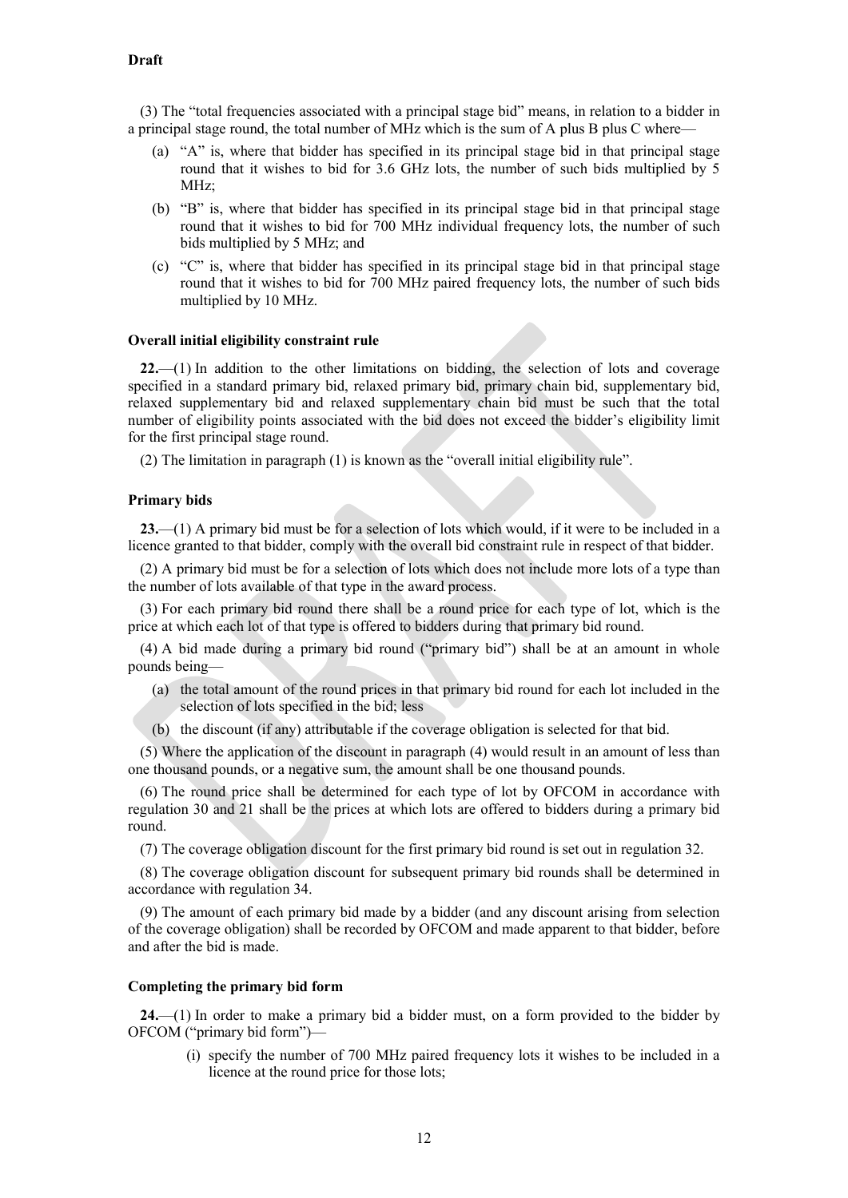**Draft**

(3) The "total frequencies associated with a principal stage bid" means, in relation to a bidder in a principal stage round, the total number of MHz which is the sum of A plus B plus C where—

(a) "A" is, where that bidder has specified in its principal stage bid in that principal stage round that it wishes to bid for 3.6 GHz lots, the number of such bids multiplied by 5 MHz;

(b) "B" is, where that bidder has specified in its principal stage bid in that principal stage round that it wishes to bid for 700 MHz individual frequency lots, the number of such bids multiplied by 5 MHz; and

(c) "C" is, where that bidder has specified in its principal stage bid in that principal stage round that it wishes to bid for 700 MHz paired frequency lots, the number of such bids multiplied by 10 MHz.

**Overall initial eligibility constraint rule**

**22.**—(1) In addition to the other limitations on bidding, the selection of lots and coverage specified in a standard primary bid, relaxed primary bid, primary chain bid, supplementary bid, relaxed supplementary bid and relaxed supplementary chain bid must be such that the total number of eligibility points associated with the bid does not exceed the bidder's eligibility limit for the first principal stage round.

(2) The limitation in paragraph (1) is known as the "overall initial eligibility rule".

**Primary bids**

**23.**—(1) A primary bid must be for a selection of lots which would, if it were to be included in a licence granted to that bidder, comply with the overall bid constraint rule in respect of that bidder.

(2) A primary bid must be for a selection of lots which does not include more lots of a type than the number of lots available of that type in the award process.

(3) For each primary bid round there shall be a round price for each type of lot, which is the price at which each lot of that type is offered to bidders during that primary bid round.

(4) A bid made during a primary bid round ("primary bid") shall be at an amount in whole pounds being—

(a) the total amount of the round prices in that primary bid round for each lot included in the selection of lots specified in the bid; less

(b) the discount (if any) attributable if the coverage obligation is selected for that bid.

(5) Where the application of the discount in paragraph (4) would result in an amount of less than one thousand pounds, or a negative sum, the amount shall be one thousand pounds.

(6) The round price shall be determined for each type of lot by OFCOM in accordance with regulation 30 and 21 shall be the prices at which lots are offered to bidders during a primary bid round.

(7) The coverage obligation discount for the first primary bid round is set out in regulation 32.

(8) The coverage obligation discount for subsequent primary bid rounds shall be determined in accordance with regulation 34.

(9) The amount of each primary bid made by a bidder (and any discount arising from selection of the coverage obligation) shall be recorded by OFCOM and made apparent to that bidder, before and after the bid is made.

**Completing the primary bid form**

**24.**—(1) In order to make a primary bid a bidder must, on a form provided to the bidder by OFCOM ("primary bid form")—

(i) specify the number of 700 MHz paired frequency lots it wishes to be included in a licence at the round price for those lots;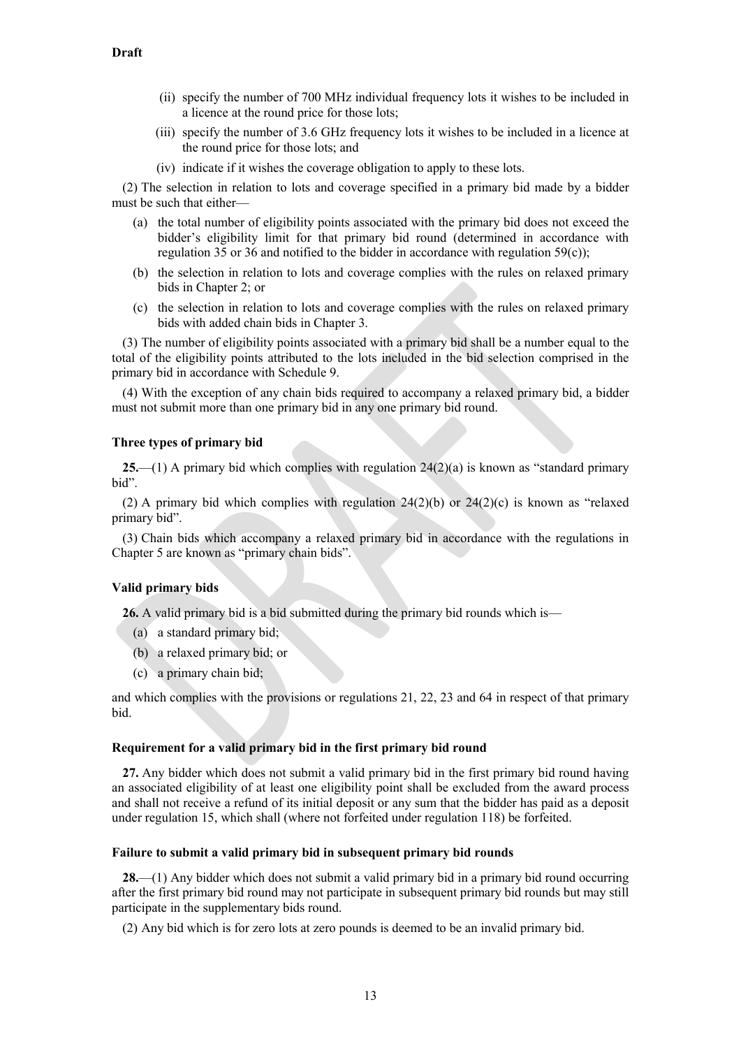(ii) specify the number of 700 MHz individual frequency lots it wishes to be included in a licence at the round price for those lots;

(iii) specify the number of 3.6 GHz frequency lots it wishes to be included in a licence at the round price for those lots; and

(iv) indicate if it wishes the coverage obligation to apply to these lots.

(2) The selection in relation to lots and coverage specified in a primary bid made by a bidder must be such that either—

(a) the total number of eligibility points associated with the primary bid does not exceed the bidder's eligibility limit for that primary bid round (determined in accordance with regulation 35 or 36 and notified to the bidder in accordance with regulation 59(c));

(b) the selection in relation to lots and coverage complies with the rules on relaxed primary bids in Chapter 2; or

(c) the selection in relation to lots and coverage complies with the rules on relaxed primary bids with added chain bids in Chapter 3.

(3) The number of eligibility points associated with a primary bid shall be a number equal to the total of the eligibility points attributed to the lots included in the bid selection comprised in the primary bid in accordance with Schedule 9.

(4) With the exception of any chain bids required to accompany a relaxed primary bid, a bidder must not submit more than one primary bid in any one primary bid round.

**Three types of primary bid**

**25.**—(1) A primary bid which complies with regulation 24(2)(a) is known as "standard primary bid".

(2) A primary bid which complies with regulation 24(2)(b) or 24(2)(c) is known as "relaxed primary bid".

(3) Chain bids which accompany a relaxed primary bid in accordance with the regulations in Chapter 5 are known as "primary chain bids".

**Valid primary bids**

**26.** A valid primary bid is a bid submitted during the primary bid rounds which is—

(a) a standard primary bid;

(b) a relaxed primary bid; or

(c) a primary chain bid;

and which complies with the provisions or regulations 21, 22, 23 and 64 in respect of that primary bid.

**Requirement for a valid primary bid in the first primary bid round**

**27.** Any bidder which does not submit a valid primary bid in the first primary bid round having an associated eligibility of at least one eligibility point shall be excluded from the award process and shall not receive a refund of its initial deposit or any sum that the bidder has paid as a deposit under regulation 15, which shall (where not forfeited under regulation 118) be forfeited.

**Failure to submit a valid primary bid in subsequent primary bid rounds**

**28.**—(1) Any bidder which does not submit a valid primary bid in a primary bid round occurring after the first primary bid round may not participate in subsequent primary bid rounds but may still participate in the supplementary bids round.

(2) Any bid which is for zero lots at zero pounds is deemed to be an invalid primary bid.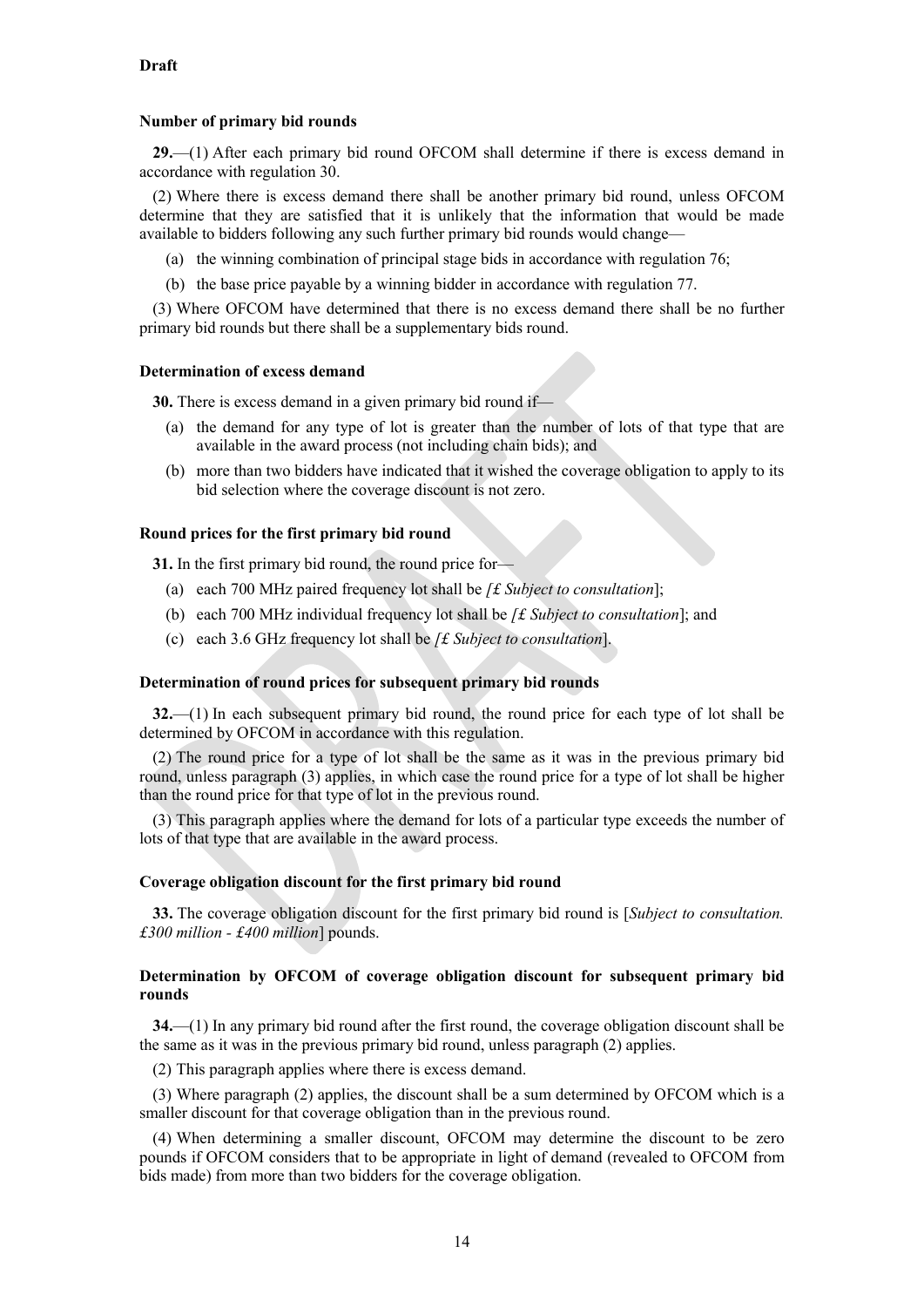**Draft**

**Number of primary bid rounds**

**29.**—(1) After each primary bid round OFCOM shall determine if there is excess demand in accordance with regulation 30.

(2) Where there is excess demand there shall be another primary bid round, unless OFCOM determine that they are satisfied that it is unlikely that the information that would be made available to bidders following any such further primary bid rounds would change—

(a) the winning combination of principal stage bids in accordance with regulation 76;

(b) the base price payable by a winning bidder in accordance with regulation 77.

(3) Where OFCOM have determined that there is no excess demand there shall be no further primary bid rounds but there shall be a supplementary bids round.

**Determination of excess demand**

**30.** There is excess demand in a given primary bid round if—

(a) the demand for any type of lot is greater than the number of lots of that type that are available in the award process (not including chain bids); and

(b) more than two bidders have indicated that it wished the coverage obligation to apply to its bid selection where the coverage discount is not zero.

**Round prices for the first primary bid round**

**31.** In the first primary bid round, the round price for—

(a) each 700 MHz paired frequency lot shall be *[£ Subject to consultation*];

(b) each 700 MHz individual frequency lot shall be *[£ Subject to consultation*]; and

(c) each 3.6 GHz frequency lot shall be *[£ Subject to consultation*].

**Determination of round prices for subsequent primary bid rounds**

**32.**—(1) In each subsequent primary bid round, the round price for each type of lot shall be determined by OFCOM in accordance with this regulation.

(2) The round price for a type of lot shall be the same as it was in the previous primary bid round, unless paragraph (3) applies, in which case the round price for a type of lot shall be higher than the round price for that type of lot in the previous round.

(3) This paragraph applies where the demand for lots of a particular type exceeds the number of lots of that type that are available in the award process.

**Coverage obligation discount for the first primary bid round**

**33.** The coverage obligation discount for the first primary bid round is [*Subject to consultation. £300 million - £400 million*] pounds.

**Determination by OFCOM of coverage obligation discount for subsequent primary bid rounds**

**34.**—(1) In any primary bid round after the first round, the coverage obligation discount shall be the same as it was in the previous primary bid round, unless paragraph (2) applies.

(2) This paragraph applies where there is excess demand.

(3) Where paragraph (2) applies, the discount shall be a sum determined by OFCOM which is a smaller discount for that coverage obligation than in the previous round.

(4) When determining a smaller discount, OFCOM may determine the discount to be zero pounds if OFCOM considers that to be appropriate in light of demand (revealed to OFCOM from bids made) from more than two bidders for the coverage obligation.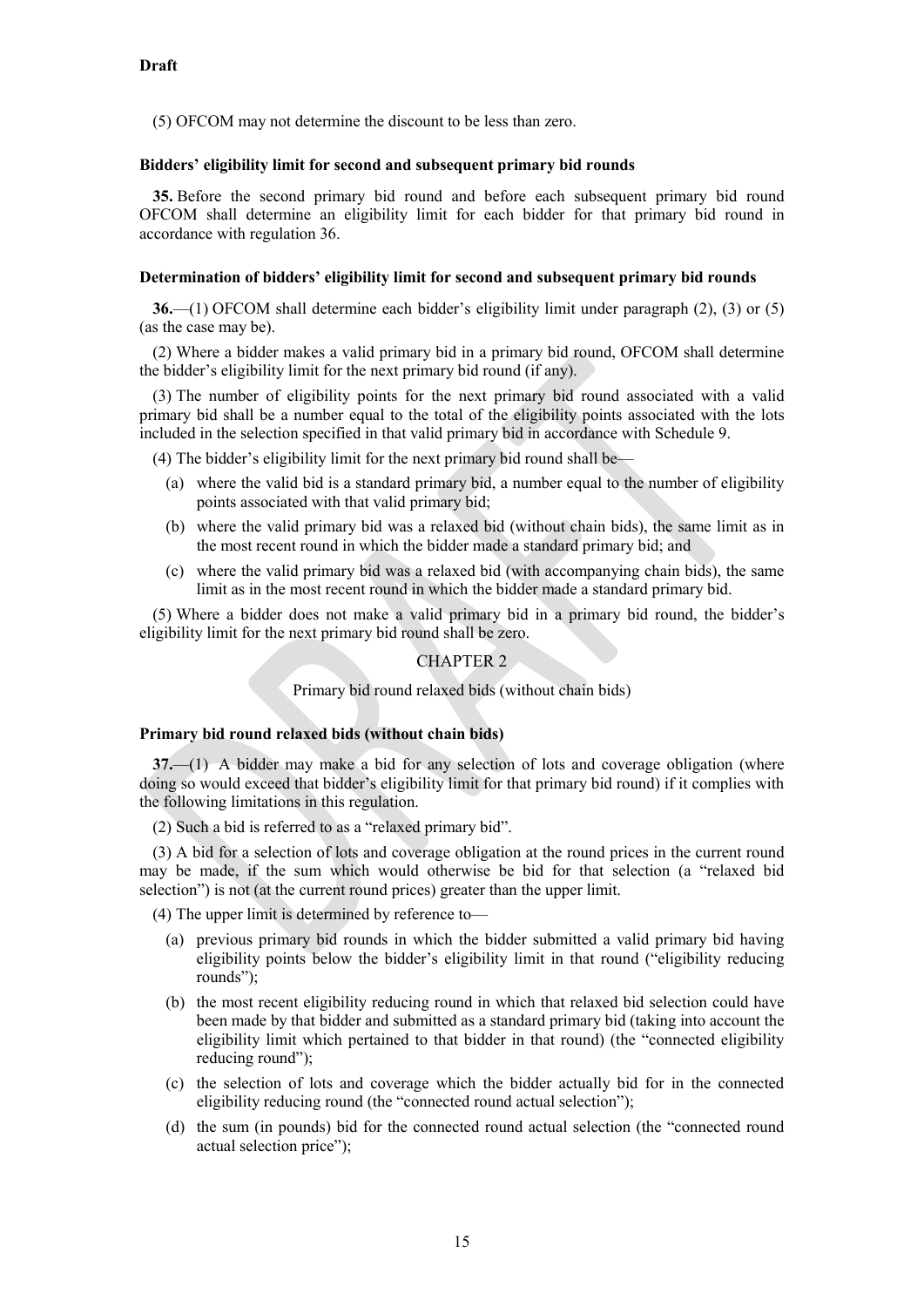(5) OFCOM may not determine the discount to be less than zero.

**Bidders' eligibility limit for second and subsequent primary bid rounds**

**35.** Before the second primary bid round and before each subsequent primary bid round OFCOM shall determine an eligibility limit for each bidder for that primary bid round in accordance with regulation 36.

**Determination of bidders' eligibility limit for second and subsequent primary bid rounds**

**36.**—(1) OFCOM shall determine each bidder's eligibility limit under paragraph (2), (3) or (5) (as the case may be).

(2) Where a bidder makes a valid primary bid in a primary bid round, OFCOM shall determine the bidder's eligibility limit for the next primary bid round (if any).

(3) The number of eligibility points for the next primary bid round associated with a valid primary bid shall be a number equal to the total of the eligibility points associated with the lots included in the selection specified in that valid primary bid in accordance with Schedule 9.

(4) The bidder's eligibility limit for the next primary bid round shall be—

- (a) where the valid bid is a standard primary bid, a number equal to the number of eligibility points associated with that valid primary bid;
- (b) where the valid primary bid was a relaxed bid (without chain bids), the same limit as in the most recent round in which the bidder made a standard primary bid; and
- (c) where the valid primary bid was a relaxed bid (with accompanying chain bids), the same limit as in the most recent round in which the bidder made a standard primary bid.

(5) Where a bidder does not make a valid primary bid in a primary bid round, the bidder's eligibility limit for the next primary bid round shall be zero.

## CHAPTER 2

Primary bid round relaxed bids (without chain bids)

**Primary bid round relaxed bids (without chain bids)**

**37.**—(1) A bidder may make a bid for any selection of lots and coverage obligation (where doing so would exceed that bidder's eligibility limit for that primary bid round) if it complies with the following limitations in this regulation.

(2) Such a bid is referred to as a "relaxed primary bid".

(3) A bid for a selection of lots and coverage obligation at the round prices in the current round may be made, if the sum which would otherwise be bid for that selection (a "relaxed bid selection") is not (at the current round prices) greater than the upper limit.

(4) The upper limit is determined by reference to—

- (a) previous primary bid rounds in which the bidder submitted a valid primary bid having eligibility points below the bidder's eligibility limit in that round ("eligibility reducing rounds");
- (b) the most recent eligibility reducing round in which that relaxed bid selection could have been made by that bidder and submitted as a standard primary bid (taking into account the eligibility limit which pertained to that bidder in that round) (the "connected eligibility reducing round");
- (c) the selection of lots and coverage which the bidder actually bid for in the connected eligibility reducing round (the "connected round actual selection");
- (d) the sum (in pounds) bid for the connected round actual selection (the "connected round actual selection price");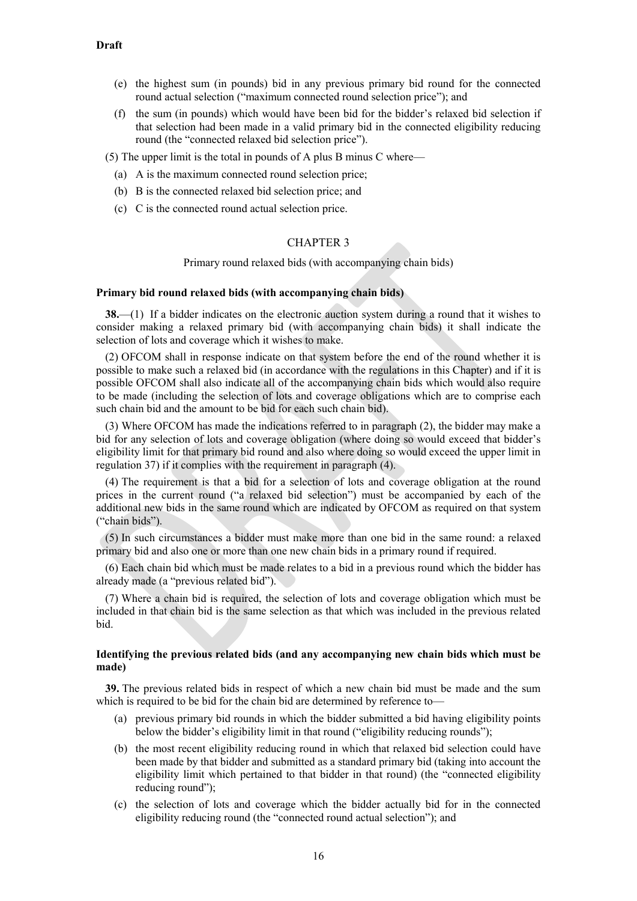(e) the highest sum (in pounds) bid in any previous primary bid round for the connected round actual selection ("maximum connected round selection price"); and

(f) the sum (in pounds) which would have been bid for the bidder's relaxed bid selection if that selection had been made in a valid primary bid in the connected eligibility reducing round (the "connected relaxed bid selection price").

(5) The upper limit is the total in pounds of A plus B minus C where—

(a) A is the maximum connected round selection price;

(b) B is the connected relaxed bid selection price; and

(c) C is the connected round actual selection price.

## CHAPTER 3

Primary round relaxed bids (with accompanying chain bids)

### Primary bid round relaxed bids (with accompanying chain bids)

**38.**—(1) If a bidder indicates on the electronic auction system during a round that it wishes to consider making a relaxed primary bid (with accompanying chain bids) it shall indicate the selection of lots and coverage which it wishes to make.

(2) OFCOM shall in response indicate on that system before the end of the round whether it is possible to make such a relaxed bid (in accordance with the regulations in this Chapter) and if it is possible OFCOM shall also indicate all of the accompanying chain bids which would also require to be made (including the selection of lots and coverage obligations which are to comprise each such chain bid and the amount to be bid for each such chain bid).

(3) Where OFCOM has made the indications referred to in paragraph (2), the bidder may make a bid for any selection of lots and coverage obligation (where doing so would exceed that bidder's eligibility limit for that primary bid round and also where doing so would exceed the upper limit in regulation 37) if it complies with the requirement in paragraph (4).

(4) The requirement is that a bid for a selection of lots and coverage obligation at the round prices in the current round ("a relaxed bid selection") must be accompanied by each of the additional new bids in the same round which are indicated by OFCOM as required on that system ("chain bids").

(5) In such circumstances a bidder must make more than one bid in the same round: a relaxed primary bid and also one or more than one new chain bids in a primary round if required.

(6) Each chain bid which must be made relates to a bid in a previous round which the bidder has already made (a "previous related bid").

(7) Where a chain bid is required, the selection of lots and coverage obligation which must be included in that chain bid is the same selection as that which was included in the previous related bid.

### Identifying the previous related bids (and any accompanying new chain bids which must be made)

**39.** The previous related bids in respect of which a new chain bid must be made and the sum which is required to be bid for the chain bid are determined by reference to—

(a) previous primary bid rounds in which the bidder submitted a bid having eligibility points below the bidder's eligibility limit in that round ("eligibility reducing rounds");

(b) the most recent eligibility reducing round in which that relaxed bid selection could have been made by that bidder and submitted as a standard primary bid (taking into account the eligibility limit which pertained to that bidder in that round) (the "connected eligibility reducing round");

(c) the selection of lots and coverage which the bidder actually bid for in the connected eligibility reducing round (the "connected round actual selection"); and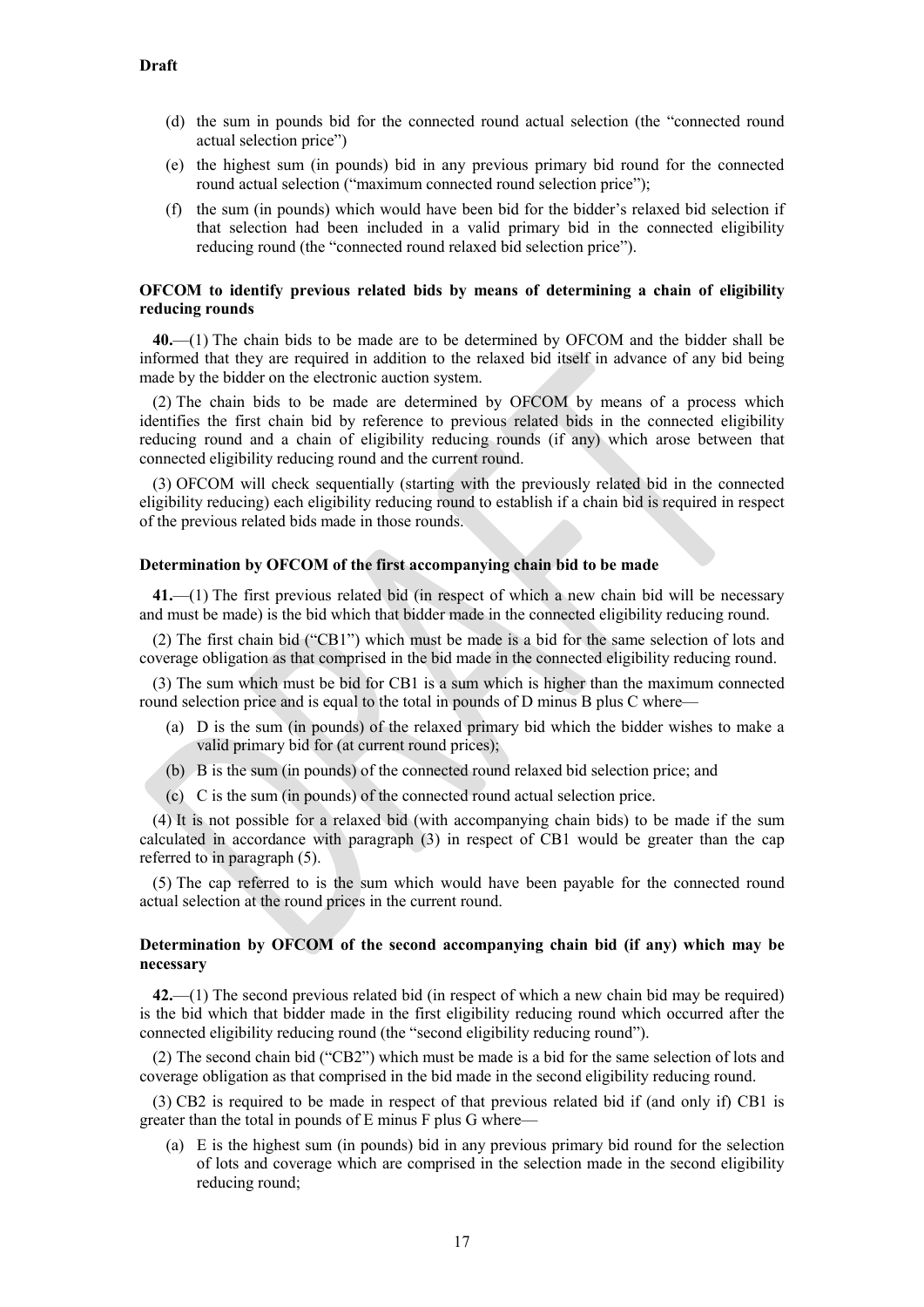**Draft**

(d) the sum in pounds bid for the connected round actual selection (the "connected round actual selection price")

(e) the highest sum (in pounds) bid in any previous primary bid round for the connected round actual selection ("maximum connected round selection price");

(f) the sum (in pounds) which would have been bid for the bidder's relaxed bid selection if that selection had been included in a valid primary bid in the connected eligibility reducing round (the "connected round relaxed bid selection price").

**OFCOM to identify previous related bids by means of determining a chain of eligibility reducing rounds**

**40.**—(1) The chain bids to be made are to be determined by OFCOM and the bidder shall be informed that they are required in addition to the relaxed bid itself in advance of any bid being made by the bidder on the electronic auction system.

(2) The chain bids to be made are determined by OFCOM by means of a process which identifies the first chain bid by reference to previous related bids in the connected eligibility reducing round and a chain of eligibility reducing rounds (if any) which arose between that connected eligibility reducing round and the current round.

(3) OFCOM will check sequentially (starting with the previously related bid in the connected eligibility reducing) each eligibility reducing round to establish if a chain bid is required in respect of the previous related bids made in those rounds.

**Determination by OFCOM of the first accompanying chain bid to be made**

**41.**—(1) The first previous related bid (in respect of which a new chain bid will be necessary and must be made) is the bid which that bidder made in the connected eligibility reducing round.

(2) The first chain bid ("CB1") which must be made is a bid for the same selection of lots and coverage obligation as that comprised in the bid made in the connected eligibility reducing round.

(3) The sum which must be bid for CB1 is a sum which is higher than the maximum connected round selection price and is equal to the total in pounds of D minus B plus C where—

(a) D is the sum (in pounds) of the relaxed primary bid which the bidder wishes to make a valid primary bid for (at current round prices);

(b) B is the sum (in pounds) of the connected round relaxed bid selection price; and

(c) C is the sum (in pounds) of the connected round actual selection price.

(4) It is not possible for a relaxed bid (with accompanying chain bids) to be made if the sum calculated in accordance with paragraph (3) in respect of CB1 would be greater than the cap referred to in paragraph (5).

(5) The cap referred to is the sum which would have been payable for the connected round actual selection at the round prices in the current round.

**Determination by OFCOM of the second accompanying chain bid (if any) which may be necessary**

**42.**—(1) The second previous related bid (in respect of which a new chain bid may be required) is the bid which that bidder made in the first eligibility reducing round which occurred after the connected eligibility reducing round (the "second eligibility reducing round").

(2) The second chain bid ("CB2") which must be made is a bid for the same selection of lots and coverage obligation as that comprised in the bid made in the second eligibility reducing round.

(3) CB2 is required to be made in respect of that previous related bid if (and only if) CB1 is greater than the total in pounds of E minus F plus G where—

(a) E is the highest sum (in pounds) bid in any previous primary bid round for the selection of lots and coverage which are comprised in the selection made in the second eligibility reducing round;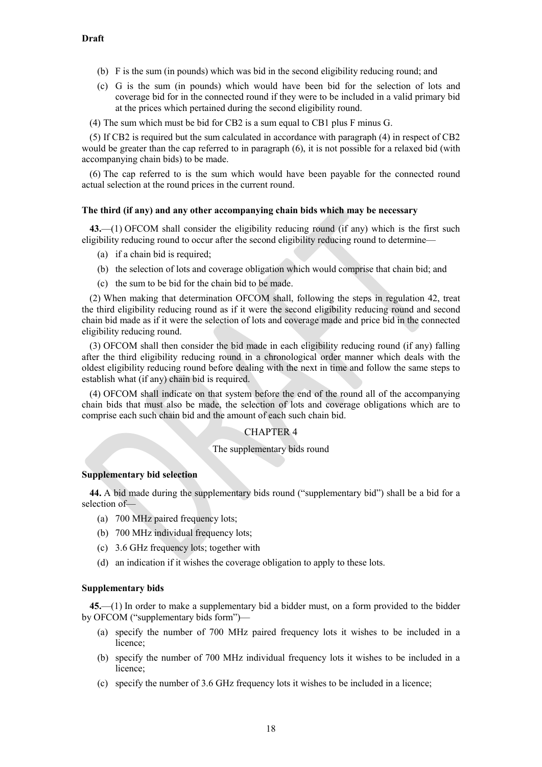**Draft**

(b) F is the sum (in pounds) which was bid in the second eligibility reducing round; and

(c) G is the sum (in pounds) which would have been bid for the selection of lots and coverage bid for in the connected round if they were to be included in a valid primary bid at the prices which pertained during the second eligibility round.

(4) The sum which must be bid for CB2 is a sum equal to CB1 plus F minus G.

(5) If CB2 is required but the sum calculated in accordance with paragraph (4) in respect of CB2 would be greater than the cap referred to in paragraph (6), it is not possible for a relaxed bid (with accompanying chain bids) to be made.

(6) The cap referred to is the sum which would have been payable for the connected round actual selection at the round prices in the current round.

**The third (if any) and any other accompanying chain bids which may be necessary**

**43.**—(1) OFCOM shall consider the eligibility reducing round (if any) which is the first such eligibility reducing round to occur after the second eligibility reducing round to determine—

(a) if a chain bid is required;

(b) the selection of lots and coverage obligation which would comprise that chain bid; and

(c) the sum to be bid for the chain bid to be made.

(2) When making that determination OFCOM shall, following the steps in regulation 42, treat the third eligibility reducing round as if it were the second eligibility reducing round and second chain bid made as if it were the selection of lots and coverage made and price bid in the connected eligibility reducing round.

(3) OFCOM shall then consider the bid made in each eligibility reducing round (if any) falling after the third eligibility reducing round in a chronological order manner which deals with the oldest eligibility reducing round before dealing with the next in time and follow the same steps to establish what (if any) chain bid is required.

(4) OFCOM shall indicate on that system before the end of the round all of the accompanying chain bids that must also be made, the selection of lots and coverage obligations which are to comprise each such chain bid and the amount of each such chain bid.

## CHAPTER 4

### The supplementary bids round

**Supplementary bid selection**

**44.** A bid made during the supplementary bids round ("supplementary bid") shall be a bid for a selection of—

(a) 700 MHz paired frequency lots;

(b) 700 MHz individual frequency lots;

(c) 3.6 GHz frequency lots; together with

(d) an indication if it wishes the coverage obligation to apply to these lots.

**Supplementary bids**

**45.**—(1) In order to make a supplementary bid a bidder must, on a form provided to the bidder by OFCOM ("supplementary bids form")—

(a) specify the number of 700 MHz paired frequency lots it wishes to be included in a licence;

(b) specify the number of 700 MHz individual frequency lots it wishes to be included in a licence;

(c) specify the number of 3.6 GHz frequency lots it wishes to be included in a licence;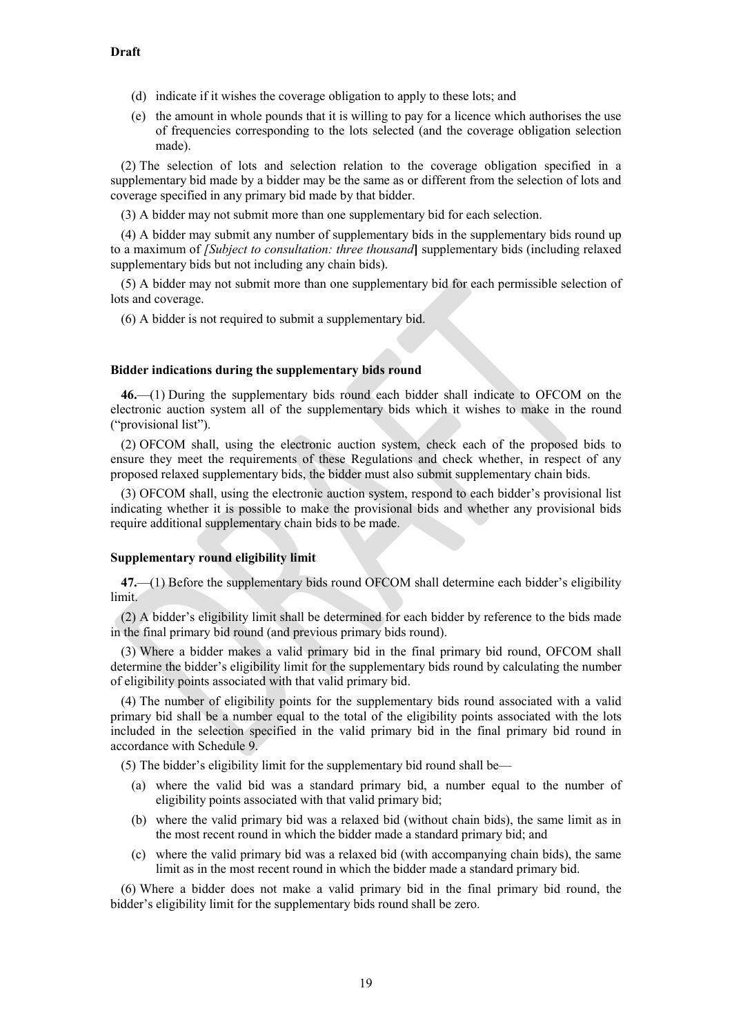**Draft**

(d) indicate if it wishes the coverage obligation to apply to these lots; and

(e) the amount in whole pounds that it is willing to pay for a licence which authorises the use of frequencies corresponding to the lots selected (and the coverage obligation selection made).

(2) The selection of lots and selection relation to the coverage obligation specified in a supplementary bid made by a bidder may be the same as or different from the selection of lots and coverage specified in any primary bid made by that bidder.

(3) A bidder may not submit more than one supplementary bid for each selection.

(4) A bidder may submit any number of supplementary bids in the supplementary bids round up to a maximum of *[Subject to consultation: three thousand*] supplementary bids (including relaxed supplementary bids but not including any chain bids).

(5) A bidder may not submit more than one supplementary bid for each permissible selection of lots and coverage.

(6) A bidder is not required to submit a supplementary bid.

**Bidder indications during the supplementary bids round**

**46.**—(1) During the supplementary bids round each bidder shall indicate to OFCOM on the electronic auction system all of the supplementary bids which it wishes to make in the round ("provisional list").

(2) OFCOM shall, using the electronic auction system, check each of the proposed bids to ensure they meet the requirements of these Regulations and check whether, in respect of any proposed relaxed supplementary bids, the bidder must also submit supplementary chain bids.

(3) OFCOM shall, using the electronic auction system, respond to each bidder's provisional list indicating whether it is possible to make the provisional bids and whether any provisional bids require additional supplementary chain bids to be made.

**Supplementary round eligibility limit**

**47.**—(1) Before the supplementary bids round OFCOM shall determine each bidder's eligibility limit.

(2) A bidder's eligibility limit shall be determined for each bidder by reference to the bids made in the final primary bid round (and previous primary bids round).

(3) Where a bidder makes a valid primary bid in the final primary bid round, OFCOM shall determine the bidder's eligibility limit for the supplementary bids round by calculating the number of eligibility points associated with that valid primary bid.

(4) The number of eligibility points for the supplementary bids round associated with a valid primary bid shall be a number equal to the total of the eligibility points associated with the lots included in the selection specified in the valid primary bid in the final primary bid round in accordance with Schedule 9.

(5) The bidder's eligibility limit for the supplementary bid round shall be—

(a) where the valid bid was a standard primary bid, a number equal to the number of eligibility points associated with that valid primary bid;

(b) where the valid primary bid was a relaxed bid (without chain bids), the same limit as in the most recent round in which the bidder made a standard primary bid; and

(c) where the valid primary bid was a relaxed bid (with accompanying chain bids), the same limit as in the most recent round in which the bidder made a standard primary bid.

(6) Where a bidder does not make a valid primary bid in the final primary bid round, the bidder's eligibility limit for the supplementary bids round shall be zero.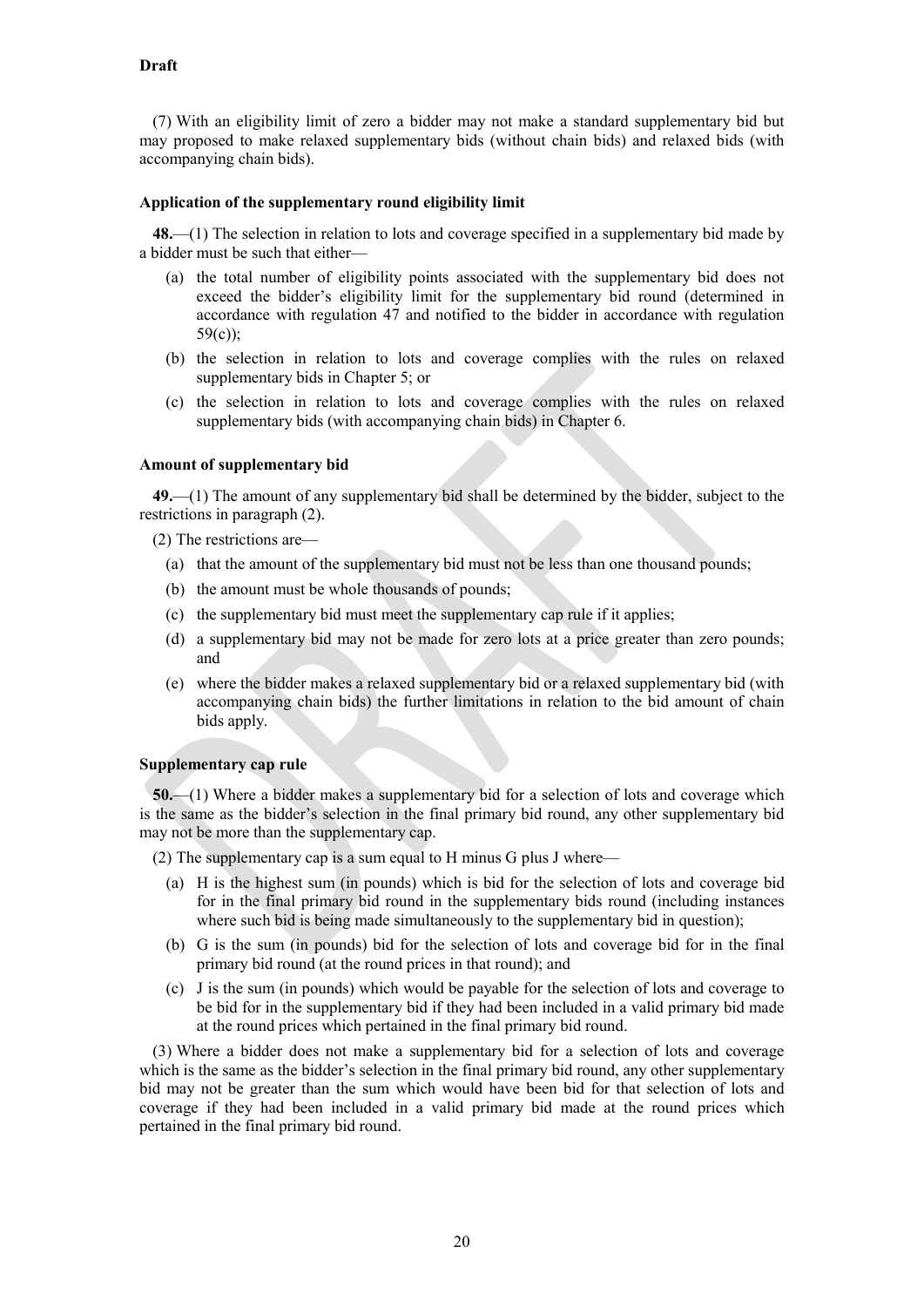**Draft**

(7) With an eligibility limit of zero a bidder may not make a standard supplementary bid but may proposed to make relaxed supplementary bids (without chain bids) and relaxed bids (with accompanying chain bids).

**Application of the supplementary round eligibility limit**

**48.**—(1) The selection in relation to lots and coverage specified in a supplementary bid made by a bidder must be such that either—

- (a) the total number of eligibility points associated with the supplementary bid does not exceed the bidder's eligibility limit for the supplementary bid round (determined in accordance with regulation 47 and notified to the bidder in accordance with regulation 59(c));
- (b) the selection in relation to lots and coverage complies with the rules on relaxed supplementary bids in Chapter 5; or
- (c) the selection in relation to lots and coverage complies with the rules on relaxed supplementary bids (with accompanying chain bids) in Chapter 6.

**Amount of supplementary bid**

**49.**—(1) The amount of any supplementary bid shall be determined by the bidder, subject to the restrictions in paragraph (2).

(2) The restrictions are—

- (a) that the amount of the supplementary bid must not be less than one thousand pounds;
- (b) the amount must be whole thousands of pounds;
- (c) the supplementary bid must meet the supplementary cap rule if it applies;
- (d) a supplementary bid may not be made for zero lots at a price greater than zero pounds; and
- (e) where the bidder makes a relaxed supplementary bid or a relaxed supplementary bid (with accompanying chain bids) the further limitations in relation to the bid amount of chain bids apply.

**Supplementary cap rule**

**50.**—(1) Where a bidder makes a supplementary bid for a selection of lots and coverage which is the same as the bidder's selection in the final primary bid round, any other supplementary bid may not be more than the supplementary cap.

(2) The supplementary cap is a sum equal to H minus G plus J where—

- (a) H is the highest sum (in pounds) which is bid for the selection of lots and coverage bid for in the final primary bid round in the supplementary bids round (including instances where such bid is being made simultaneously to the supplementary bid in question);
- (b) G is the sum (in pounds) bid for the selection of lots and coverage bid for in the final primary bid round (at the round prices in that round); and
- (c) J is the sum (in pounds) which would be payable for the selection of lots and coverage to be bid for in the supplementary bid if they had been included in a valid primary bid made at the round prices which pertained in the final primary bid round.

(3) Where a bidder does not make a supplementary bid for a selection of lots and coverage which is the same as the bidder's selection in the final primary bid round, any other supplementary bid may not be greater than the sum which would have been bid for that selection of lots and coverage if they had been included in a valid primary bid made at the round prices which pertained in the final primary bid round.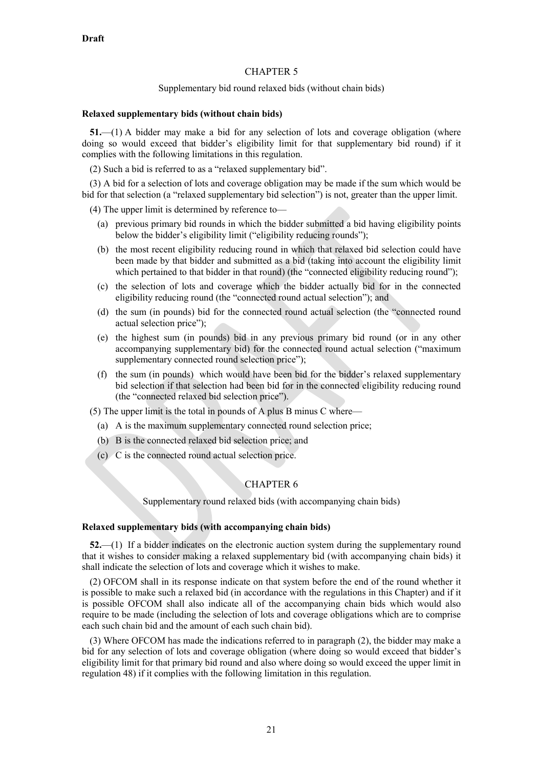**Draft**

CHAPTER 5

Supplementary bid round relaxed bids (without chain bids)

**Relaxed supplementary bids (without chain bids)**

**51.**—(1) A bidder may make a bid for any selection of lots and coverage obligation (where doing so would exceed that bidder's eligibility limit for that supplementary bid round) if it complies with the following limitations in this regulation.

(2) Such a bid is referred to as a "relaxed supplementary bid".

(3) A bid for a selection of lots and coverage obligation may be made if the sum which would be bid for that selection (a "relaxed supplementary bid selection") is not, greater than the upper limit.

(4) The upper limit is determined by reference to—

(a) previous primary bid rounds in which the bidder submitted a bid having eligibility points below the bidder's eligibility limit ("eligibility reducing rounds");

(b) the most recent eligibility reducing round in which that relaxed bid selection could have been made by that bidder and submitted as a bid (taking into account the eligibility limit which pertained to that bidder in that round) (the "connected eligibility reducing round");

(c) the selection of lots and coverage which the bidder actually bid for in the connected eligibility reducing round (the "connected round actual selection"); and

(d) the sum (in pounds) bid for the connected round actual selection (the "connected round actual selection price");

(e) the highest sum (in pounds) bid in any previous primary bid round (or in any other accompanying supplementary bid) for the connected round actual selection ("maximum supplementary connected round selection price");

(f) the sum (in pounds) which would have been bid for the bidder's relaxed supplementary bid selection if that selection had been bid for in the connected eligibility reducing round (the "connected relaxed bid selection price").

(5) The upper limit is the total in pounds of A plus B minus C where—

(a) A is the maximum supplementary connected round selection price;

(b) B is the connected relaxed bid selection price; and

(c) C is the connected round actual selection price.

CHAPTER 6

Supplementary round relaxed bids (with accompanying chain bids)

**Relaxed supplementary bids (with accompanying chain bids)**

**52.**—(1) If a bidder indicates on the electronic auction system during the supplementary round that it wishes to consider making a relaxed supplementary bid (with accompanying chain bids) it shall indicate the selection of lots and coverage which it wishes to make.

(2) OFCOM shall in its response indicate on that system before the end of the round whether it is possible to make such a relaxed bid (in accordance with the regulations in this Chapter) and if it is possible OFCOM shall also indicate all of the accompanying chain bids which would also require to be made (including the selection of lots and coverage obligations which are to comprise each such chain bid and the amount of each such chain bid).

(3) Where OFCOM has made the indications referred to in paragraph (2), the bidder may make a bid for any selection of lots and coverage obligation (where doing so would exceed that bidder's eligibility limit for that primary bid round and also where doing so would exceed the upper limit in regulation 48) if it complies with the following limitation in this regulation.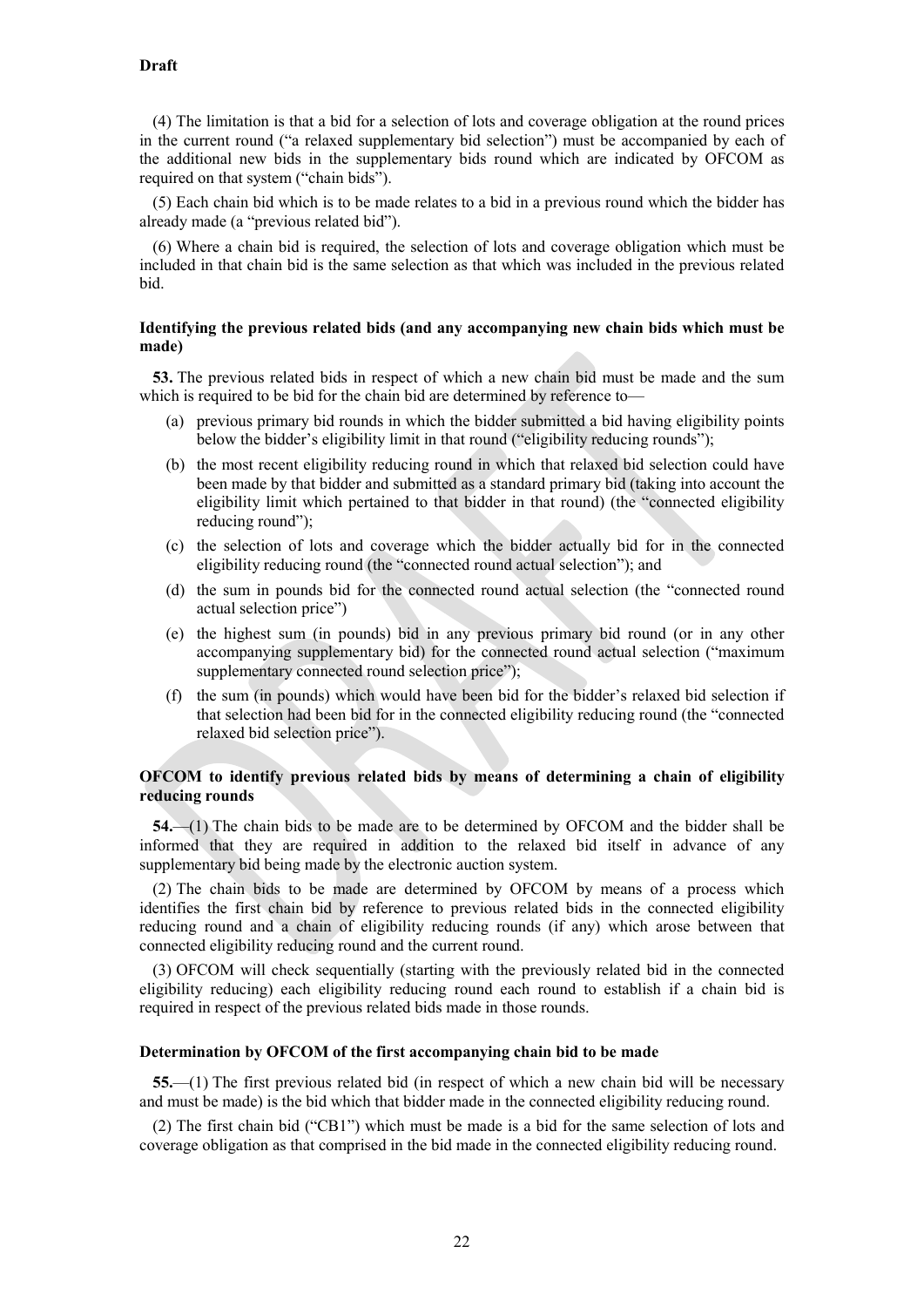**Draft**

(4) The limitation is that a bid for a selection of lots and coverage obligation at the round prices in the current round ("a relaxed supplementary bid selection") must be accompanied by each of the additional new bids in the supplementary bids round which are indicated by OFCOM as required on that system ("chain bids").

(5) Each chain bid which is to be made relates to a bid in a previous round which the bidder has already made (a "previous related bid").

(6) Where a chain bid is required, the selection of lots and coverage obligation which must be included in that chain bid is the same selection as that which was included in the previous related bid.

**Identifying the previous related bids (and any accompanying new chain bids which must be made)**

**53.** The previous related bids in respect of which a new chain bid must be made and the sum which is required to be bid for the chain bid are determined by reference to—

(a) previous primary bid rounds in which the bidder submitted a bid having eligibility points below the bidder's eligibility limit in that round ("eligibility reducing rounds");

(b) the most recent eligibility reducing round in which that relaxed bid selection could have been made by that bidder and submitted as a standard primary bid (taking into account the eligibility limit which pertained to that bidder in that round) (the "connected eligibility reducing round");

(c) the selection of lots and coverage which the bidder actually bid for in the connected eligibility reducing round (the "connected round actual selection"); and

(d) the sum in pounds bid for the connected round actual selection (the "connected round actual selection price")

(e) the highest sum (in pounds) bid in any previous primary bid round (or in any other accompanying supplementary bid) for the connected round actual selection ("maximum supplementary connected round selection price");

(f) the sum (in pounds) which would have been bid for the bidder's relaxed bid selection if that selection had been bid for in the connected eligibility reducing round (the "connected relaxed bid selection price").

**OFCOM to identify previous related bids by means of determining a chain of eligibility reducing rounds**

**54.**—(1) The chain bids to be made are to be determined by OFCOM and the bidder shall be informed that they are required in addition to the relaxed bid itself in advance of any supplementary bid being made by the electronic auction system.

(2) The chain bids to be made are determined by OFCOM by means of a process which identifies the first chain bid by reference to previous related bids in the connected eligibility reducing round and a chain of eligibility reducing rounds (if any) which arose between that connected eligibility reducing round and the current round.

(3) OFCOM will check sequentially (starting with the previously related bid in the connected eligibility reducing) each eligibility reducing round each round to establish if a chain bid is required in respect of the previous related bids made in those rounds.

**Determination by OFCOM of the first accompanying chain bid to be made**

**55.**—(1) The first previous related bid (in respect of which a new chain bid will be necessary and must be made) is the bid which that bidder made in the connected eligibility reducing round.

(2) The first chain bid ("CB1") which must be made is a bid for the same selection of lots and coverage obligation as that comprised in the bid made in the connected eligibility reducing round.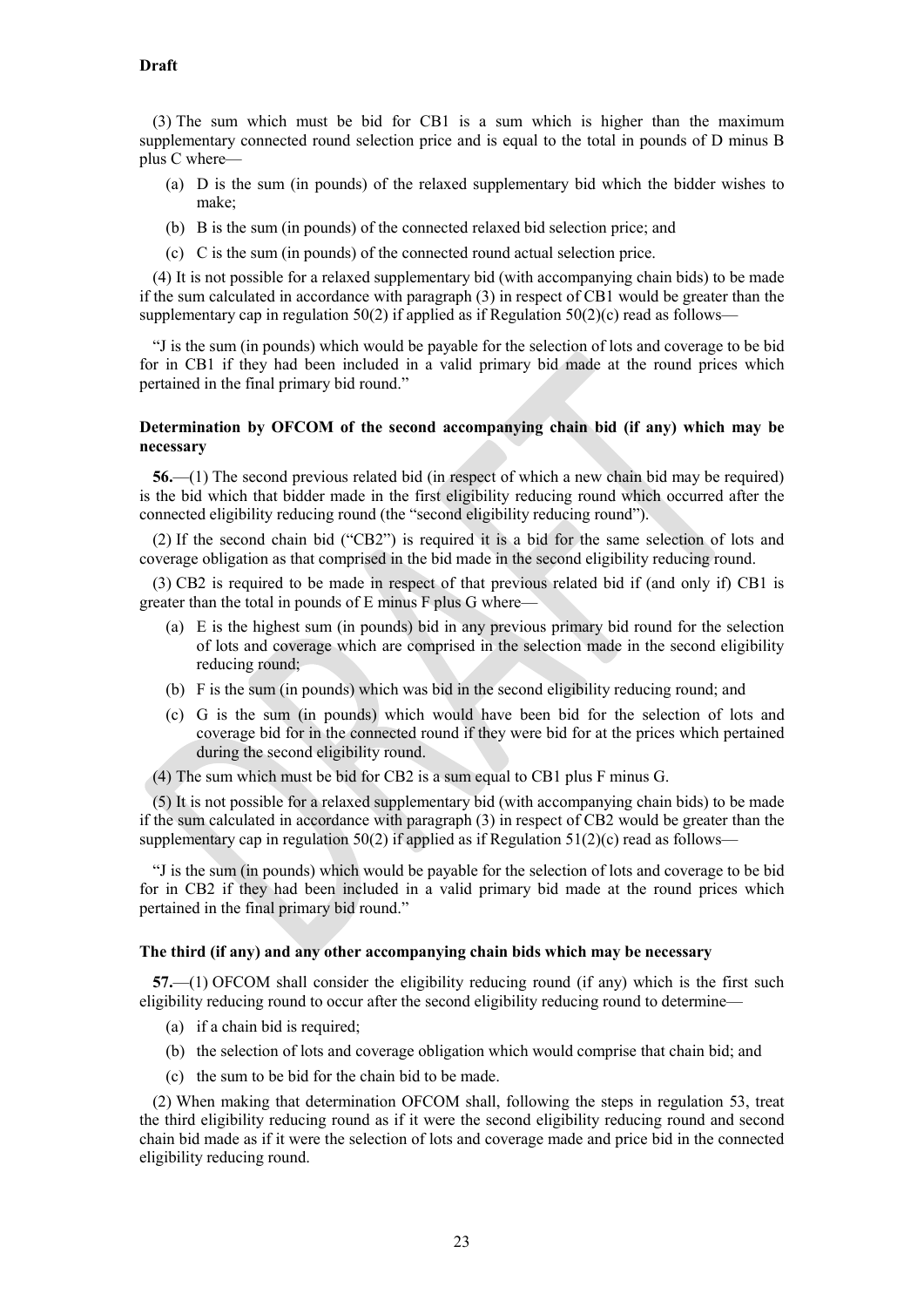**Draft**

(3) The sum which must be bid for CB1 is a sum which is higher than the maximum supplementary connected round selection price and is equal to the total in pounds of D minus B plus C where—

- (a) D is the sum (in pounds) of the relaxed supplementary bid which the bidder wishes to make;
- (b) B is the sum (in pounds) of the connected relaxed bid selection price; and
- (c) C is the sum (in pounds) of the connected round actual selection price.

(4) It is not possible for a relaxed supplementary bid (with accompanying chain bids) to be made if the sum calculated in accordance with paragraph (3) in respect of CB1 would be greater than the supplementary cap in regulation 50(2) if applied as if Regulation 50(2)(c) read as follows—

"J is the sum (in pounds) which would be payable for the selection of lots and coverage to be bid for in CB1 if they had been included in a valid primary bid made at the round prices which pertained in the final primary bid round."

### Determination by OFCOM of the second accompanying chain bid (if any) which may be necessary

**56.**—(1) The second previous related bid (in respect of which a new chain bid may be required) is the bid which that bidder made in the first eligibility reducing round which occurred after the connected eligibility reducing round (the "second eligibility reducing round").

(2) If the second chain bid ("CB2") is required it is a bid for the same selection of lots and coverage obligation as that comprised in the bid made in the second eligibility reducing round.

(3) CB2 is required to be made in respect of that previous related bid if (and only if) CB1 is greater than the total in pounds of E minus F plus G where—

- (a) E is the highest sum (in pounds) bid in any previous primary bid round for the selection of lots and coverage which are comprised in the selection made in the second eligibility reducing round;
- (b) F is the sum (in pounds) which was bid in the second eligibility reducing round; and
- (c) G is the sum (in pounds) which would have been bid for the selection of lots and coverage bid for in the connected round if they were bid for at the prices which pertained during the second eligibility round.

(4) The sum which must be bid for CB2 is a sum equal to CB1 plus F minus G.

(5) It is not possible for a relaxed supplementary bid (with accompanying chain bids) to be made if the sum calculated in accordance with paragraph (3) in respect of CB2 would be greater than the supplementary cap in regulation 50(2) if applied as if Regulation 51(2)(c) read as follows—

"J is the sum (in pounds) which would be payable for the selection of lots and coverage to be bid for in CB2 if they had been included in a valid primary bid made at the round prices which pertained in the final primary bid round."

### The third (if any) and any other accompanying chain bids which may be necessary

**57.**—(1) OFCOM shall consider the eligibility reducing round (if any) which is the first such eligibility reducing round to occur after the second eligibility reducing round to determine—

- (a) if a chain bid is required;
- (b) the selection of lots and coverage obligation which would comprise that chain bid; and
- (c) the sum to be bid for the chain bid to be made.

(2) When making that determination OFCOM shall, following the steps in regulation 53, treat the third eligibility reducing round as if it were the second eligibility reducing round and second chain bid made as if it were the selection of lots and coverage made and price bid in the connected eligibility reducing round.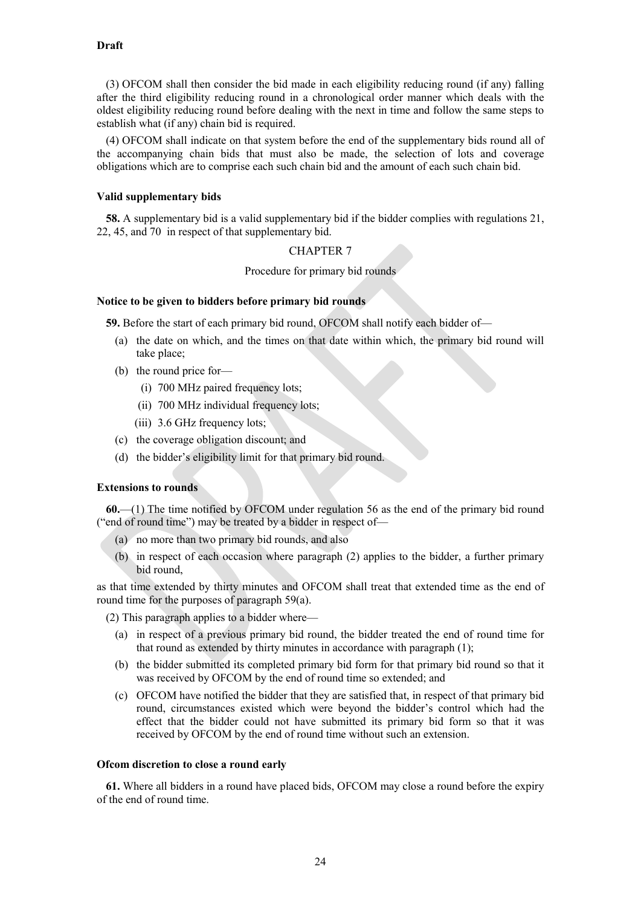**Draft**

(3) OFCOM shall then consider the bid made in each eligibility reducing round (if any) falling after the third eligibility reducing round in a chronological order manner which deals with the oldest eligibility reducing round before dealing with the next in time and follow the same steps to establish what (if any) chain bid is required.

(4) OFCOM shall indicate on that system before the end of the supplementary bids round all of the accompanying chain bids that must also be made, the selection of lots and coverage obligations which are to comprise each such chain bid and the amount of each such chain bid.

**Valid supplementary bids**

**58.** A supplementary bid is a valid supplementary bid if the bidder complies with regulations 21, 22, 45, and 70 in respect of that supplementary bid.

CHAPTER 7

Procedure for primary bid rounds

**Notice to be given to bidders before primary bid rounds**

**59.** Before the start of each primary bid round, OFCOM shall notify each bidder of—

(a) the date on which, and the times on that date within which, the primary bid round will take place;

(b) the round price for—

(i) 700 MHz paired frequency lots;

(ii) 700 MHz individual frequency lots;

(iii) 3.6 GHz frequency lots;

(c) the coverage obligation discount; and

(d) the bidder's eligibility limit for that primary bid round.

**Extensions to rounds**

**60.**—(1) The time notified by OFCOM under regulation 56 as the end of the primary bid round ("end of round time") may be treated by a bidder in respect of—

(a) no more than two primary bid rounds, and also

(b) in respect of each occasion where paragraph (2) applies to the bidder, a further primary bid round,

as that time extended by thirty minutes and OFCOM shall treat that extended time as the end of round time for the purposes of paragraph 59(a).

(2) This paragraph applies to a bidder where—

(a) in respect of a previous primary bid round, the bidder treated the end of round time for that round as extended by thirty minutes in accordance with paragraph (1);

(b) the bidder submitted its completed primary bid form for that primary bid round so that it was received by OFCOM by the end of round time so extended; and

(c) OFCOM have notified the bidder that they are satisfied that, in respect of that primary bid round, circumstances existed which were beyond the bidder's control which had the effect that the bidder could not have submitted its primary bid form so that it was received by OFCOM by the end of round time without such an extension.

**Ofcom discretion to close a round early**

**61.** Where all bidders in a round have placed bids, OFCOM may close a round before the expiry of the end of round time.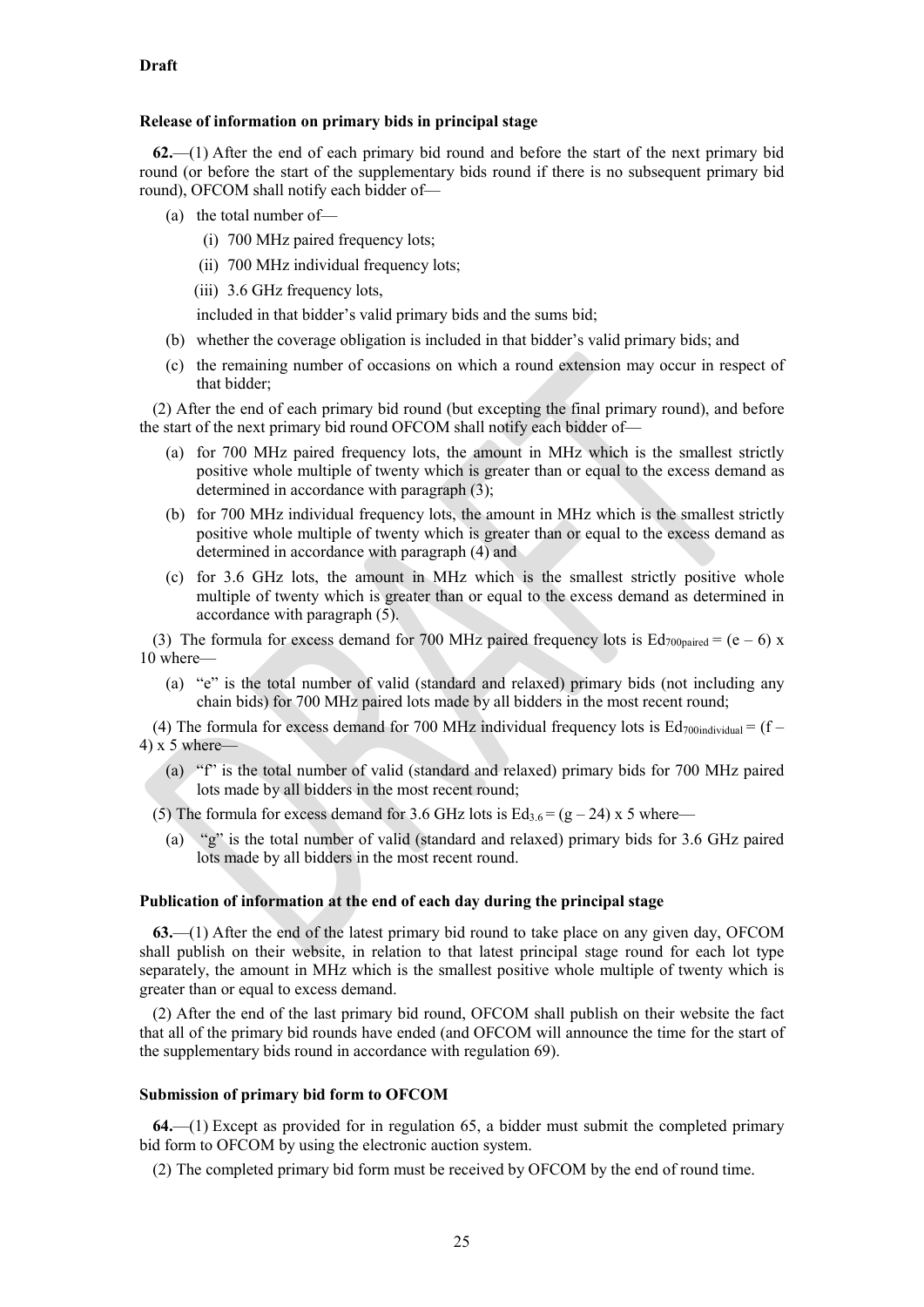**Draft**

**Release of information on primary bids in principal stage**

**62.**—(1) After the end of each primary bid round and before the start of the next primary bid round (or before the start of the supplementary bids round if there is no subsequent primary bid round), OFCOM shall notify each bidder of—

(a) the total number of—

(i) 700 MHz paired frequency lots;

(ii) 700 MHz individual frequency lots;

(iii) 3.6 GHz frequency lots,

included in that bidder's valid primary bids and the sums bid;

(b) whether the coverage obligation is included in that bidder's valid primary bids; and

(c) the remaining number of occasions on which a round extension may occur in respect of that bidder;

(2) After the end of each primary bid round (but excepting the final primary round), and before the start of the next primary bid round OFCOM shall notify each bidder of—

(a) for 700 MHz paired frequency lots, the amount in MHz which is the smallest strictly positive whole multiple of twenty which is greater than or equal to the excess demand as determined in accordance with paragraph (3);

(b) for 700 MHz individual frequency lots, the amount in MHz which is the smallest strictly positive whole multiple of twenty which is greater than or equal to the excess demand as determined in accordance with paragraph (4) and

(c) for 3.6 GHz lots, the amount in MHz which is the smallest strictly positive whole multiple of twenty which is greater than or equal to the excess demand as determined in accordance with paragraph (5).

(3) The formula for excess demand for 700 MHz paired frequency lots is $Ed_{700paired} = (e - 6) \times 10$ where—

(a) "e" is the total number of valid (standard and relaxed) primary bids (not including any chain bids) for 700 MHz paired lots made by all bidders in the most recent round;

(4) The formula for excess demand for 700 MHz individual frequency lots is $Ed_{700individual} = (f - 4) \times 5$ where—

(a) "f" is the total number of valid (standard and relaxed) primary bids for 700 MHz paired lots made by all bidders in the most recent round;

(5) The formula for excess demand for 3.6 GHz lots is $Ed_{3.6} = (g - 24) \times 5$ where—

(a) "g" is the total number of valid (standard and relaxed) primary bids for 3.6 GHz paired lots made by all bidders in the most recent round.

**Publication of information at the end of each day during the principal stage**

**63.**—(1) After the end of the latest primary bid round to take place on any given day, OFCOM shall publish on their website, in relation to that latest principal stage round for each lot type separately, the amount in MHz which is the smallest positive whole multiple of twenty which is greater than or equal to excess demand.

(2) After the end of the last primary bid round, OFCOM shall publish on their website the fact that all of the primary bid rounds have ended (and OFCOM will announce the time for the start of the supplementary bids round in accordance with regulation 69).

**Submission of primary bid form to OFCOM**

**64.**—(1) Except as provided for in regulation 65, a bidder must submit the completed primary bid form to OFCOM by using the electronic auction system.

(2) The completed primary bid form must be received by OFCOM by the end of round time.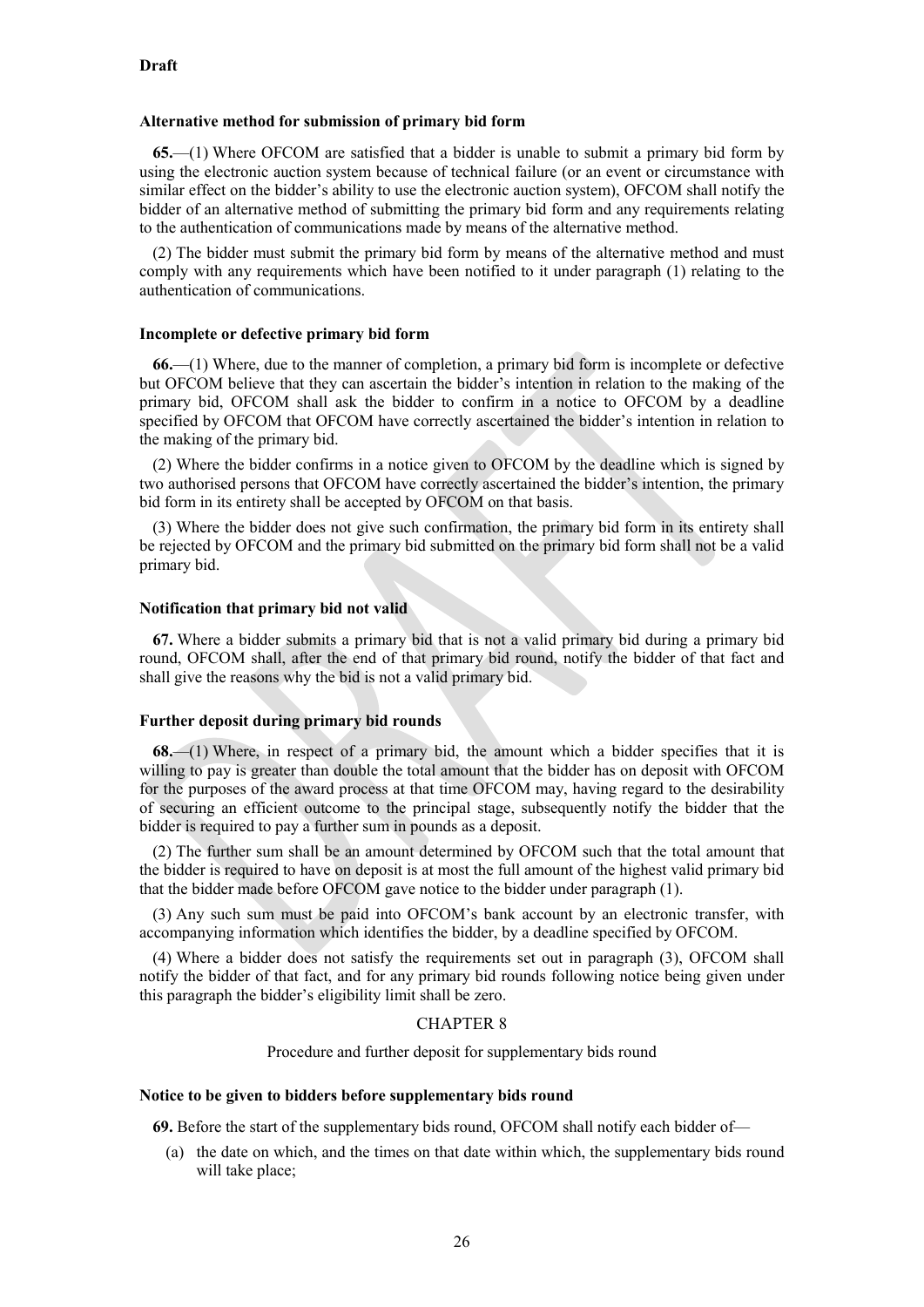**Draft**

**Alternative method for submission of primary bid form**

**65.**—(1) Where OFCOM are satisfied that a bidder is unable to submit a primary bid form by using the electronic auction system because of technical failure (or an event or circumstance with similar effect on the bidder's ability to use the electronic auction system), OFCOM shall notify the bidder of an alternative method of submitting the primary bid form and any requirements relating to the authentication of communications made by means of the alternative method.

(2) The bidder must submit the primary bid form by means of the alternative method and must comply with any requirements which have been notified to it under paragraph (1) relating to the authentication of communications.

**Incomplete or defective primary bid form**

**66.**—(1) Where, due to the manner of completion, a primary bid form is incomplete or defective but OFCOM believe that they can ascertain the bidder's intention in relation to the making of the primary bid, OFCOM shall ask the bidder to confirm in a notice to OFCOM by a deadline specified by OFCOM that OFCOM have correctly ascertained the bidder's intention in relation to the making of the primary bid.

(2) Where the bidder confirms in a notice given to OFCOM by the deadline which is signed by two authorised persons that OFCOM have correctly ascertained the bidder's intention, the primary bid form in its entirety shall be accepted by OFCOM on that basis.

(3) Where the bidder does not give such confirmation, the primary bid form in its entirety shall be rejected by OFCOM and the primary bid submitted on the primary bid form shall not be a valid primary bid.

**Notification that primary bid not valid**

**67.** Where a bidder submits a primary bid that is not a valid primary bid during a primary bid round, OFCOM shall, after the end of that primary bid round, notify the bidder of that fact and shall give the reasons why the bid is not a valid primary bid.

**Further deposit during primary bid rounds**

**68.**—(1) Where, in respect of a primary bid, the amount which a bidder specifies that it is willing to pay is greater than double the total amount that the bidder has on deposit with OFCOM for the purposes of the award process at that time OFCOM may, having regard to the desirability of securing an efficient outcome to the principal stage, subsequently notify the bidder that the bidder is required to pay a further sum in pounds as a deposit.

(2) The further sum shall be an amount determined by OFCOM such that the total amount that the bidder is required to have on deposit is at most the full amount of the highest valid primary bid that the bidder made before OFCOM gave notice to the bidder under paragraph (1).

(3) Any such sum must be paid into OFCOM's bank account by an electronic transfer, with accompanying information which identifies the bidder, by a deadline specified by OFCOM.

(4) Where a bidder does not satisfy the requirements set out in paragraph (3), OFCOM shall notify the bidder of that fact, and for any primary bid rounds following notice being given under this paragraph the bidder's eligibility limit shall be zero.

## CHAPTER 8

Procedure and further deposit for supplementary bids round

**Notice to be given to bidders before supplementary bids round**

**69.** Before the start of the supplementary bids round, OFCOM shall notify each bidder of—

(a) the date on which, and the times on that date within which, the supplementary bids round will take place;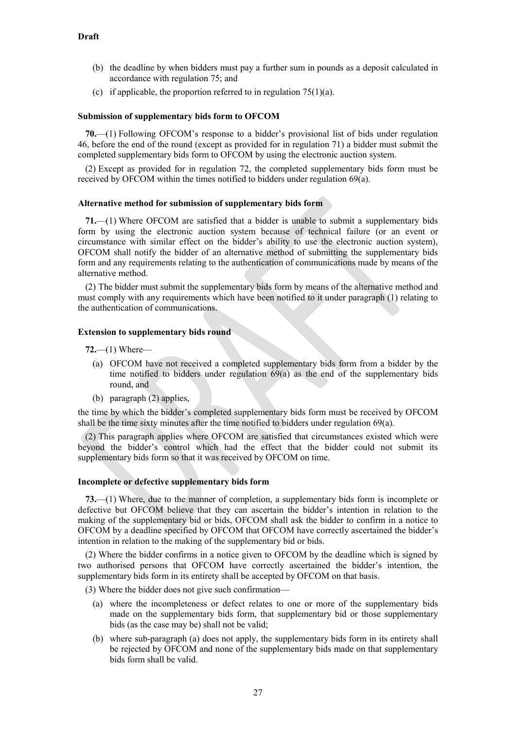(b) the deadline by when bidders must pay a further sum in pounds as a deposit calculated in accordance with regulation 75; and

(c) if applicable, the proportion referred to in regulation 75(1)(a).

**Submission of supplementary bids form to OFCOM**

**70.**—(1) Following OFCOM's response to a bidder's provisional list of bids under regulation 46, before the end of the round (except as provided for in regulation 71) a bidder must submit the completed supplementary bids form to OFCOM by using the electronic auction system.

(2) Except as provided for in regulation 72, the completed supplementary bids form must be received by OFCOM within the times notified to bidders under regulation 69(a).

**Alternative method for submission of supplementary bids form**

**71.**—(1) Where OFCOM are satisfied that a bidder is unable to submit a supplementary bids form by using the electronic auction system because of technical failure (or an event or circumstance with similar effect on the bidder's ability to use the electronic auction system), OFCOM shall notify the bidder of an alternative method of submitting the supplementary bids form and any requirements relating to the authentication of communications made by means of the alternative method.

(2) The bidder must submit the supplementary bids form by means of the alternative method and must comply with any requirements which have been notified to it under paragraph (1) relating to the authentication of communications.

**Extension to supplementary bids round**

**72.**—(1) Where—

(a) OFCOM have not received a completed supplementary bids form from a bidder by the time notified to bidders under regulation 69(a) as the end of the supplementary bids round, and

(b) paragraph (2) applies,

the time by which the bidder's completed supplementary bids form must be received by OFCOM shall be the time sixty minutes after the time notified to bidders under regulation 69(a).

(2) This paragraph applies where OFCOM are satisfied that circumstances existed which were beyond the bidder's control which had the effect that the bidder could not submit its supplementary bids form so that it was received by OFCOM on time.

**Incomplete or defective supplementary bids form**

**73.**—(1) Where, due to the manner of completion, a supplementary bids form is incomplete or defective but OFCOM believe that they can ascertain the bidder's intention in relation to the making of the supplementary bid or bids, OFCOM shall ask the bidder to confirm in a notice to OFCOM by a deadline specified by OFCOM that OFCOM have correctly ascertained the bidder's intention in relation to the making of the supplementary bid or bids.

(2) Where the bidder confirms in a notice given to OFCOM by the deadline which is signed by two authorised persons that OFCOM have correctly ascertained the bidder's intention, the supplementary bids form in its entirety shall be accepted by OFCOM on that basis.

(3) Where the bidder does not give such confirmation—

(a) where the incompleteness or defect relates to one or more of the supplementary bids made on the supplementary bids form, that supplementary bid or those supplementary bids (as the case may be) shall not be valid;

(b) where sub-paragraph (a) does not apply, the supplementary bids form in its entirety shall be rejected by OFCOM and none of the supplementary bids made on that supplementary bids form shall be valid.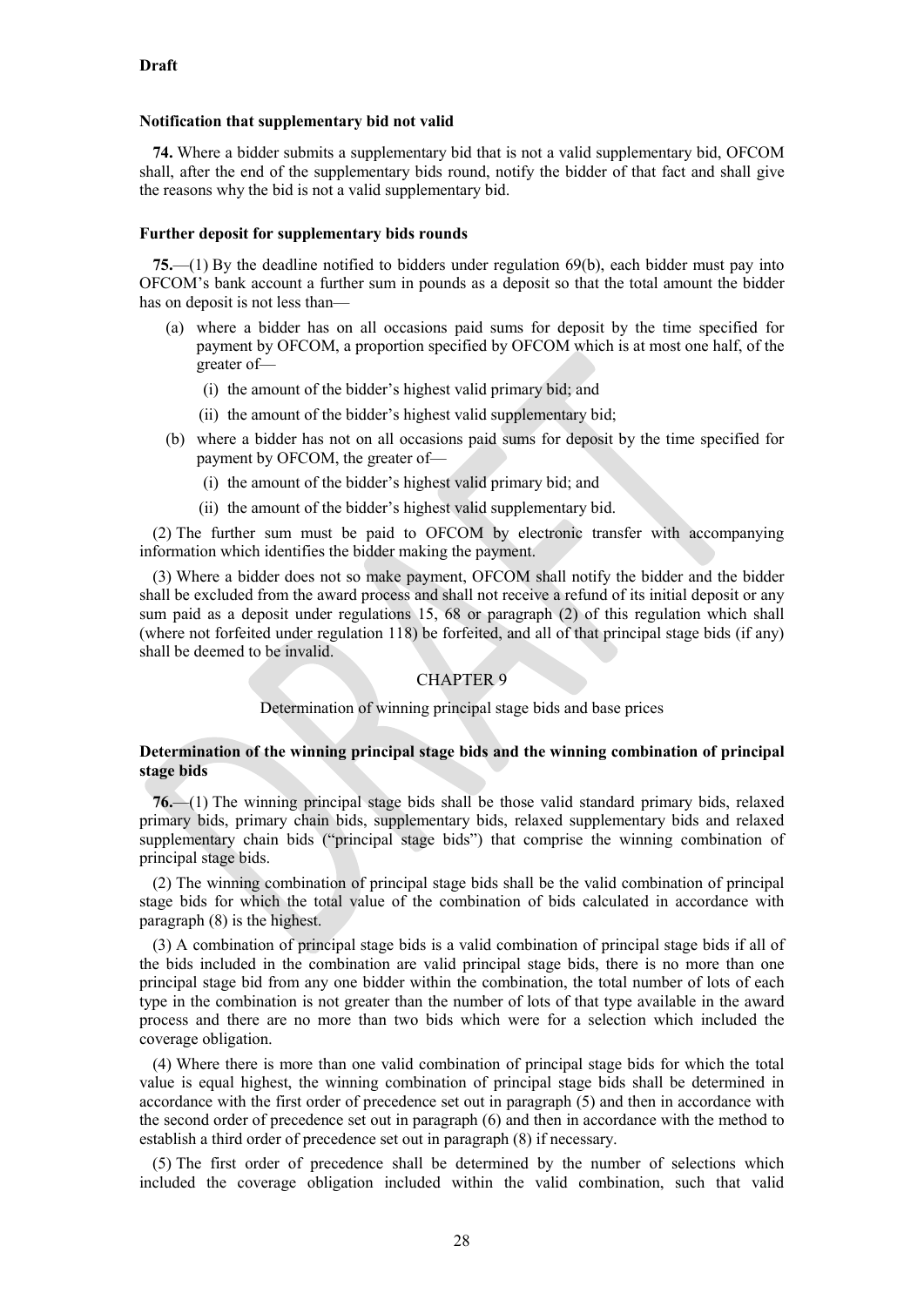**Draft**

**Notification that supplementary bid not valid**

**74.** Where a bidder submits a supplementary bid that is not a valid supplementary bid, OFCOM shall, after the end of the supplementary bids round, notify the bidder of that fact and shall give the reasons why the bid is not a valid supplementary bid.

**Further deposit for supplementary bids rounds**

**75.**—(1) By the deadline notified to bidders under regulation 69(b), each bidder must pay into OFCOM's bank account a further sum in pounds as a deposit so that the total amount the bidder has on deposit is not less than—

(a) where a bidder has on all occasions paid sums for deposit by the time specified for payment by OFCOM, a proportion specified by OFCOM which is at most one half, of the greater of—

(i) the amount of the bidder's highest valid primary bid; and

(ii) the amount of the bidder's highest valid supplementary bid;

(b) where a bidder has not on all occasions paid sums for deposit by the time specified for payment by OFCOM, the greater of—

(i) the amount of the bidder's highest valid primary bid; and

(ii) the amount of the bidder's highest valid supplementary bid.

(2) The further sum must be paid to OFCOM by electronic transfer with accompanying information which identifies the bidder making the payment.

(3) Where a bidder does not so make payment, OFCOM shall notify the bidder and the bidder shall be excluded from the award process and shall not receive a refund of its initial deposit or any sum paid as a deposit under regulations 15, 68 or paragraph (2) of this regulation which shall (where not forfeited under regulation 118) be forfeited, and all of that principal stage bids (if any) shall be deemed to be invalid.

## CHAPTER 9

Determination of winning principal stage bids and base prices

**Determination of the winning principal stage bids and the winning combination of principal stage bids**

**76.**—(1) The winning principal stage bids shall be those valid standard primary bids, relaxed primary bids, primary chain bids, supplementary bids, relaxed supplementary bids and relaxed supplementary chain bids ("principal stage bids") that comprise the winning combination of principal stage bids.

(2) The winning combination of principal stage bids shall be the valid combination of principal stage bids for which the total value of the combination of bids calculated in accordance with paragraph (8) is the highest.

(3) A combination of principal stage bids is a valid combination of principal stage bids if all of the bids included in the combination are valid principal stage bids, there is no more than one principal stage bid from any one bidder within the combination, the total number of lots of each type in the combination is not greater than the number of lots of that type available in the award process and there are no more than two bids which were for a selection which included the coverage obligation.

(4) Where there is more than one valid combination of principal stage bids for which the total value is equal highest, the winning combination of principal stage bids shall be determined in accordance with the first order of precedence set out in paragraph (5) and then in accordance with the second order of precedence set out in paragraph (6) and then in accordance with the method to establish a third order of precedence set out in paragraph (8) if necessary.

(5) The first order of precedence shall be determined by the number of selections which included the coverage obligation included within the valid combination, such that valid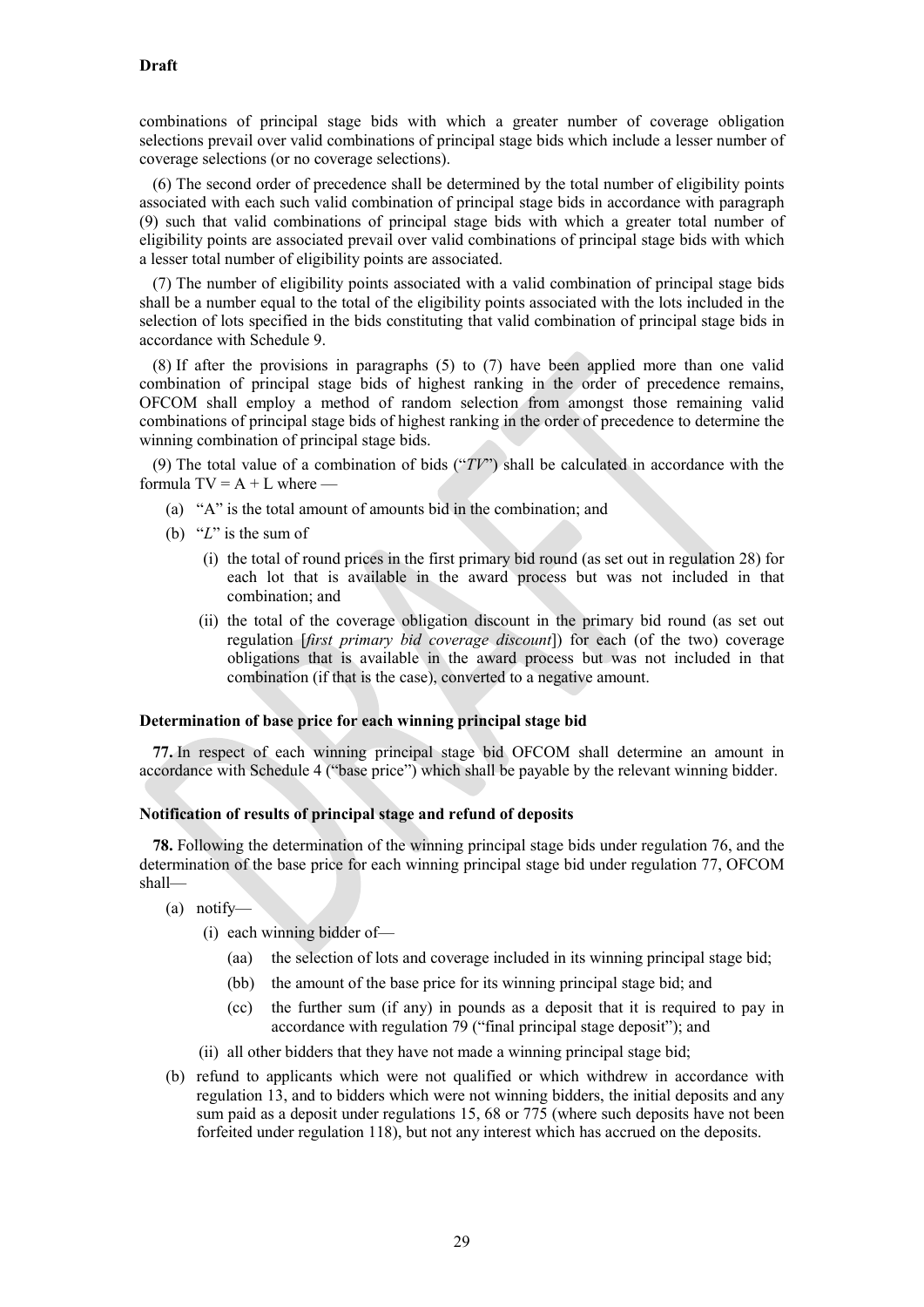combinations of principal stage bids with which a greater number of coverage obligation selections prevail over valid combinations of principal stage bids which include a lesser number of coverage selections (or no coverage selections).

(6) The second order of precedence shall be determined by the total number of eligibility points associated with each such valid combination of principal stage bids in accordance with paragraph (9) such that valid combinations of principal stage bids with which a greater total number of eligibility points are associated prevail over valid combinations of principal stage bids with which a lesser total number of eligibility points are associated.

(7) The number of eligibility points associated with a valid combination of principal stage bids shall be a number equal to the total of the eligibility points associated with the lots included in the selection of lots specified in the bids constituting that valid combination of principal stage bids in accordance with Schedule 9.

(8) If after the provisions in paragraphs (5) to (7) have been applied more than one valid combination of principal stage bids of highest ranking in the order of precedence remains, OFCOM shall employ a method of random selection from amongst those remaining valid combinations of principal stage bids of highest ranking in the order of precedence to determine the winning combination of principal stage bids.

(9) The total value of a combination of bids ("*TV*") shall be calculated in accordance with the formula $TV = A + L$ where —

(a) "A" is the total amount of amounts bid in the combination; and

(b) "*L*" is the sum of

(i) the total of round prices in the first primary bid round (as set out in regulation 28) for each lot that is available in the award process but was not included in that combination; and

(ii) the total of the coverage obligation discount in the primary bid round (as set out regulation [*first primary bid coverage discount*]) for each (of the two) coverage obligations that is available in the award process but was not included in that combination (if that is the case), converted to a negative amount.

**Determination of base price for each winning principal stage bid**

**77.** In respect of each winning principal stage bid OFCOM shall determine an amount in accordance with Schedule 4 ("base price") which shall be payable by the relevant winning bidder.

**Notification of results of principal stage and refund of deposits**

**78.** Following the determination of the winning principal stage bids under regulation 76, and the determination of the base price for each winning principal stage bid under regulation 77, OFCOM shall—

(a) notify—

(i) each winning bidder of—

(aa) the selection of lots and coverage included in its winning principal stage bid;

(bb) the amount of the base price for its winning principal stage bid; and

(cc) the further sum (if any) in pounds as a deposit that it is required to pay in accordance with regulation 79 ("final principal stage deposit"); and

(ii) all other bidders that they have not made a winning principal stage bid;

(b) refund to applicants which were not qualified or which withdrew in accordance with regulation 13, and to bidders which were not winning bidders, the initial deposits and any sum paid as a deposit under regulations 15, 68 or 775 (where such deposits have not been forfeited under regulation 118), but not any interest which has accrued on the deposits.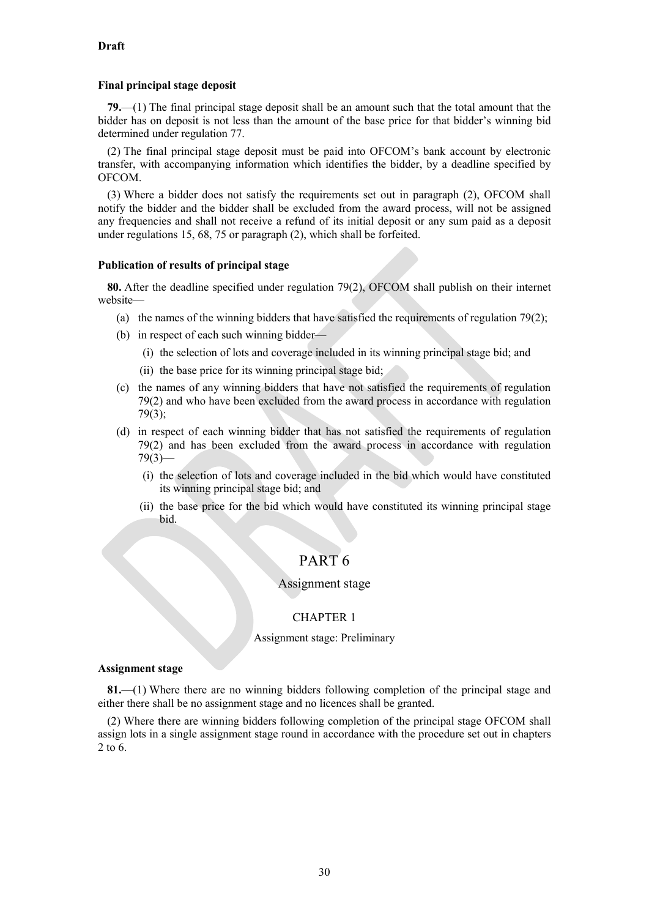**Draft**

**Final principal stage deposit**

**79.**—(1) The final principal stage deposit shall be an amount such that the total amount that the bidder has on deposit is not less than the amount of the base price for that bidder's winning bid determined under regulation 77.

(2) The final principal stage deposit must be paid into OFCOM's bank account by electronic transfer, with accompanying information which identifies the bidder, by a deadline specified by OFCOM.

(3) Where a bidder does not satisfy the requirements set out in paragraph (2), OFCOM shall notify the bidder and the bidder shall be excluded from the award process, will not be assigned any frequencies and shall not receive a refund of its initial deposit or any sum paid as a deposit under regulations 15, 68, 75 or paragraph (2), which shall be forfeited.

**Publication of results of principal stage**

**80.** After the deadline specified under regulation 79(2), OFCOM shall publish on their internet website—

(a) the names of the winning bidders that have satisfied the requirements of regulation 79(2);

(b) in respect of each such winning bidder—

  (i) the selection of lots and coverage included in its winning principal stage bid; and

  (ii) the base price for its winning principal stage bid;

(c) the names of any winning bidders that have not satisfied the requirements of regulation 79(2) and who have been excluded from the award process in accordance with regulation 79(3);

(d) in respect of each winning bidder that has not satisfied the requirements of regulation 79(2) and has been excluded from the award process in accordance with regulation 79(3)—

  (i) the selection of lots and coverage included in the bid which would have constituted its winning principal stage bid; and

  (ii) the base price for the bid which would have constituted its winning principal stage bid.

# PART 6

## Assignment stage

### CHAPTER 1

#### Assignment stage: Preliminary

**Assignment stage**

**81.**—(1) Where there are no winning bidders following completion of the principal stage and either there shall be no assignment stage and no licences shall be granted.

(2) Where there are winning bidders following completion of the principal stage OFCOM shall assign lots in a single assignment stage round in accordance with the procedure set out in chapters 2 to 6.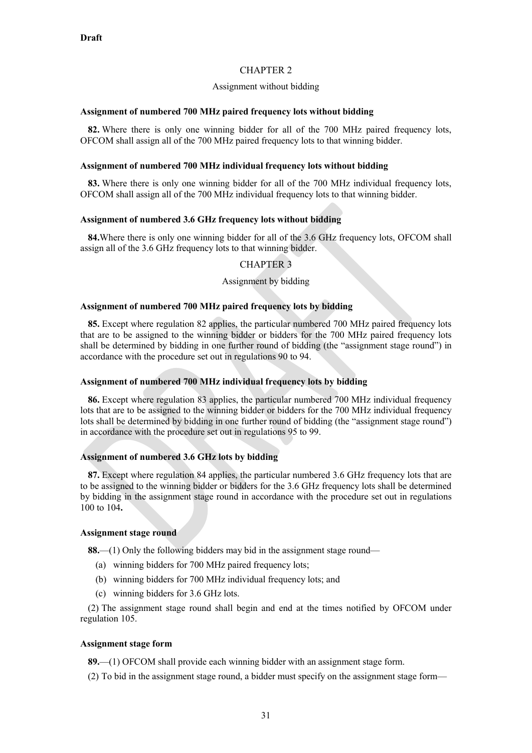**Draft**

## CHAPTER 2

Assignment without bidding

**Assignment of numbered 700 MHz paired frequency lots without bidding**

**82.** Where there is only one winning bidder for all of the 700 MHz paired frequency lots, OFCOM shall assign all of the 700 MHz paired frequency lots to that winning bidder.

**Assignment of numbered 700 MHz individual frequency lots without bidding**

**83.** Where there is only one winning bidder for all of the 700 MHz individual frequency lots, OFCOM shall assign all of the 700 MHz individual frequency lots to that winning bidder.

**Assignment of numbered 3.6 GHz frequency lots without bidding**

**84.**Where there is only one winning bidder for all of the 3.6 GHz frequency lots, OFCOM shall assign all of the 3.6 GHz frequency lots to that winning bidder.

## CHAPTER 3

Assignment by bidding

**Assignment of numbered 700 MHz paired frequency lots by bidding**

**85.** Except where regulation 82 applies, the particular numbered 700 MHz paired frequency lots that are to be assigned to the winning bidder or bidders for the 700 MHz paired frequency lots shall be determined by bidding in one further round of bidding (the "assignment stage round") in accordance with the procedure set out in regulations 90 to 94.

**Assignment of numbered 700 MHz individual frequency lots by bidding**

**86.** Except where regulation 83 applies, the particular numbered 700 MHz individual frequency lots that are to be assigned to the winning bidder or bidders for the 700 MHz individual frequency lots shall be determined by bidding in one further round of bidding (the "assignment stage round") in accordance with the procedure set out in regulations 95 to 99.

**Assignment of numbered 3.6 GHz lots by bidding**

**87.** Except where regulation 84 applies, the particular numbered 3.6 GHz frequency lots that are to be assigned to the winning bidder or bidders for the 3.6 GHz frequency lots shall be determined by bidding in the assignment stage round in accordance with the procedure set out in regulations 100 to 104**.**

**Assignment stage round**

**88.**—(1) Only the following bidders may bid in the assignment stage round—

(a) winning bidders for 700 MHz paired frequency lots;

(b) winning bidders for 700 MHz individual frequency lots; and

(c) winning bidders for 3.6 GHz lots.

(2) The assignment stage round shall begin and end at the times notified by OFCOM under regulation 105.

**Assignment stage form**

**89.**—(1) OFCOM shall provide each winning bidder with an assignment stage form.

(2) To bid in the assignment stage round, a bidder must specify on the assignment stage form—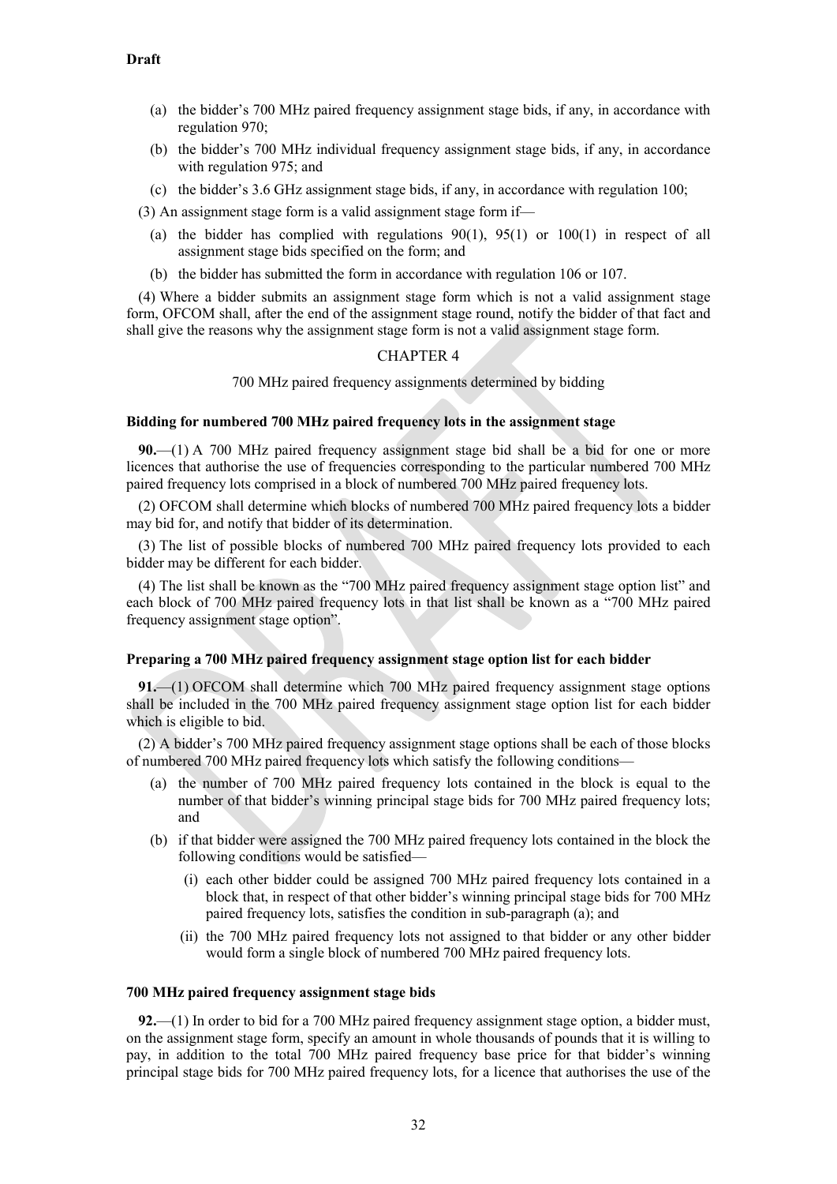**Draft**

(a) the bidder's 700 MHz paired frequency assignment stage bids, if any, in accordance with regulation 970;

(b) the bidder's 700 MHz individual frequency assignment stage bids, if any, in accordance with regulation 975; and

(c) the bidder's 3.6 GHz assignment stage bids, if any, in accordance with regulation 100;

(3) An assignment stage form is a valid assignment stage form if—

(a) the bidder has complied with regulations 90(1), 95(1) or 100(1) in respect of all assignment stage bids specified on the form; and

(b) the bidder has submitted the form in accordance with regulation 106 or 107.

(4) Where a bidder submits an assignment stage form which is not a valid assignment stage form, OFCOM shall, after the end of the assignment stage round, notify the bidder of that fact and shall give the reasons why the assignment stage form is not a valid assignment stage form.

CHAPTER 4

700 MHz paired frequency assignments determined by bidding

**Bidding for numbered 700 MHz paired frequency lots in the assignment stage**

**90.**—(1) A 700 MHz paired frequency assignment stage bid shall be a bid for one or more licences that authorise the use of frequencies corresponding to the particular numbered 700 MHz paired frequency lots comprised in a block of numbered 700 MHz paired frequency lots.

(2) OFCOM shall determine which blocks of numbered 700 MHz paired frequency lots a bidder may bid for, and notify that bidder of its determination.

(3) The list of possible blocks of numbered 700 MHz paired frequency lots provided to each bidder may be different for each bidder.

(4) The list shall be known as the "700 MHz paired frequency assignment stage option list" and each block of 700 MHz paired frequency lots in that list shall be known as a "700 MHz paired frequency assignment stage option".

**Preparing a 700 MHz paired frequency assignment stage option list for each bidder**

**91.**—(1) OFCOM shall determine which 700 MHz paired frequency assignment stage options shall be included in the 700 MHz paired frequency assignment stage option list for each bidder which is eligible to bid.

(2) A bidder's 700 MHz paired frequency assignment stage options shall be each of those blocks of numbered 700 MHz paired frequency lots which satisfy the following conditions—

(a) the number of 700 MHz paired frequency lots contained in the block is equal to the number of that bidder's winning principal stage bids for 700 MHz paired frequency lots; and

(b) if that bidder were assigned the 700 MHz paired frequency lots contained in the block the following conditions would be satisfied—

(i) each other bidder could be assigned 700 MHz paired frequency lots contained in a block that, in respect of that other bidder's winning principal stage bids for 700 MHz paired frequency lots, satisfies the condition in sub-paragraph (a); and

(ii) the 700 MHz paired frequency lots not assigned to that bidder or any other bidder would form a single block of numbered 700 MHz paired frequency lots.

**700 MHz paired frequency assignment stage bids**

**92.**—(1) In order to bid for a 700 MHz paired frequency assignment stage option, a bidder must, on the assignment stage form, specify an amount in whole thousands of pounds that it is willing to pay, in addition to the total 700 MHz paired frequency base price for that bidder's winning principal stage bids for 700 MHz paired frequency lots, for a licence that authorises the use of the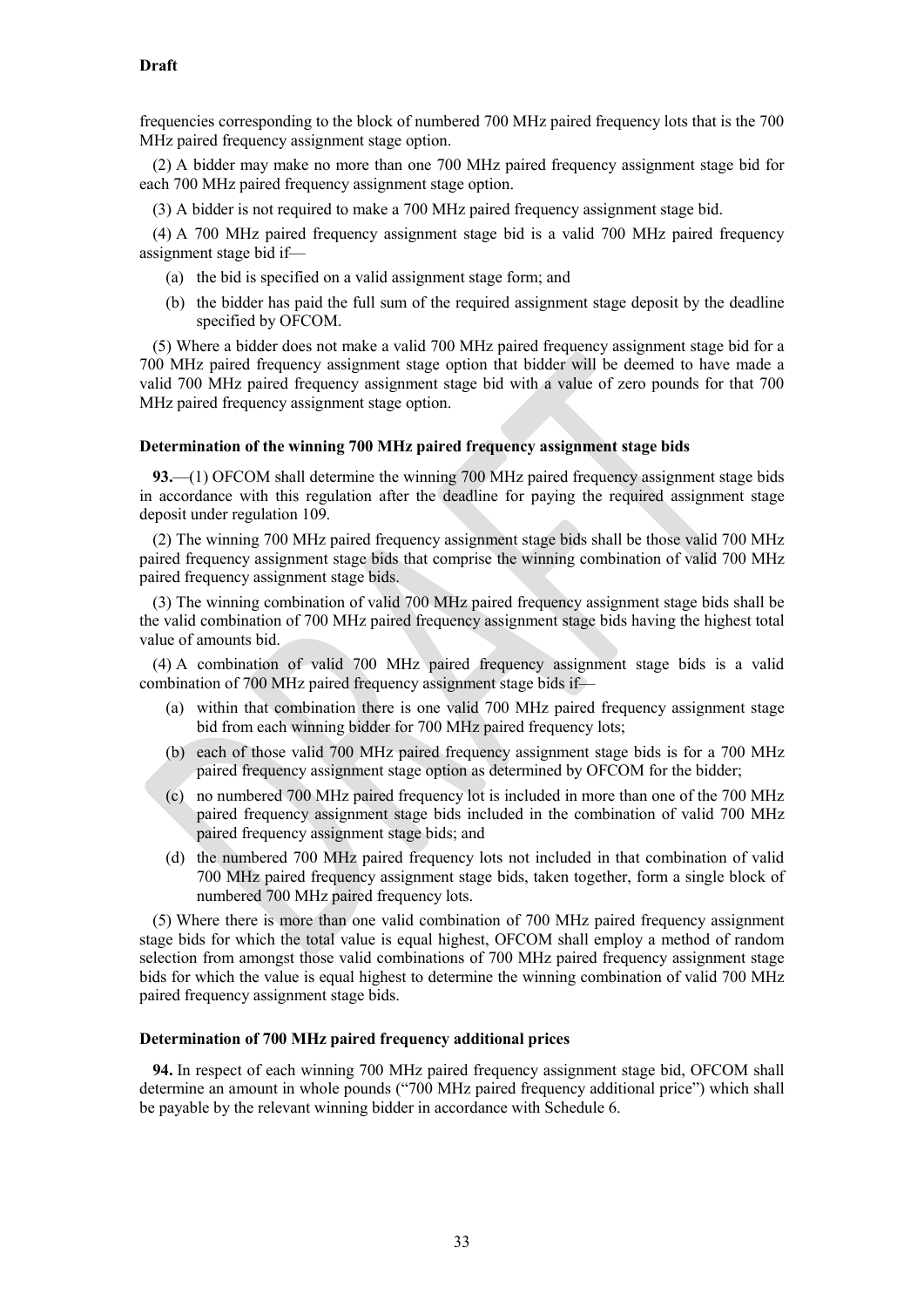**Draft**

frequencies corresponding to the block of numbered 700 MHz paired frequency lots that is the 700 MHz paired frequency assignment stage option.

(2) A bidder may make no more than one 700 MHz paired frequency assignment stage bid for each 700 MHz paired frequency assignment stage option.

(3) A bidder is not required to make a 700 MHz paired frequency assignment stage bid.

(4) A 700 MHz paired frequency assignment stage bid is a valid 700 MHz paired frequency assignment stage bid if—

(a) the bid is specified on a valid assignment stage form; and

(b) the bidder has paid the full sum of the required assignment stage deposit by the deadline specified by OFCOM.

(5) Where a bidder does not make a valid 700 MHz paired frequency assignment stage bid for a 700 MHz paired frequency assignment stage option that bidder will be deemed to have made a valid 700 MHz paired frequency assignment stage bid with a value of zero pounds for that 700 MHz paired frequency assignment stage option.

### Determination of the winning 700 MHz paired frequency assignment stage bids

**93.**—(1) OFCOM shall determine the winning 700 MHz paired frequency assignment stage bids in accordance with this regulation after the deadline for paying the required assignment stage deposit under regulation 109.

(2) The winning 700 MHz paired frequency assignment stage bids shall be those valid 700 MHz paired frequency assignment stage bids that comprise the winning combination of valid 700 MHz paired frequency assignment stage bids.

(3) The winning combination of valid 700 MHz paired frequency assignment stage bids shall be the valid combination of 700 MHz paired frequency assignment stage bids having the highest total value of amounts bid.

(4) A combination of valid 700 MHz paired frequency assignment stage bids is a valid combination of 700 MHz paired frequency assignment stage bids if—

(a) within that combination there is one valid 700 MHz paired frequency assignment stage bid from each winning bidder for 700 MHz paired frequency lots;

(b) each of those valid 700 MHz paired frequency assignment stage bids is for a 700 MHz paired frequency assignment stage option as determined by OFCOM for the bidder;

(c) no numbered 700 MHz paired frequency lot is included in more than one of the 700 MHz paired frequency assignment stage bids included in the combination of valid 700 MHz paired frequency assignment stage bids; and

(d) the numbered 700 MHz paired frequency lots not included in that combination of valid 700 MHz paired frequency assignment stage bids, taken together, form a single block of numbered 700 MHz paired frequency lots.

(5) Where there is more than one valid combination of 700 MHz paired frequency assignment stage bids for which the total value is equal highest, OFCOM shall employ a method of random selection from amongst those valid combinations of 700 MHz paired frequency assignment stage bids for which the value is equal highest to determine the winning combination of valid 700 MHz paired frequency assignment stage bids.

### Determination of 700 MHz paired frequency additional prices

**94.** In respect of each winning 700 MHz paired frequency assignment stage bid, OFCOM shall determine an amount in whole pounds ("700 MHz paired frequency additional price") which shall be payable by the relevant winning bidder in accordance with Schedule 6.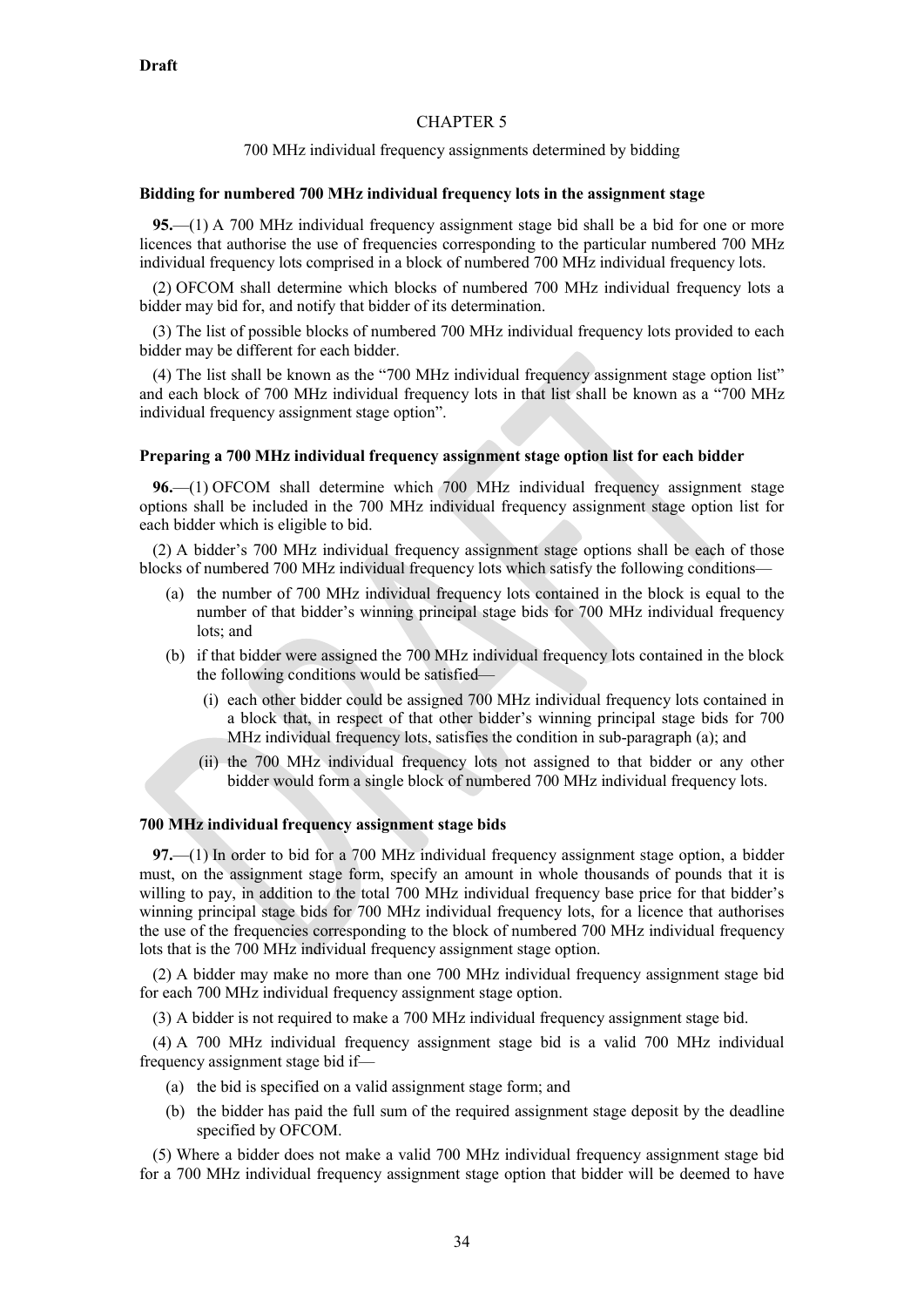**Draft**

## CHAPTER 5

### 700 MHz individual frequency assignments determined by bidding

**Bidding for numbered 700 MHz individual frequency lots in the assignment stage**

**95.**—(1) A 700 MHz individual frequency assignment stage bid shall be a bid for one or more licences that authorise the use of frequencies corresponding to the particular numbered 700 MHz individual frequency lots comprised in a block of numbered 700 MHz individual frequency lots.

(2) OFCOM shall determine which blocks of numbered 700 MHz individual frequency lots a bidder may bid for, and notify that bidder of its determination.

(3) The list of possible blocks of numbered 700 MHz individual frequency lots provided to each bidder may be different for each bidder.

(4) The list shall be known as the "700 MHz individual frequency assignment stage option list" and each block of 700 MHz individual frequency lots in that list shall be known as a "700 MHz individual frequency assignment stage option".

**Preparing a 700 MHz individual frequency assignment stage option list for each bidder**

**96.**—(1) OFCOM shall determine which 700 MHz individual frequency assignment stage options shall be included in the 700 MHz individual frequency assignment stage option list for each bidder which is eligible to bid.

(2) A bidder's 700 MHz individual frequency assignment stage options shall be each of those blocks of numbered 700 MHz individual frequency lots which satisfy the following conditions—

- (a) the number of 700 MHz individual frequency lots contained in the block is equal to the number of that bidder's winning principal stage bids for 700 MHz individual frequency lots; and
- (b) if that bidder were assigned the 700 MHz individual frequency lots contained in the block the following conditions would be satisfied—
  - (i) each other bidder could be assigned 700 MHz individual frequency lots contained in a block that, in respect of that other bidder's winning principal stage bids for 700 MHz individual frequency lots, satisfies the condition in sub-paragraph (a); and
  - (ii) the 700 MHz individual frequency lots not assigned to that bidder or any other bidder would form a single block of numbered 700 MHz individual frequency lots.

**700 MHz individual frequency assignment stage bids**

**97.**—(1) In order to bid for a 700 MHz individual frequency assignment stage option, a bidder must, on the assignment stage form, specify an amount in whole thousands of pounds that it is willing to pay, in addition to the total 700 MHz individual frequency base price for that bidder's winning principal stage bids for 700 MHz individual frequency lots, for a licence that authorises the use of the frequencies corresponding to the block of numbered 700 MHz individual frequency lots that is the 700 MHz individual frequency assignment stage option.

(2) A bidder may make no more than one 700 MHz individual frequency assignment stage bid for each 700 MHz individual frequency assignment stage option.

(3) A bidder is not required to make a 700 MHz individual frequency assignment stage bid.

(4) A 700 MHz individual frequency assignment stage bid is a valid 700 MHz individual frequency assignment stage bid if—

- (a) the bid is specified on a valid assignment stage form; and
- (b) the bidder has paid the full sum of the required assignment stage deposit by the deadline specified by OFCOM.

(5) Where a bidder does not make a valid 700 MHz individual frequency assignment stage bid for a 700 MHz individual frequency assignment stage option that bidder will be deemed to have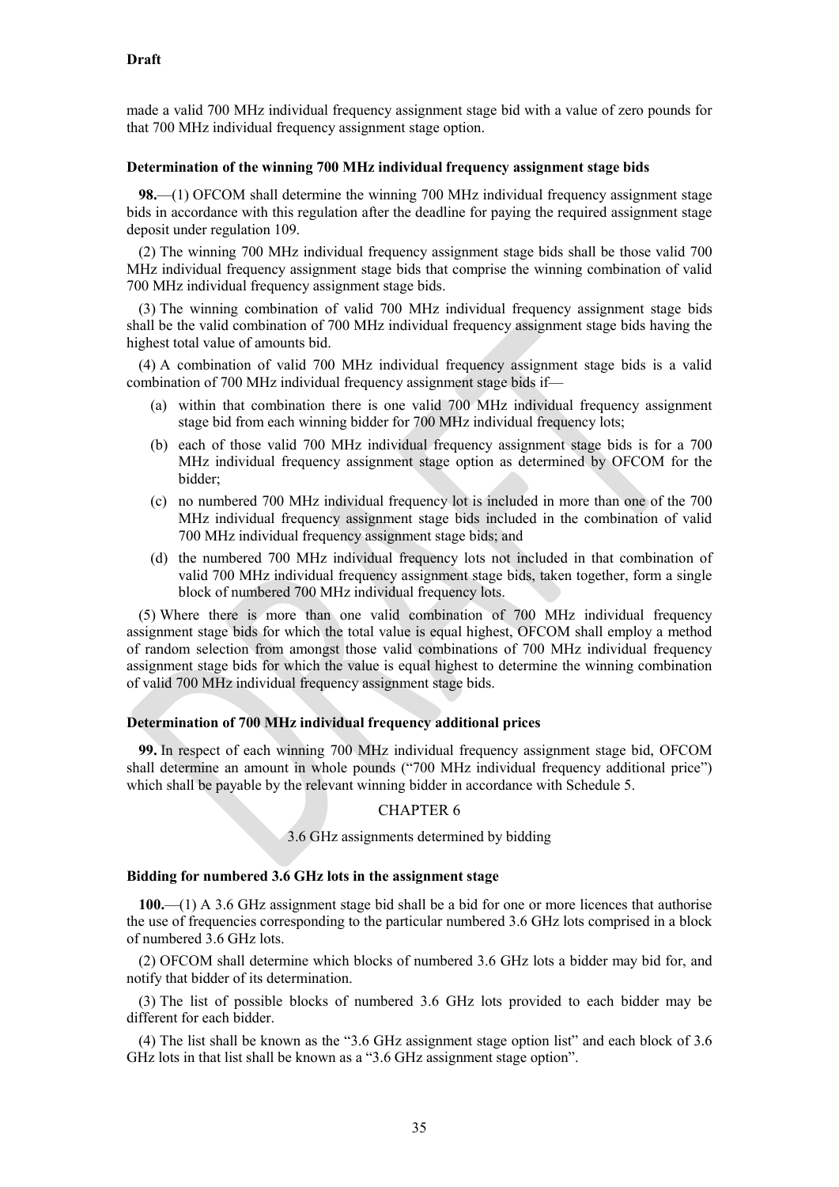made a valid 700 MHz individual frequency assignment stage bid with a value of zero pounds for that 700 MHz individual frequency assignment stage option.

**Determination of the winning 700 MHz individual frequency assignment stage bids**

**98.**—(1) OFCOM shall determine the winning 700 MHz individual frequency assignment stage bids in accordance with this regulation after the deadline for paying the required assignment stage deposit under regulation 109.

(2) The winning 700 MHz individual frequency assignment stage bids shall be those valid 700 MHz individual frequency assignment stage bids that comprise the winning combination of valid 700 MHz individual frequency assignment stage bids.

(3) The winning combination of valid 700 MHz individual frequency assignment stage bids shall be the valid combination of 700 MHz individual frequency assignment stage bids having the highest total value of amounts bid.

(4) A combination of valid 700 MHz individual frequency assignment stage bids is a valid combination of 700 MHz individual frequency assignment stage bids if—

(a) within that combination there is one valid 700 MHz individual frequency assignment stage bid from each winning bidder for 700 MHz individual frequency lots;

(b) each of those valid 700 MHz individual frequency assignment stage bids is for a 700 MHz individual frequency assignment stage option as determined by OFCOM for the bidder;

(c) no numbered 700 MHz individual frequency lot is included in more than one of the 700 MHz individual frequency assignment stage bids included in the combination of valid 700 MHz individual frequency assignment stage bids; and

(d) the numbered 700 MHz individual frequency lots not included in that combination of valid 700 MHz individual frequency assignment stage bids, taken together, form a single block of numbered 700 MHz individual frequency lots.

(5) Where there is more than one valid combination of 700 MHz individual frequency assignment stage bids for which the total value is equal highest, OFCOM shall employ a method of random selection from amongst those valid combinations of 700 MHz individual frequency assignment stage bids for which the value is equal highest to determine the winning combination of valid 700 MHz individual frequency assignment stage bids.

**Determination of 700 MHz individual frequency additional prices**

**99.** In respect of each winning 700 MHz individual frequency assignment stage bid, OFCOM shall determine an amount in whole pounds ("700 MHz individual frequency additional price") which shall be payable by the relevant winning bidder in accordance with Schedule 5.

## CHAPTER 6

### 3.6 GHz assignments determined by bidding

**Bidding for numbered 3.6 GHz lots in the assignment stage**

**100.**—(1) A 3.6 GHz assignment stage bid shall be a bid for one or more licences that authorise the use of frequencies corresponding to the particular numbered 3.6 GHz lots comprised in a block of numbered 3.6 GHz lots.

(2) OFCOM shall determine which blocks of numbered 3.6 GHz lots a bidder may bid for, and notify that bidder of its determination.

(3) The list of possible blocks of numbered 3.6 GHz lots provided to each bidder may be different for each bidder.

(4) The list shall be known as the "3.6 GHz assignment stage option list" and each block of 3.6 GHz lots in that list shall be known as a "3.6 GHz assignment stage option".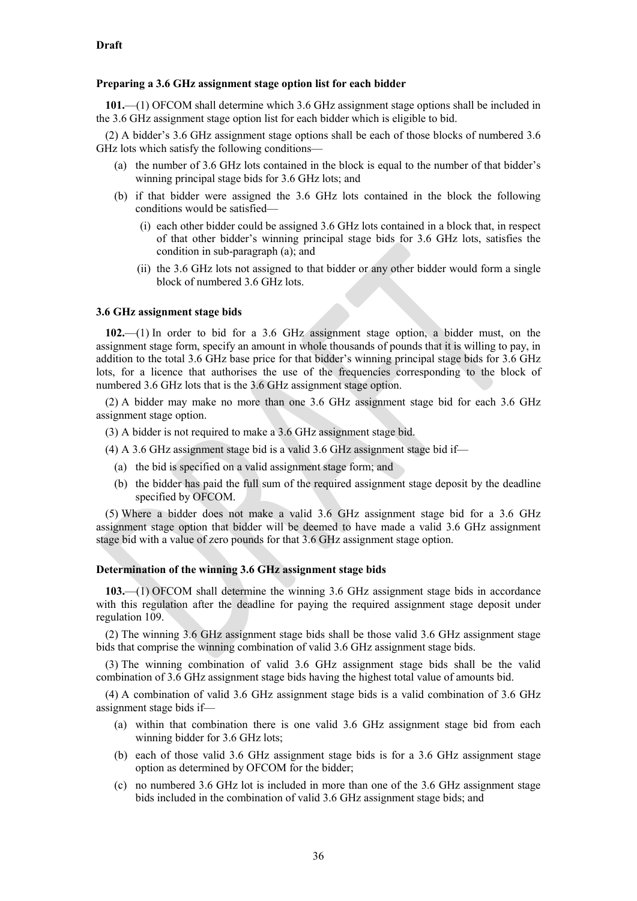**Draft**

**Preparing a 3.6 GHz assignment stage option list for each bidder**

**101.**—(1) OFCOM shall determine which 3.6 GHz assignment stage options shall be included in the 3.6 GHz assignment stage option list for each bidder which is eligible to bid.

(2) A bidder's 3.6 GHz assignment stage options shall be each of those blocks of numbered 3.6 GHz lots which satisfy the following conditions—

(a) the number of 3.6 GHz lots contained in the block is equal to the number of that bidder's winning principal stage bids for 3.6 GHz lots; and

(b) if that bidder were assigned the 3.6 GHz lots contained in the block the following conditions would be satisfied—

(i) each other bidder could be assigned 3.6 GHz lots contained in a block that, in respect of that other bidder's winning principal stage bids for 3.6 GHz lots, satisfies the condition in sub-paragraph (a); and

(ii) the 3.6 GHz lots not assigned to that bidder or any other bidder would form a single block of numbered 3.6 GHz lots.

**3.6 GHz assignment stage bids**

**102.**—(1) In order to bid for a 3.6 GHz assignment stage option, a bidder must, on the assignment stage form, specify an amount in whole thousands of pounds that it is willing to pay, in addition to the total 3.6 GHz base price for that bidder's winning principal stage bids for 3.6 GHz lots, for a licence that authorises the use of the frequencies corresponding to the block of numbered 3.6 GHz lots that is the 3.6 GHz assignment stage option.

(2) A bidder may make no more than one 3.6 GHz assignment stage bid for each 3.6 GHz assignment stage option.

(3) A bidder is not required to make a 3.6 GHz assignment stage bid.

(4) A 3.6 GHz assignment stage bid is a valid 3.6 GHz assignment stage bid if—

(a) the bid is specified on a valid assignment stage form; and

(b) the bidder has paid the full sum of the required assignment stage deposit by the deadline specified by OFCOM.

(5) Where a bidder does not make a valid 3.6 GHz assignment stage bid for a 3.6 GHz assignment stage option that bidder will be deemed to have made a valid 3.6 GHz assignment stage bid with a value of zero pounds for that 3.6 GHz assignment stage option.

**Determination of the winning 3.6 GHz assignment stage bids**

**103.**—(1) OFCOM shall determine the winning 3.6 GHz assignment stage bids in accordance with this regulation after the deadline for paying the required assignment stage deposit under regulation 109.

(2) The winning 3.6 GHz assignment stage bids shall be those valid 3.6 GHz assignment stage bids that comprise the winning combination of valid 3.6 GHz assignment stage bids.

(3) The winning combination of valid 3.6 GHz assignment stage bids shall be the valid combination of 3.6 GHz assignment stage bids having the highest total value of amounts bid.

(4) A combination of valid 3.6 GHz assignment stage bids is a valid combination of 3.6 GHz assignment stage bids if—

(a) within that combination there is one valid 3.6 GHz assignment stage bid from each winning bidder for 3.6 GHz lots;

(b) each of those valid 3.6 GHz assignment stage bids is for a 3.6 GHz assignment stage option as determined by OFCOM for the bidder;

(c) no numbered 3.6 GHz lot is included in more than one of the 3.6 GHz assignment stage bids included in the combination of valid 3.6 GHz assignment stage bids; and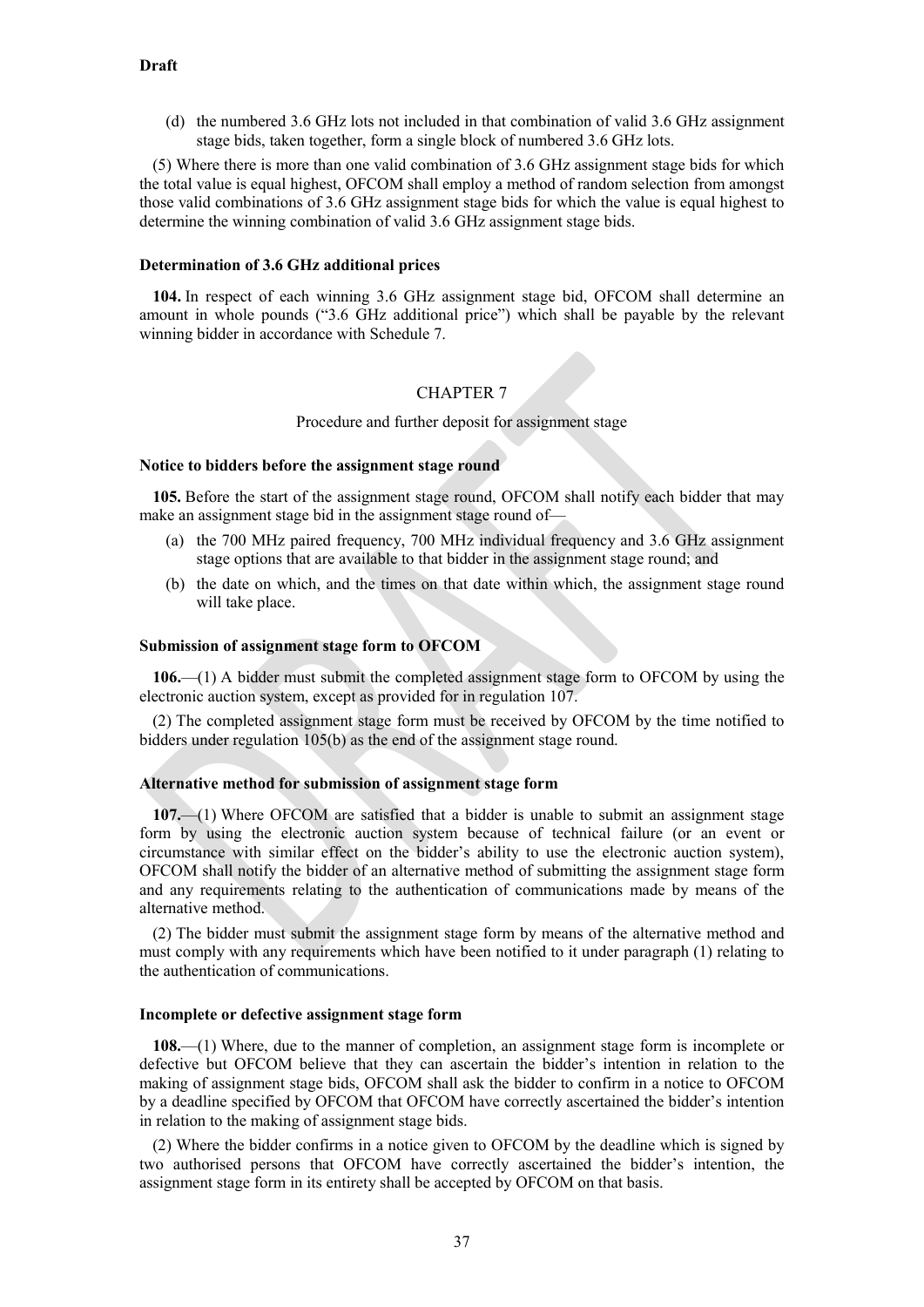**Draft**

(d) the numbered 3.6 GHz lots not included in that combination of valid 3.6 GHz assignment stage bids, taken together, form a single block of numbered 3.6 GHz lots.

(5) Where there is more than one valid combination of 3.6 GHz assignment stage bids for which the total value is equal highest, OFCOM shall employ a method of random selection from amongst those valid combinations of 3.6 GHz assignment stage bids for which the value is equal highest to determine the winning combination of valid 3.6 GHz assignment stage bids.

**Determination of 3.6 GHz additional prices**

**104.** In respect of each winning 3.6 GHz assignment stage bid, OFCOM shall determine an amount in whole pounds ("3.6 GHz additional price") which shall be payable by the relevant winning bidder in accordance with Schedule 7.

CHAPTER 7

Procedure and further deposit for assignment stage

**Notice to bidders before the assignment stage round**

**105.** Before the start of the assignment stage round, OFCOM shall notify each bidder that may make an assignment stage bid in the assignment stage round of—

(a) the 700 MHz paired frequency, 700 MHz individual frequency and 3.6 GHz assignment stage options that are available to that bidder in the assignment stage round; and

(b) the date on which, and the times on that date within which, the assignment stage round will take place.

**Submission of assignment stage form to OFCOM**

**106.**—(1) A bidder must submit the completed assignment stage form to OFCOM by using the electronic auction system, except as provided for in regulation 107.

(2) The completed assignment stage form must be received by OFCOM by the time notified to bidders under regulation 105(b) as the end of the assignment stage round.

**Alternative method for submission of assignment stage form**

**107.**—(1) Where OFCOM are satisfied that a bidder is unable to submit an assignment stage form by using the electronic auction system because of technical failure (or an event or circumstance with similar effect on the bidder's ability to use the electronic auction system), OFCOM shall notify the bidder of an alternative method of submitting the assignment stage form and any requirements relating to the authentication of communications made by means of the alternative method.

(2) The bidder must submit the assignment stage form by means of the alternative method and must comply with any requirements which have been notified to it under paragraph (1) relating to the authentication of communications.

**Incomplete or defective assignment stage form**

**108.**—(1) Where, due to the manner of completion, an assignment stage form is incomplete or defective but OFCOM believe that they can ascertain the bidder's intention in relation to the making of assignment stage bids, OFCOM shall ask the bidder to confirm in a notice to OFCOM by a deadline specified by OFCOM that OFCOM have correctly ascertained the bidder's intention in relation to the making of assignment stage bids.

(2) Where the bidder confirms in a notice given to OFCOM by the deadline which is signed by two authorised persons that OFCOM have correctly ascertained the bidder's intention, the assignment stage form in its entirety shall be accepted by OFCOM on that basis.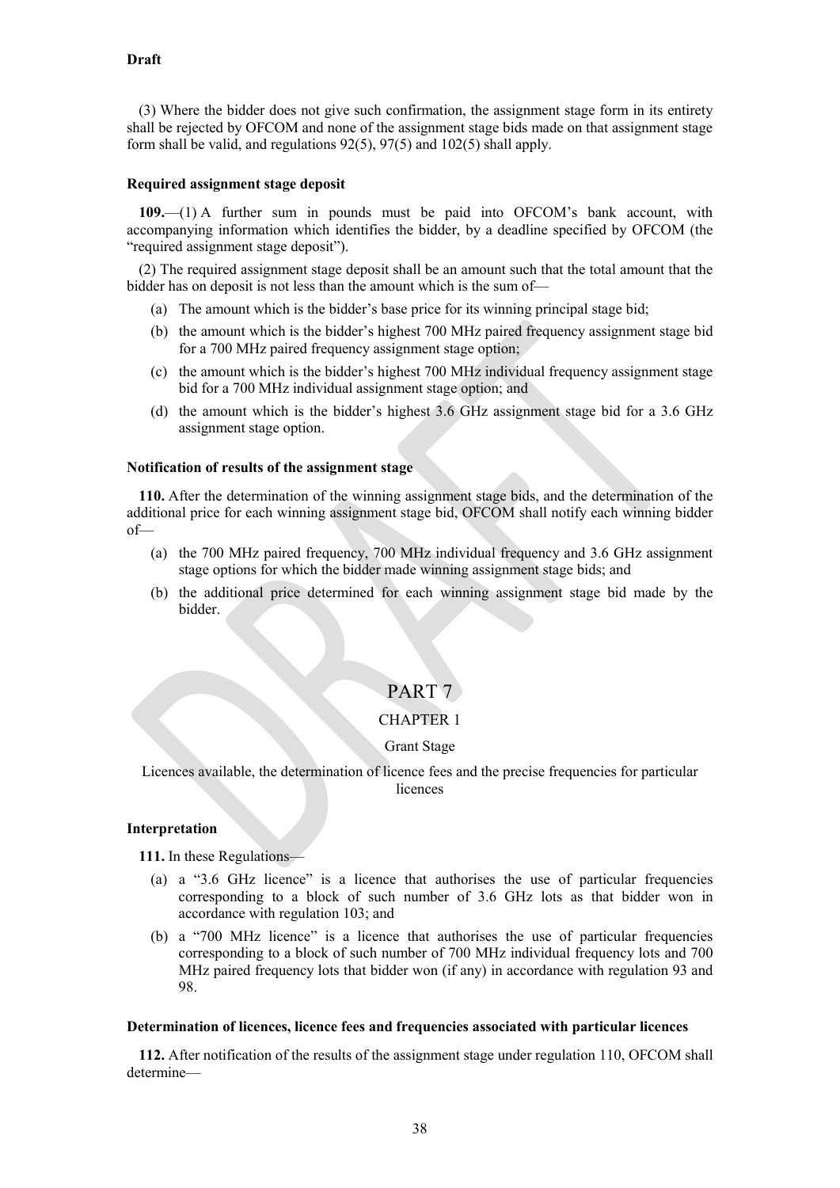**Draft**

(3) Where the bidder does not give such confirmation, the assignment stage form in its entirety shall be rejected by OFCOM and none of the assignment stage bids made on that assignment stage form shall be valid, and regulations 92(5), 97(5) and 102(5) shall apply.

**Required assignment stage deposit**

**109.**—(1) A further sum in pounds must be paid into OFCOM's bank account, with accompanying information which identifies the bidder, by a deadline specified by OFCOM (the "required assignment stage deposit").

(2) The required assignment stage deposit shall be an amount such that the total amount that the bidder has on deposit is not less than the amount which is the sum of—

- (a) The amount which is the bidder's base price for its winning principal stage bid;
- (b) the amount which is the bidder's highest 700 MHz paired frequency assignment stage bid for a 700 MHz paired frequency assignment stage option;
- (c) the amount which is the bidder's highest 700 MHz individual frequency assignment stage bid for a 700 MHz individual assignment stage option; and
- (d) the amount which is the bidder's highest 3.6 GHz assignment stage bid for a 3.6 GHz assignment stage option.

**Notification of results of the assignment stage**

**110.** After the determination of the winning assignment stage bids, and the determination of the additional price for each winning assignment stage bid, OFCOM shall notify each winning bidder of—

- (a) the 700 MHz paired frequency, 700 MHz individual frequency and 3.6 GHz assignment stage options for which the bidder made winning assignment stage bids; and
- (b) the additional price determined for each winning assignment stage bid made by the bidder.

# PART 7

## CHAPTER 1

### Grant Stage

Licences available, the determination of licence fees and the precise frequencies for particular licences

**Interpretation**

**111.** In these Regulations—

- (a) a "3.6 GHz licence" is a licence that authorises the use of particular frequencies corresponding to a block of such number of 3.6 GHz lots as that bidder won in accordance with regulation 103; and
- (b) a "700 MHz licence" is a licence that authorises the use of particular frequencies corresponding to a block of such number of 700 MHz individual frequency lots and 700 MHz paired frequency lots that bidder won (if any) in accordance with regulation 93 and 98.

**Determination of licences, licence fees and frequencies associated with particular licences**

**112.** After notification of the results of the assignment stage under regulation 110, OFCOM shall determine—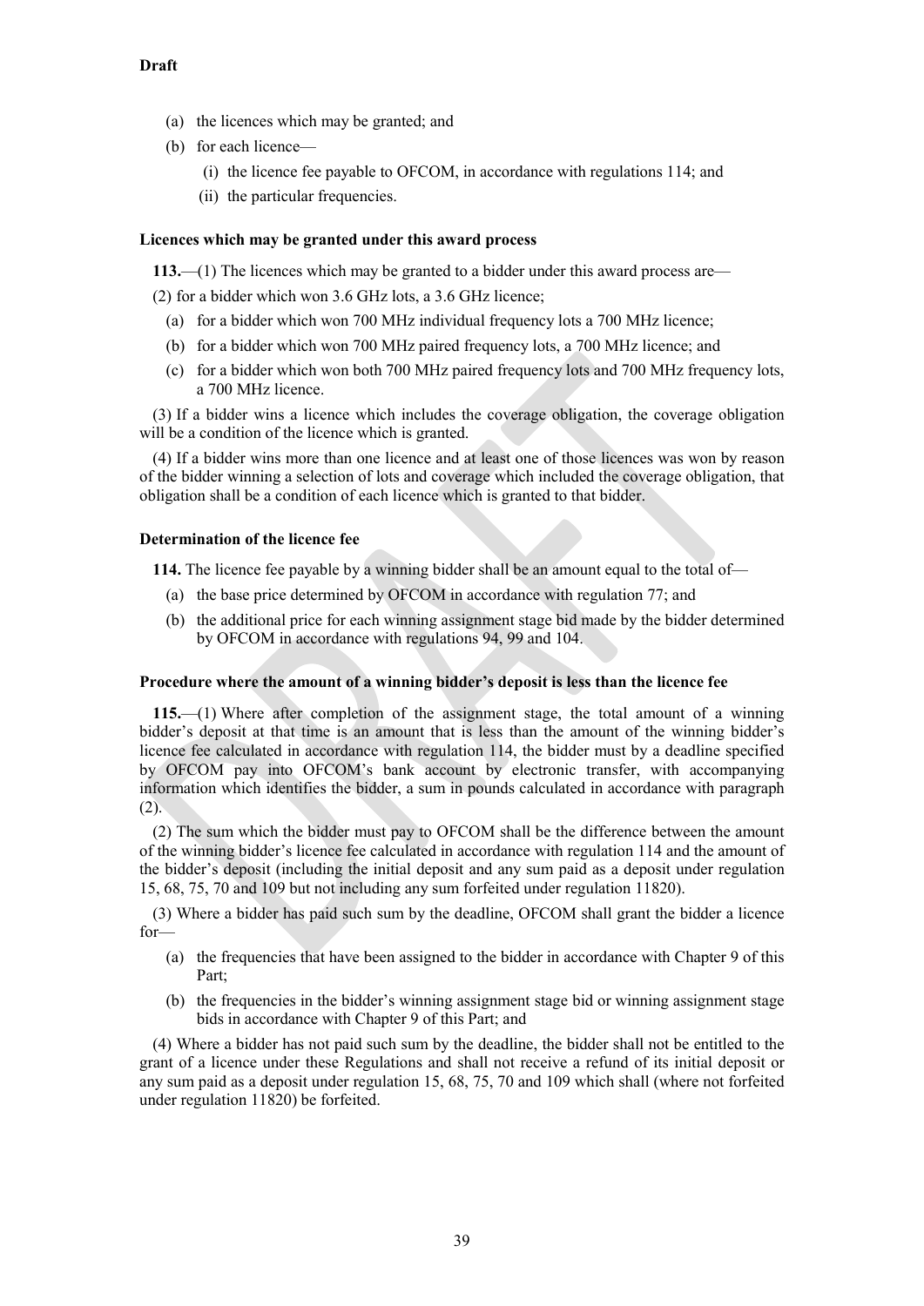**Draft**

(a) the licences which may be granted; and

(b) for each licence—

(i) the licence fee payable to OFCOM, in accordance with regulations 114; and

(ii) the particular frequencies.

**Licences which may be granted under this award process**

**113.**—(1) The licences which may be granted to a bidder under this award process are—

(2) for a bidder which won 3.6 GHz lots, a 3.6 GHz licence;

(a) for a bidder which won 700 MHz individual frequency lots a 700 MHz licence;

(b) for a bidder which won 700 MHz paired frequency lots, a 700 MHz licence; and

(c) for a bidder which won both 700 MHz paired frequency lots and 700 MHz frequency lots, a 700 MHz licence.

(3) If a bidder wins a licence which includes the coverage obligation, the coverage obligation will be a condition of the licence which is granted.

(4) If a bidder wins more than one licence and at least one of those licences was won by reason of the bidder winning a selection of lots and coverage which included the coverage obligation, that obligation shall be a condition of each licence which is granted to that bidder.

**Determination of the licence fee**

**114.** The licence fee payable by a winning bidder shall be an amount equal to the total of—

(a) the base price determined by OFCOM in accordance with regulation 77; and

(b) the additional price for each winning assignment stage bid made by the bidder determined by OFCOM in accordance with regulations 94, 99 and 104.

**Procedure where the amount of a winning bidder's deposit is less than the licence fee**

**115.**—(1) Where after completion of the assignment stage, the total amount of a winning bidder's deposit at that time is an amount that is less than the amount of the winning bidder's licence fee calculated in accordance with regulation 114, the bidder must by a deadline specified by OFCOM pay into OFCOM's bank account by electronic transfer, with accompanying information which identifies the bidder, a sum in pounds calculated in accordance with paragraph (2).

(2) The sum which the bidder must pay to OFCOM shall be the difference between the amount of the winning bidder's licence fee calculated in accordance with regulation 114 and the amount of the bidder's deposit (including the initial deposit and any sum paid as a deposit under regulation 15, 68, 75, 70 and 109 but not including any sum forfeited under regulation 11820).

(3) Where a bidder has paid such sum by the deadline, OFCOM shall grant the bidder a licence for—

(a) the frequencies that have been assigned to the bidder in accordance with Chapter 9 of this Part;

(b) the frequencies in the bidder's winning assignment stage bid or winning assignment stage bids in accordance with Chapter 9 of this Part; and

(4) Where a bidder has not paid such sum by the deadline, the bidder shall not be entitled to the grant of a licence under these Regulations and shall not receive a refund of its initial deposit or any sum paid as a deposit under regulation 15, 68, 75, 70 and 109 which shall (where not forfeited under regulation 11820) be forfeited.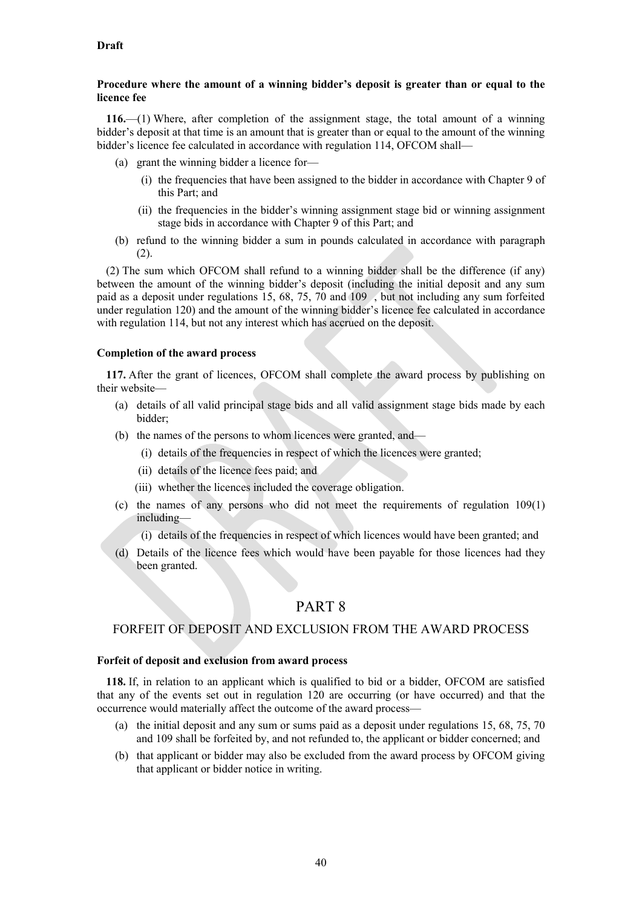**Draft**

**Procedure where the amount of a winning bidder's deposit is greater than or equal to the licence fee**

**116.**—(1) Where, after completion of the assignment stage, the total amount of a winning bidder's deposit at that time is an amount that is greater than or equal to the amount of the winning bidder's licence fee calculated in accordance with regulation 114, OFCOM shall—

(a) grant the winning bidder a licence for—

(i) the frequencies that have been assigned to the bidder in accordance with Chapter 9 of this Part; and

(ii) the frequencies in the bidder's winning assignment stage bid or winning assignment stage bids in accordance with Chapter 9 of this Part; and

(b) refund to the winning bidder a sum in pounds calculated in accordance with paragraph (2).

(2) The sum which OFCOM shall refund to a winning bidder shall be the difference (if any) between the amount of the winning bidder's deposit (including the initial deposit and any sum paid as a deposit under regulations 15, 68, 75, 70 and 109 , but not including any sum forfeited under regulation 120) and the amount of the winning bidder's licence fee calculated in accordance with regulation 114, but not any interest which has accrued on the deposit.

**Completion of the award process**

**117.** After the grant of licences, OFCOM shall complete the award process by publishing on their website—

(a) details of all valid principal stage bids and all valid assignment stage bids made by each bidder;

(b) the names of the persons to whom licences were granted, and—

(i) details of the frequencies in respect of which the licences were granted;

(ii) details of the licence fees paid; and

(iii) whether the licences included the coverage obligation.

(c) the names of any persons who did not meet the requirements of regulation 109(1) including—

(i) details of the frequencies in respect of which licences would have been granted; and

(d) Details of the licence fees which would have been payable for those licences had they been granted.

# PART 8

## FORFEIT OF DEPOSIT AND EXCLUSION FROM THE AWARD PROCESS

**Forfeit of deposit and exclusion from award process**

**118.** If, in relation to an applicant which is qualified to bid or a bidder, OFCOM are satisfied that any of the events set out in regulation 120 are occurring (or have occurred) and that the occurrence would materially affect the outcome of the award process—

(a) the initial deposit and any sum or sums paid as a deposit under regulations 15, 68, 75, 70 and 109 shall be forfeited by, and not refunded to, the applicant or bidder concerned; and

(b) that applicant or bidder may also be excluded from the award process by OFCOM giving that applicant or bidder notice in writing.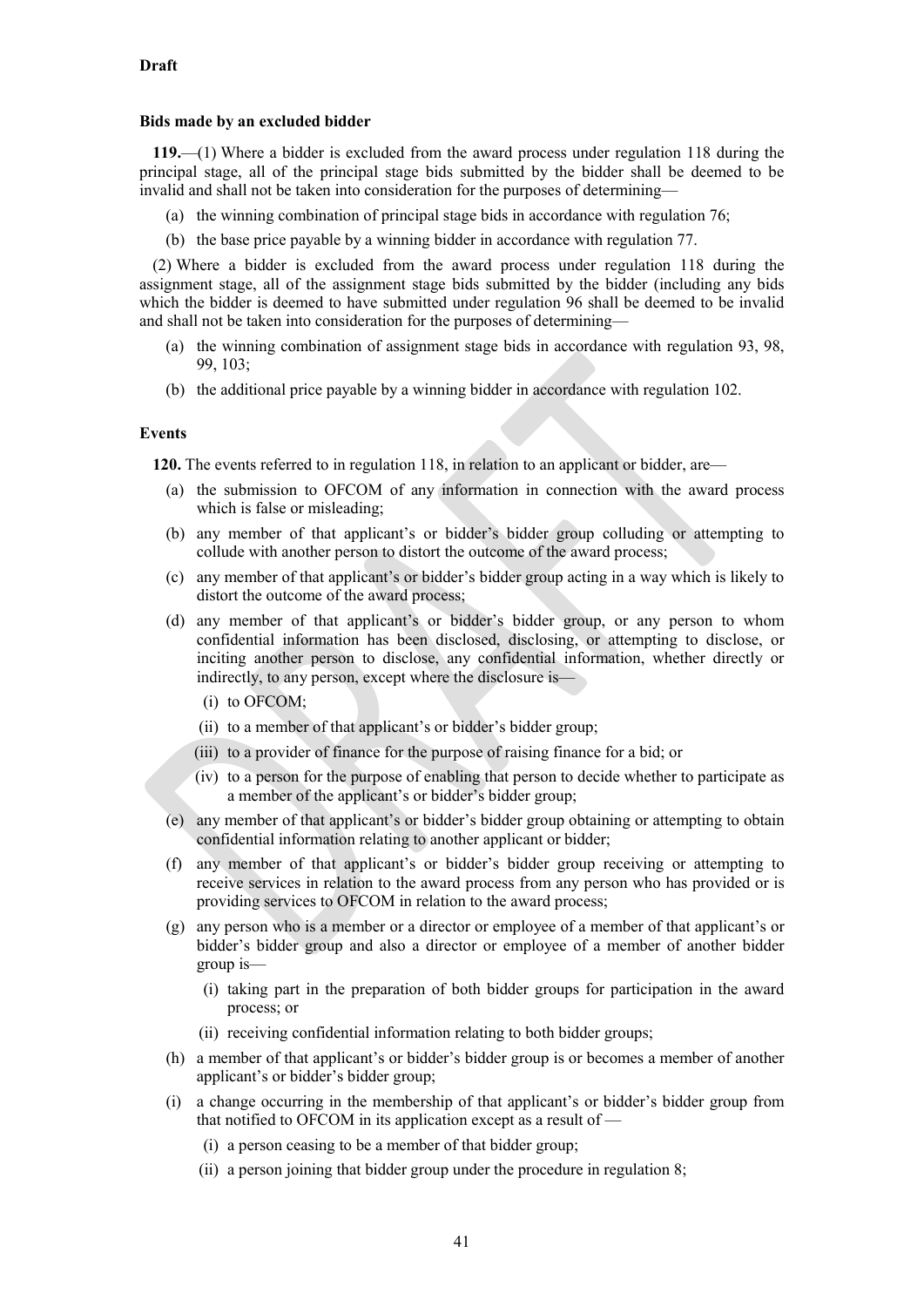**Draft**

**Bids made by an excluded bidder**

**119.**—(1) Where a bidder is excluded from the award process under regulation 118 during the principal stage, all of the principal stage bids submitted by the bidder shall be deemed to be invalid and shall not be taken into consideration for the purposes of determining—

(a) the winning combination of principal stage bids in accordance with regulation 76;

(b) the base price payable by a winning bidder in accordance with regulation 77.

(2) Where a bidder is excluded from the award process under regulation 118 during the assignment stage, all of the assignment stage bids submitted by the bidder (including any bids which the bidder is deemed to have submitted under regulation 96 shall be deemed to be invalid and shall not be taken into consideration for the purposes of determining—

(a) the winning combination of assignment stage bids in accordance with regulation 93, 98, 99, 103;

(b) the additional price payable by a winning bidder in accordance with regulation 102.

**Events**

**120.** The events referred to in regulation 118, in relation to an applicant or bidder, are—

(a) the submission to OFCOM of any information in connection with the award process which is false or misleading;

(b) any member of that applicant's or bidder's bidder group colluding or attempting to collude with another person to distort the outcome of the award process;

(c) any member of that applicant's or bidder's bidder group acting in a way which is likely to distort the outcome of the award process;

(d) any member of that applicant's or bidder's bidder group, or any person to whom confidential information has been disclosed, disclosing, or attempting to disclose, or inciting another person to disclose, any confidential information, whether directly or indirectly, to any person, except where the disclosure is—

 (i) to OFCOM;

 (ii) to a member of that applicant's or bidder's bidder group;

 (iii) to a provider of finance for the purpose of raising finance for a bid; or

 (iv) to a person for the purpose of enabling that person to decide whether to participate as a member of the applicant's or bidder's bidder group;

(e) any member of that applicant's or bidder's bidder group obtaining or attempting to obtain confidential information relating to another applicant or bidder;

(f) any member of that applicant's or bidder's bidder group receiving or attempting to receive services in relation to the award process from any person who has provided or is providing services to OFCOM in relation to the award process;

(g) any person who is a member or a director or employee of a member of that applicant's or bidder's bidder group and also a director or employee of a member of another bidder group is—

 (i) taking part in the preparation of both bidder groups for participation in the award process; or

 (ii) receiving confidential information relating to both bidder groups;

(h) a member of that applicant's or bidder's bidder group is or becomes a member of another applicant's or bidder's bidder group;

(i) a change occurring in the membership of that applicant's or bidder's bidder group from that notified to OFCOM in its application except as a result of —

 (i) a person ceasing to be a member of that bidder group;

 (ii) a person joining that bidder group under the procedure in regulation 8;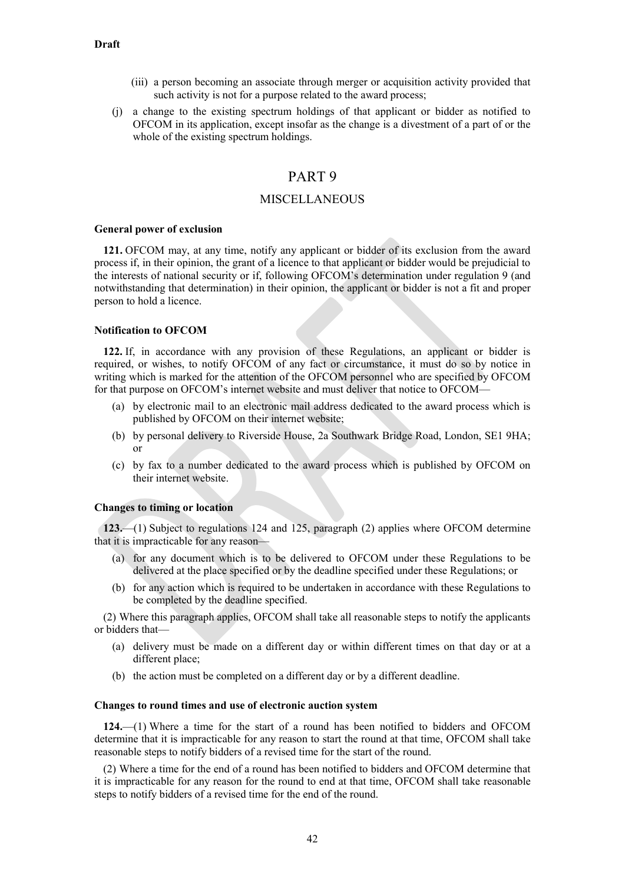(iii) a person becoming an associate through merger or acquisition activity provided that such activity is not for a purpose related to the award process;

(j) a change to the existing spectrum holdings of that applicant or bidder as notified to OFCOM in its application, except insofar as the change is a divestment of a part of or the whole of the existing spectrum holdings.

# PART 9

## MISCELLANEOUS

### General power of exclusion

**121.** OFCOM may, at any time, notify any applicant or bidder of its exclusion from the award process if, in their opinion, the grant of a licence to that applicant or bidder would be prejudicial to the interests of national security or if, following OFCOM's determination under regulation 9 (and notwithstanding that determination) in their opinion, the applicant or bidder is not a fit and proper person to hold a licence.

### Notification to OFCOM

**122.** If, in accordance with any provision of these Regulations, an applicant or bidder is required, or wishes, to notify OFCOM of any fact or circumstance, it must do so by notice in writing which is marked for the attention of the OFCOM personnel who are specified by OFCOM for that purpose on OFCOM's internet website and must deliver that notice to OFCOM—

(a) by electronic mail to an electronic mail address dedicated to the award process which is published by OFCOM on their internet website;

(b) by personal delivery to Riverside House, 2a Southwark Bridge Road, London, SE1 9HA; or

(c) by fax to a number dedicated to the award process which is published by OFCOM on their internet website.

### Changes to timing or location

**123.**—(1) Subject to regulations 124 and 125, paragraph (2) applies where OFCOM determine that it is impracticable for any reason—

(a) for any document which is to be delivered to OFCOM under these Regulations to be delivered at the place specified or by the deadline specified under these Regulations; or

(b) for any action which is required to be undertaken in accordance with these Regulations to be completed by the deadline specified.

(2) Where this paragraph applies, OFCOM shall take all reasonable steps to notify the applicants or bidders that—

(a) delivery must be made on a different day or within different times on that day or at a different place;

(b) the action must be completed on a different day or by a different deadline.

### Changes to round times and use of electronic auction system

**124.**—(1) Where a time for the start of a round has been notified to bidders and OFCOM determine that it is impracticable for any reason to start the round at that time, OFCOM shall take reasonable steps to notify bidders of a revised time for the start of the round.

(2) Where a time for the end of a round has been notified to bidders and OFCOM determine that it is impracticable for any reason for the round to end at that time, OFCOM shall take reasonable steps to notify bidders of a revised time for the end of the round.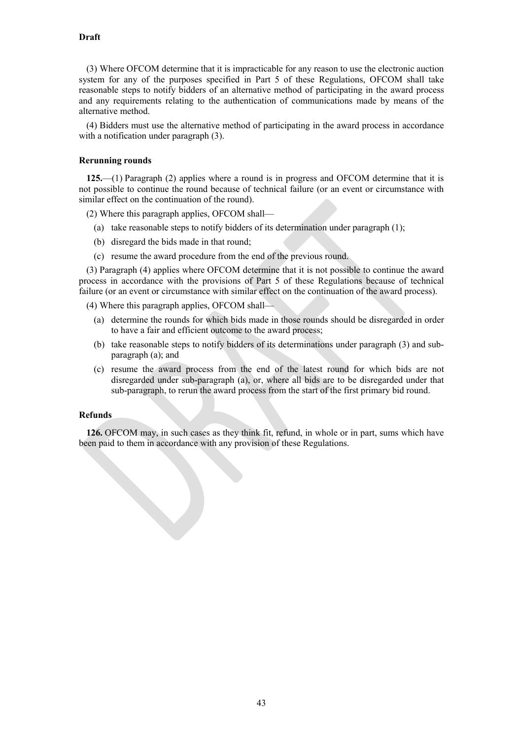**Draft**

(3) Where OFCOM determine that it is impracticable for any reason to use the electronic auction system for any of the purposes specified in Part 5 of these Regulations, OFCOM shall take reasonable steps to notify bidders of an alternative method of participating in the award process and any requirements relating to the authentication of communications made by means of the alternative method.

(4) Bidders must use the alternative method of participating in the award process in accordance with a notification under paragraph (3).

### Rerunning rounds

**125.**—(1) Paragraph (2) applies where a round is in progress and OFCOM determine that it is not possible to continue the round because of technical failure (or an event or circumstance with similar effect on the continuation of the round).

(2) Where this paragraph applies, OFCOM shall—

(a) take reasonable steps to notify bidders of its determination under paragraph (1);

(b) disregard the bids made in that round;

(c) resume the award procedure from the end of the previous round.

(3) Paragraph (4) applies where OFCOM determine that it is not possible to continue the award process in accordance with the provisions of Part 5 of these Regulations because of technical failure (or an event or circumstance with similar effect on the continuation of the award process).

(4) Where this paragraph applies, OFCOM shall—

(a) determine the rounds for which bids made in those rounds should be disregarded in order to have a fair and efficient outcome to the award process;

(b) take reasonable steps to notify bidders of its determinations under paragraph (3) and sub-paragraph (a); and

(c) resume the award process from the end of the latest round for which bids are not disregarded under sub-paragraph (a), or, where all bids are to be disregarded under that sub-paragraph, to rerun the award process from the start of the first primary bid round.

### Refunds

**126.** OFCOM may, in such cases as they think fit, refund, in whole or in part, sums which have been paid to them in accordance with any provision of these Regulations.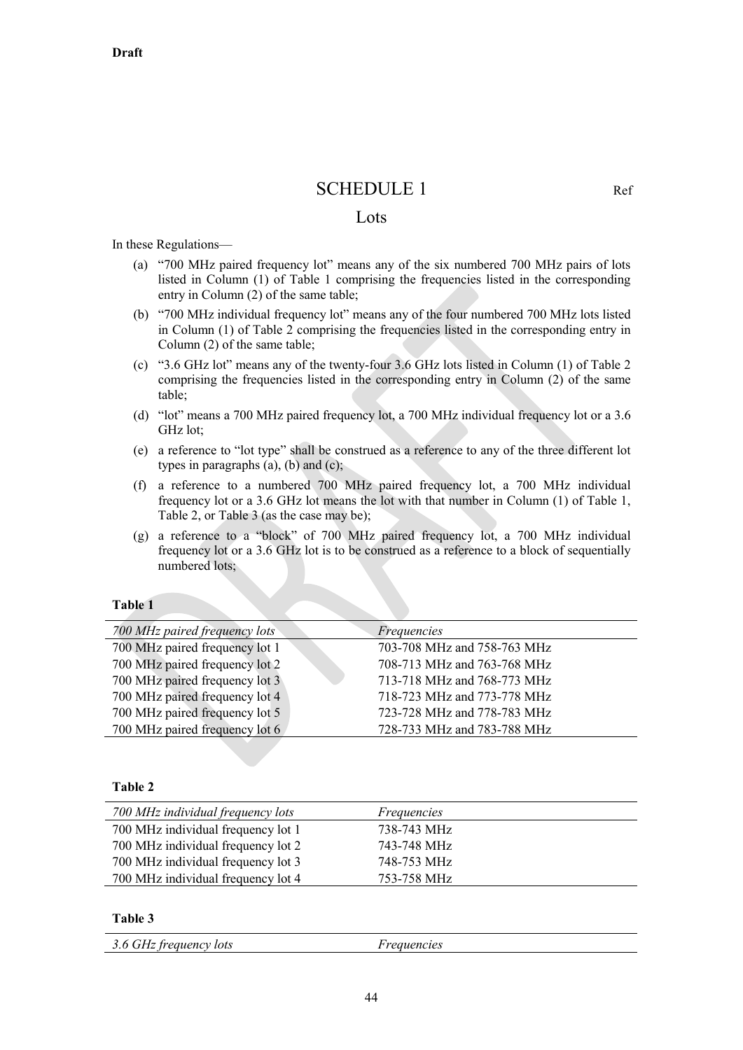**Draft**

# SCHEDULE 1

Ref

## Lots

In these Regulations—

(a) "700 MHz paired frequency lot" means any of the six numbered 700 MHz pairs of lots listed in Column (1) of Table 1 comprising the frequencies listed in the corresponding entry in Column (2) of the same table;

(b) "700 MHz individual frequency lot" means any of the four numbered 700 MHz lots listed in Column (1) of Table 2 comprising the frequencies listed in the corresponding entry in Column (2) of the same table;

(c) "3.6 GHz lot" means any of the twenty-four 3.6 GHz lots listed in Column (1) of Table 2 comprising the frequencies listed in the corresponding entry in Column (2) of the same table;

(d) "lot" means a 700 MHz paired frequency lot, a 700 MHz individual frequency lot or a 3.6 GHz lot;

(e) a reference to "lot type" shall be construed as a reference to any of the three different lot types in paragraphs (a), (b) and (c);

(f) a reference to a numbered 700 MHz paired frequency lot, a 700 MHz individual frequency lot or a 3.6 GHz lot means the lot with that number in Column (1) of Table 1, Table 2, or Table 3 (as the case may be);

(g) a reference to a "block" of 700 MHz paired frequency lot, a 700 MHz individual frequency lot or a 3.6 GHz lot is to be construed as a reference to a block of sequentially numbered lots;

**Table 1**

| *700 MHz paired frequency lots* | *Frequencies* |
|---|---|
| 700 MHz paired frequency lot 1 | 703-708 MHz and 758-763 MHz |
| 700 MHz paired frequency lot 2 | 708-713 MHz and 763-768 MHz |
| 700 MHz paired frequency lot 3 | 713-718 MHz and 768-773 MHz |
| 700 MHz paired frequency lot 4 | 718-723 MHz and 773-778 MHz |
| 700 MHz paired frequency lot 5 | 723-728 MHz and 778-783 MHz |
| 700 MHz paired frequency lot 6 | 728-733 MHz and 783-788 MHz |

**Table 2**

| *700 MHz individual frequency lots* | *Frequencies* |
|---|---|
| 700 MHz individual frequency lot 1 | 738-743 MHz |
| 700 MHz individual frequency lot 2 | 743-748 MHz |
| 700 MHz individual frequency lot 3 | 748-753 MHz |
| 700 MHz individual frequency lot 4 | 753-758 MHz |

**Table 3**

| *3.6 GHz frequency lots* | *Frequencies* |
|---|---|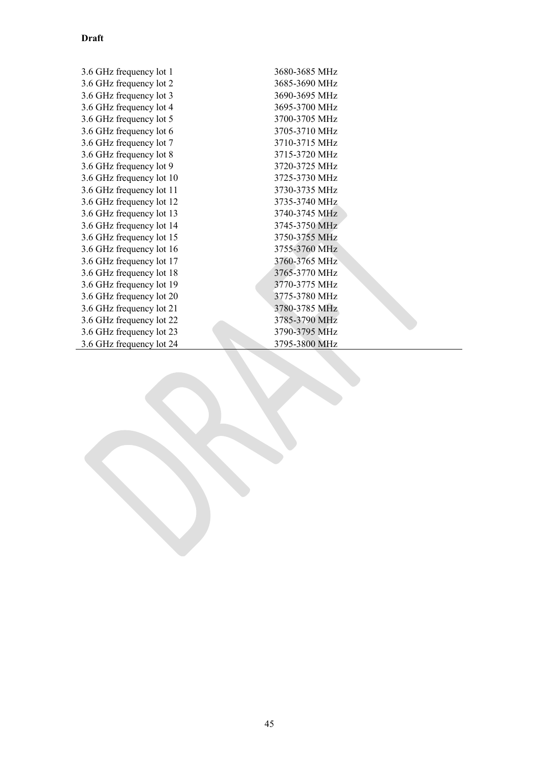**Draft**

| | |
|---|---|
| 3.6 GHz frequency lot 1 | 3680-3685 MHz |
| 3.6 GHz frequency lot 2 | 3685-3690 MHz |
| 3.6 GHz frequency lot 3 | 3690-3695 MHz |
| 3.6 GHz frequency lot 4 | 3695-3700 MHz |
| 3.6 GHz frequency lot 5 | 3700-3705 MHz |
| 3.6 GHz frequency lot 6 | 3705-3710 MHz |
| 3.6 GHz frequency lot 7 | 3710-3715 MHz |
| 3.6 GHz frequency lot 8 | 3715-3720 MHz |
| 3.6 GHz frequency lot 9 | 3720-3725 MHz |
| 3.6 GHz frequency lot 10 | 3725-3730 MHz |
| 3.6 GHz frequency lot 11 | 3730-3735 MHz |
| 3.6 GHz frequency lot 12 | 3735-3740 MHz |
| 3.6 GHz frequency lot 13 | 3740-3745 MHz |
| 3.6 GHz frequency lot 14 | 3745-3750 MHz |
| 3.6 GHz frequency lot 15 | 3750-3755 MHz |
| 3.6 GHz frequency lot 16 | 3755-3760 MHz |
| 3.6 GHz frequency lot 17 | 3760-3765 MHz |
| 3.6 GHz frequency lot 18 | 3765-3770 MHz |
| 3.6 GHz frequency lot 19 | 3770-3775 MHz |
| 3.6 GHz frequency lot 20 | 3775-3780 MHz |
| 3.6 GHz frequency lot 21 | 3780-3785 MHz |
| 3.6 GHz frequency lot 22 | 3785-3790 MHz |
| 3.6 GHz frequency lot 23 | 3790-3795 MHz |
| 3.6 GHz frequency lot 24 | 3795-3800 MHz |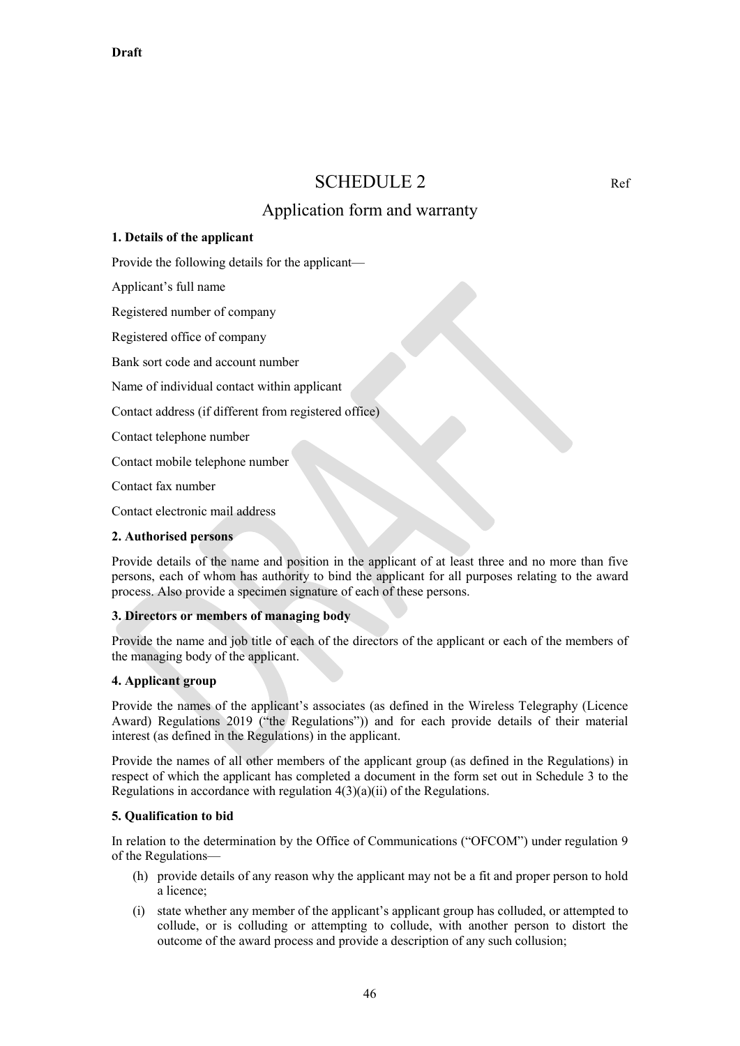**Draft**

# SCHEDULE 2

Ref

## Application form and warranty

**1. Details of the applicant**

Provide the following details for the applicant—

Applicant's full name

Registered number of company

Registered office of company

Bank sort code and account number

Name of individual contact within applicant

Contact address (if different from registered office)

Contact telephone number

Contact mobile telephone number

Contact fax number

Contact electronic mail address

**2. Authorised persons**

Provide details of the name and position in the applicant of at least three and no more than five persons, each of whom has authority to bind the applicant for all purposes relating to the award process. Also provide a specimen signature of each of these persons.

**3. Directors or members of managing body**

Provide the name and job title of each of the directors of the applicant or each of the members of the managing body of the applicant.

**4. Applicant group**

Provide the names of the applicant's associates (as defined in the Wireless Telegraphy (Licence Award) Regulations 2019 ("the Regulations")) and for each provide details of their material interest (as defined in the Regulations) in the applicant.

Provide the names of all other members of the applicant group (as defined in the Regulations) in respect of which the applicant has completed a document in the form set out in Schedule 3 to the Regulations in accordance with regulation 4(3)(a)(ii) of the Regulations.

**5. Qualification to bid**

In relation to the determination by the Office of Communications ("OFCOM") under regulation 9 of the Regulations—

(h) provide details of any reason why the applicant may not be a fit and proper person to hold a licence;

(i) state whether any member of the applicant's applicant group has colluded, or attempted to collude, or is colluding or attempting to collude, with another person to distort the outcome of the award process and provide a description of any such collusion;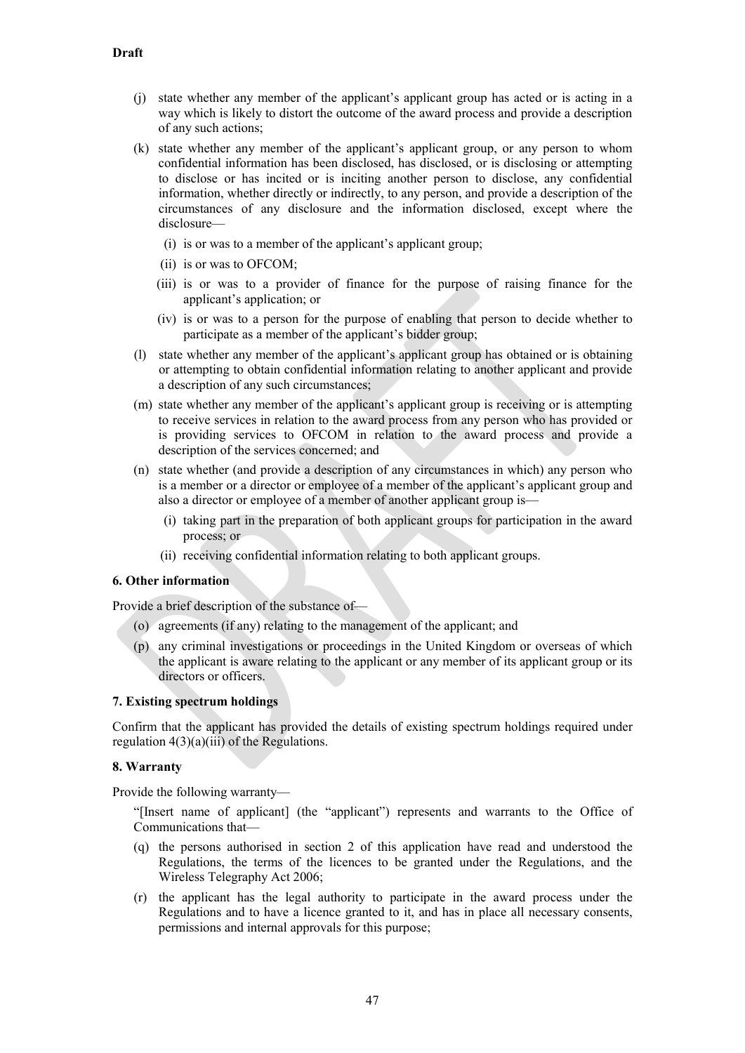(j) state whether any member of the applicant's applicant group has acted or is acting in a way which is likely to distort the outcome of the award process and provide a description of any such actions;

(k) state whether any member of the applicant's applicant group, or any person to whom confidential information has been disclosed, has disclosed, or is disclosing or attempting to disclose or has incited or is inciting another person to disclose, any confidential information, whether directly or indirectly, to any person, and provide a description of the circumstances of any disclosure and the information disclosed, except where the disclosure—

   (i) is or was to a member of the applicant's applicant group;

   (ii) is or was to OFCOM;

   (iii) is or was to a provider of finance for the purpose of raising finance for the applicant's application; or

   (iv) is or was to a person for the purpose of enabling that person to decide whether to participate as a member of the applicant's bidder group;

(l) state whether any member of the applicant's applicant group has obtained or is obtaining or attempting to obtain confidential information relating to another applicant and provide a description of any such circumstances;

(m) state whether any member of the applicant's applicant group is receiving or is attempting to receive services in relation to the award process from any person who has provided or is providing services to OFCOM in relation to the award process and provide a description of the services concerned; and

(n) state whether (and provide a description of any circumstances in which) any person who is a member or a director or employee of a member of the applicant's applicant group and also a director or employee of a member of another applicant group is—

   (i) taking part in the preparation of both applicant groups for participation in the award process; or

   (ii) receiving confidential information relating to both applicant groups.

**6. Other information**

Provide a brief description of the substance of—

(o) agreements (if any) relating to the management of the applicant; and

(p) any criminal investigations or proceedings in the United Kingdom or overseas of which the applicant is aware relating to the applicant or any member of its applicant group or its directors or officers.

**7. Existing spectrum holdings**

Confirm that the applicant has provided the details of existing spectrum holdings required under regulation 4(3)(a)(iii) of the Regulations.

**8. Warranty**

Provide the following warranty—

"[Insert name of applicant] (the "applicant") represents and warrants to the Office of Communications that—

(q) the persons authorised in section 2 of this application have read and understood the Regulations, the terms of the licences to be granted under the Regulations, and the Wireless Telegraphy Act 2006;

(r) the applicant has the legal authority to participate in the award process under the Regulations and to have a licence granted to it, and has in place all necessary consents, permissions and internal approvals for this purpose;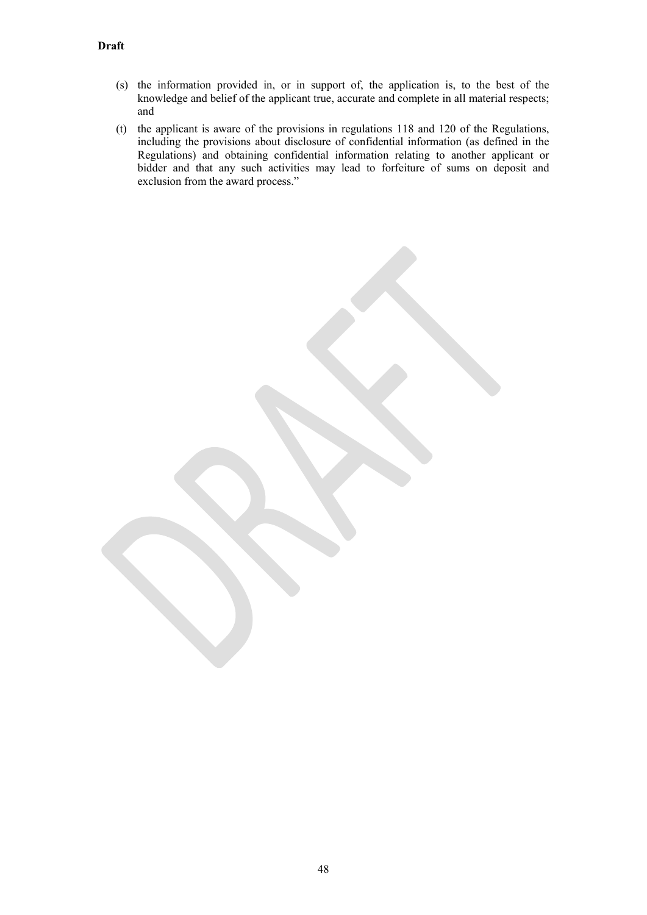(s) the information provided in, or in support of, the application is, to the best of the knowledge and belief of the applicant true, accurate and complete in all material respects; and

(t) the applicant is aware of the provisions in regulations 118 and 120 of the Regulations, including the provisions about disclosure of confidential information (as defined in the Regulations) and obtaining confidential information relating to another applicant or bidder and that any such activities may lead to forfeiture of sums on deposit and exclusion from the award process."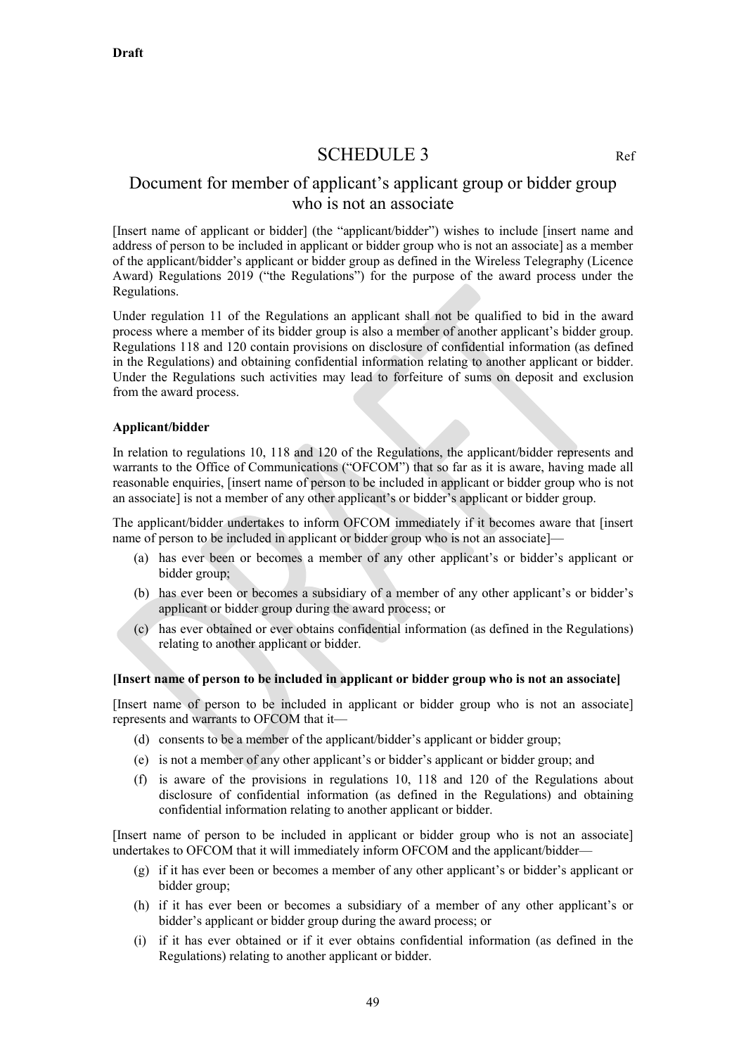**Draft**

# SCHEDULE 3

Ref

## Document for member of applicant's applicant group or bidder group who is not an associate

[Insert name of applicant or bidder] (the "applicant/bidder") wishes to include [insert name and address of person to be included in applicant or bidder group who is not an associate] as a member of the applicant/bidder's applicant or bidder group as defined in the Wireless Telegraphy (Licence Award) Regulations 2019 ("the Regulations") for the purpose of the award process under the Regulations.

Under regulation 11 of the Regulations an applicant shall not be qualified to bid in the award process where a member of its bidder group is also a member of another applicant's bidder group. Regulations 118 and 120 contain provisions on disclosure of confidential information (as defined in the Regulations) and obtaining confidential information relating to another applicant or bidder. Under the Regulations such activities may lead to forfeiture of sums on deposit and exclusion from the award process.

**Applicant/bidder**

In relation to regulations 10, 118 and 120 of the Regulations, the applicant/bidder represents and warrants to the Office of Communications ("OFCOM") that so far as it is aware, having made all reasonable enquiries, [insert name of person to be included in applicant or bidder group who is not an associate] is not a member of any other applicant's or bidder's applicant or bidder group.

The applicant/bidder undertakes to inform OFCOM immediately if it becomes aware that [insert name of person to be included in applicant or bidder group who is not an associate]—

(a) has ever been or becomes a member of any other applicant's or bidder's applicant or bidder group;

(b) has ever been or becomes a subsidiary of a member of any other applicant's or bidder's applicant or bidder group during the award process; or

(c) has ever obtained or ever obtains confidential information (as defined in the Regulations) relating to another applicant or bidder.

**[Insert name of person to be included in applicant or bidder group who is not an associate]**

[Insert name of person to be included in applicant or bidder group who is not an associate] represents and warrants to OFCOM that it—

(d) consents to be a member of the applicant/bidder's applicant or bidder group;

(e) is not a member of any other applicant's or bidder's applicant or bidder group; and

(f) is aware of the provisions in regulations 10, 118 and 120 of the Regulations about disclosure of confidential information (as defined in the Regulations) and obtaining confidential information relating to another applicant or bidder.

[Insert name of person to be included in applicant or bidder group who is not an associate] undertakes to OFCOM that it will immediately inform OFCOM and the applicant/bidder—

(g) if it has ever been or becomes a member of any other applicant's or bidder's applicant or bidder group;

(h) if it has ever been or becomes a subsidiary of a member of any other applicant's or bidder's applicant or bidder group during the award process; or

(i) if it has ever obtained or if it ever obtains confidential information (as defined in the Regulations) relating to another applicant or bidder.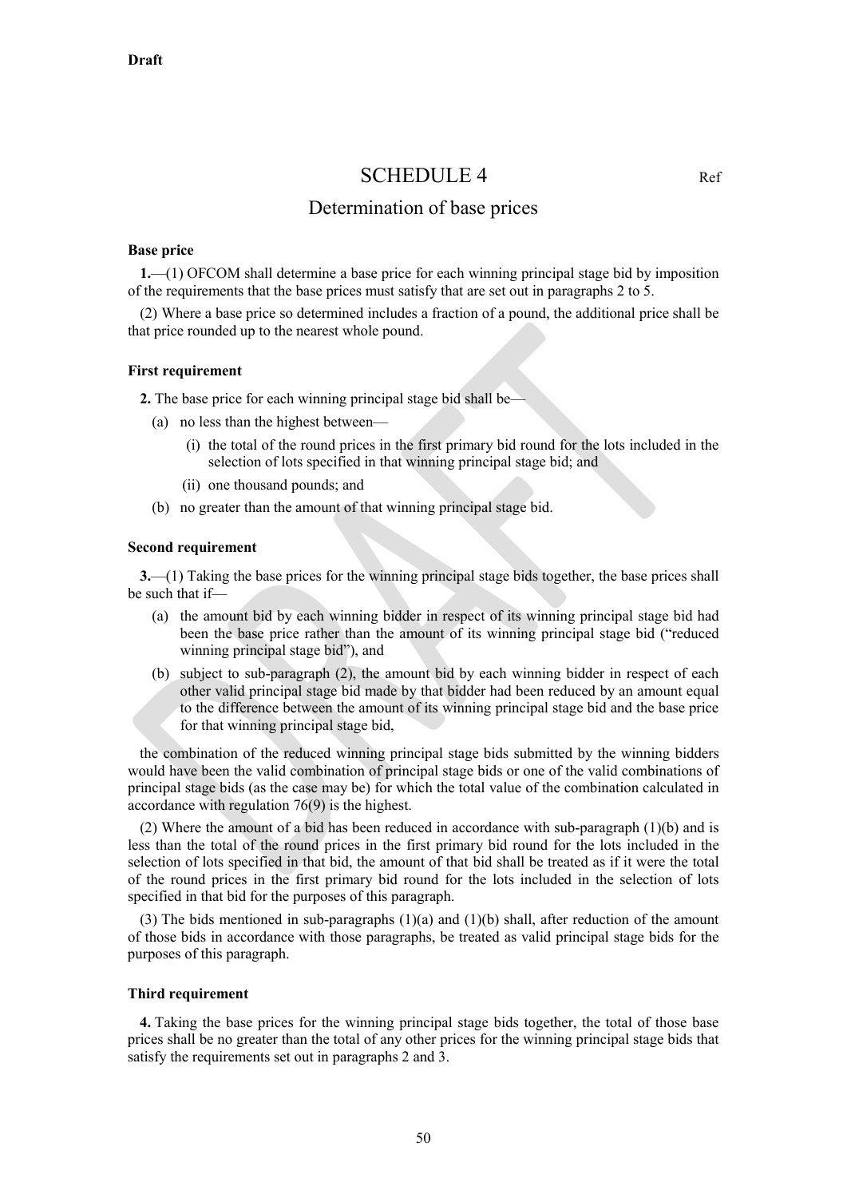**Draft**

# SCHEDULE 4

Ref

## Determination of base prices

**Base price**

**1.**—(1) OFCOM shall determine a base price for each winning principal stage bid by imposition of the requirements that the base prices must satisfy that are set out in paragraphs 2 to 5.

(2) Where a base price so determined includes a fraction of a pound, the additional price shall be that price rounded up to the nearest whole pound.

**First requirement**

**2.** The base price for each winning principal stage bid shall be—

(a) no less than the highest between—

(i) the total of the round prices in the first primary bid round for the lots included in the selection of lots specified in that winning principal stage bid; and

(ii) one thousand pounds; and

(b) no greater than the amount of that winning principal stage bid.

**Second requirement**

**3.**—(1) Taking the base prices for the winning principal stage bids together, the base prices shall be such that if—

(a) the amount bid by each winning bidder in respect of its winning principal stage bid had been the base price rather than the amount of its winning principal stage bid ("reduced winning principal stage bid"), and

(b) subject to sub-paragraph (2), the amount bid by each winning bidder in respect of each other valid principal stage bid made by that bidder had been reduced by an amount equal to the difference between the amount of its winning principal stage bid and the base price for that winning principal stage bid,

the combination of the reduced winning principal stage bids submitted by the winning bidders would have been the valid combination of principal stage bids or one of the valid combinations of principal stage bids (as the case may be) for which the total value of the combination calculated in accordance with regulation 76(9) is the highest.

(2) Where the amount of a bid has been reduced in accordance with sub-paragraph (1)(b) and is less than the total of the round prices in the first primary bid round for the lots included in the selection of lots specified in that bid, the amount of that bid shall be treated as if it were the total of the round prices in the first primary bid round for the lots included in the selection of lots specified in that bid for the purposes of this paragraph.

(3) The bids mentioned in sub-paragraphs (1)(a) and (1)(b) shall, after reduction of the amount of those bids in accordance with those paragraphs, be treated as valid principal stage bids for the purposes of this paragraph.

**Third requirement**

**4.** Taking the base prices for the winning principal stage bids together, the total of those base prices shall be no greater than the total of any other prices for the winning principal stage bids that satisfy the requirements set out in paragraphs 2 and 3.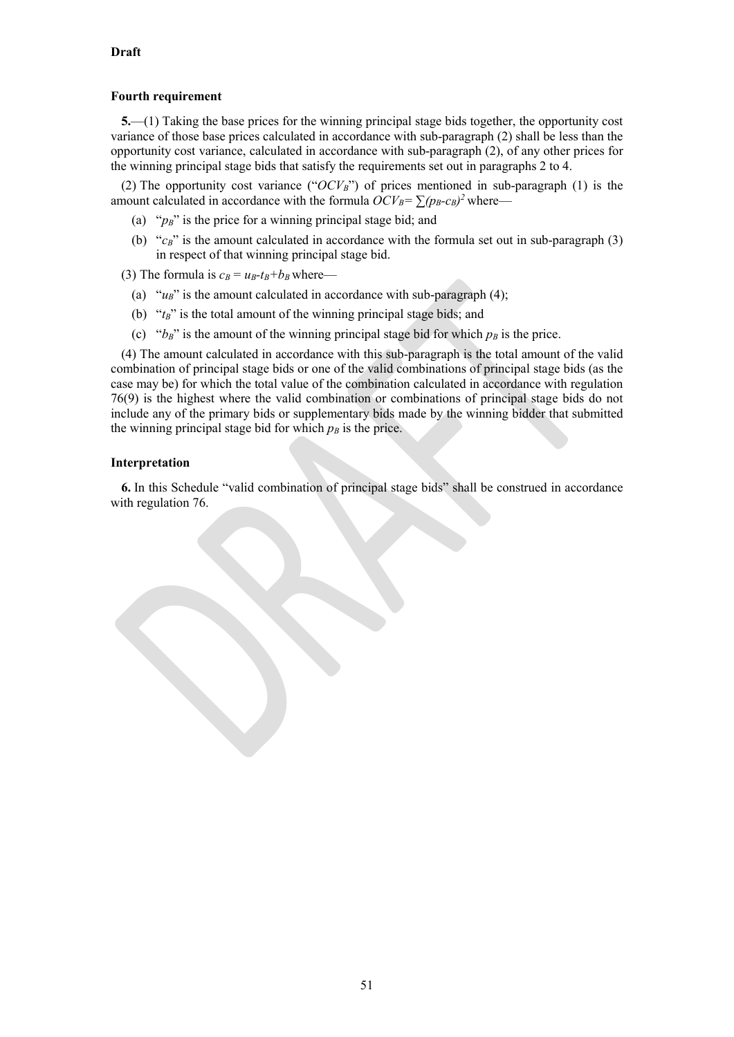**Draft**

### Fourth requirement

**5.**—(1) Taking the base prices for the winning principal stage bids together, the opportunity cost variance of those base prices calculated in accordance with sub-paragraph (2) shall be less than the opportunity cost variance, calculated in accordance with sub-paragraph (2), of any other prices for the winning principal stage bids that satisfy the requirements set out in paragraphs 2 to 4.

(2) The opportunity cost variance ("$OCV_B$") of prices mentioned in sub-paragraph (1) is the amount calculated in accordance with the formula $OCV_B = \sum(p_B - c_B)^2$ where—

(a) "$p_B$" is the price for a winning principal stage bid; and

(b) "$c_B$" is the amount calculated in accordance with the formula set out in sub-paragraph (3) in respect of that winning principal stage bid.

(3) The formula is $c_B = u_B - t_B + b_B$ where—

(a) "$u_B$" is the amount calculated in accordance with sub-paragraph (4);

(b) "$t_B$" is the total amount of the winning principal stage bids; and

(c) "$b_B$" is the amount of the winning principal stage bid for which $p_B$ is the price.

(4) The amount calculated in accordance with this sub-paragraph is the total amount of the valid combination of principal stage bids or one of the valid combinations of principal stage bids (as the case may be) for which the total value of the combination calculated in accordance with regulation 76(9) is the highest where the valid combination or combinations of principal stage bids do not include any of the primary bids or supplementary bids made by the winning bidder that submitted the winning principal stage bid for which $p_B$ is the price.

### Interpretation

**6.** In this Schedule "valid combination of principal stage bids" shall be construed in accordance with regulation 76.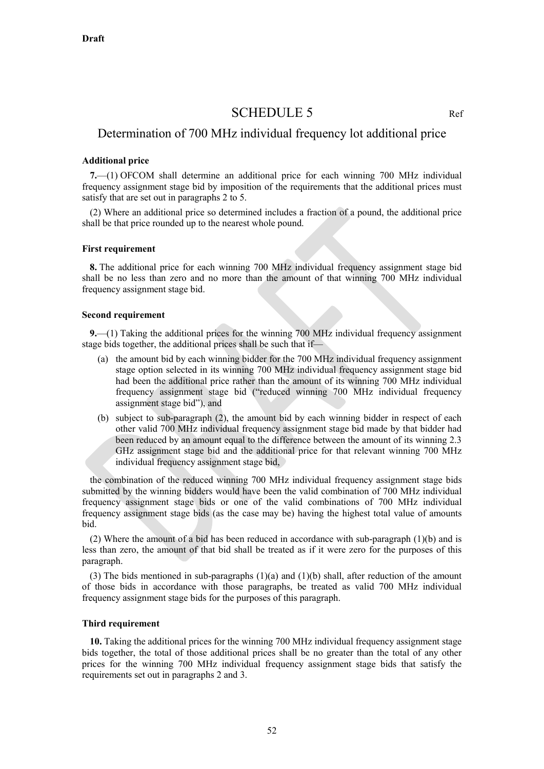**Draft**

# SCHEDULE 5

Ref

## Determination of 700 MHz individual frequency lot additional price

**Additional price**

**7.**—(1) OFCOM shall determine an additional price for each winning 700 MHz individual frequency assignment stage bid by imposition of the requirements that the additional prices must satisfy that are set out in paragraphs 2 to 5.

(2) Where an additional price so determined includes a fraction of a pound, the additional price shall be that price rounded up to the nearest whole pound.

**First requirement**

**8.** The additional price for each winning 700 MHz individual frequency assignment stage bid shall be no less than zero and no more than the amount of that winning 700 MHz individual frequency assignment stage bid.

**Second requirement**

**9.**—(1) Taking the additional prices for the winning 700 MHz individual frequency assignment stage bids together, the additional prices shall be such that if—

(a) the amount bid by each winning bidder for the 700 MHz individual frequency assignment stage option selected in its winning 700 MHz individual frequency assignment stage bid had been the additional price rather than the amount of its winning 700 MHz individual frequency assignment stage bid ("reduced winning 700 MHz individual frequency assignment stage bid"), and

(b) subject to sub-paragraph (2), the amount bid by each winning bidder in respect of each other valid 700 MHz individual frequency assignment stage bid made by that bidder had been reduced by an amount equal to the difference between the amount of its winning 2.3 GHz assignment stage bid and the additional price for that relevant winning 700 MHz individual frequency assignment stage bid,

the combination of the reduced winning 700 MHz individual frequency assignment stage bids submitted by the winning bidders would have been the valid combination of 700 MHz individual frequency assignment stage bids or one of the valid combinations of 700 MHz individual frequency assignment stage bids (as the case may be) having the highest total value of amounts bid.

(2) Where the amount of a bid has been reduced in accordance with sub-paragraph (1)(b) and is less than zero, the amount of that bid shall be treated as if it were zero for the purposes of this paragraph.

(3) The bids mentioned in sub-paragraphs (1)(a) and (1)(b) shall, after reduction of the amount of those bids in accordance with those paragraphs, be treated as valid 700 MHz individual frequency assignment stage bids for the purposes of this paragraph.

**Third requirement**

**10.** Taking the additional prices for the winning 700 MHz individual frequency assignment stage bids together, the total of those additional prices shall be no greater than the total of any other prices for the winning 700 MHz individual frequency assignment stage bids that satisfy the requirements set out in paragraphs 2 and 3.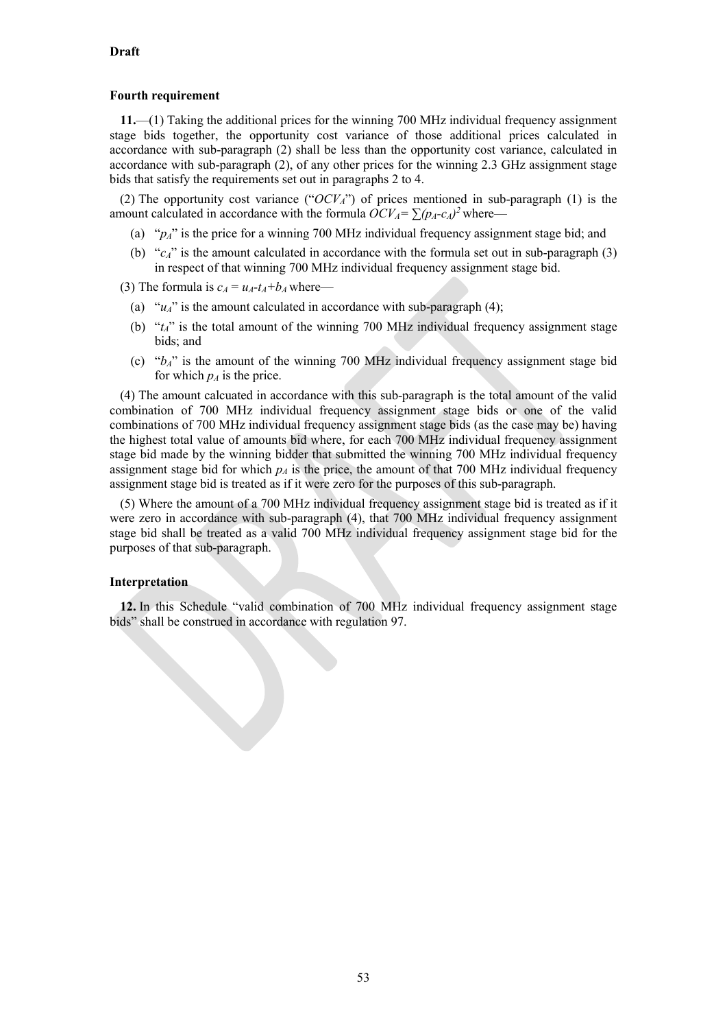**Draft**

**Fourth requirement**

**11.**—(1) Taking the additional prices for the winning 700 MHz individual frequency assignment stage bids together, the opportunity cost variance of those additional prices calculated in accordance with sub-paragraph (2) shall be less than the opportunity cost variance, calculated in accordance with sub-paragraph (2), of any other prices for the winning 2.3 GHz assignment stage bids that satisfy the requirements set out in paragraphs 2 to 4.

(2) The opportunity cost variance ("$OCV_A$") of prices mentioned in sub-paragraph (1) is the amount calculated in accordance with the formula $OCV_A = \sum(p_A - c_A)^2$ where—

(a) "$p_A$" is the price for a winning 700 MHz individual frequency assignment stage bid; and

(b) "$c_A$" is the amount calculated in accordance with the formula set out in sub-paragraph (3) in respect of that winning 700 MHz individual frequency assignment stage bid.

(3) The formula is $c_A = u_A - t_A + b_A$ where—

(a) "$u_A$" is the amount calculated in accordance with sub-paragraph (4);

(b) "$t_A$" is the total amount of the winning 700 MHz individual frequency assignment stage bids; and

(c) "$b_A$" is the amount of the winning 700 MHz individual frequency assignment stage bid for which $p_A$ is the price.

(4) The amount calcuated in accordance with this sub-paragraph is the total amount of the valid combination of 700 MHz individual frequency assignment stage bids or one of the valid combinations of 700 MHz individual frequency assignment stage bids (as the case may be) having the highest total value of amounts bid where, for each 700 MHz individual frequency assignment stage bid made by the winning bidder that submitted the winning 700 MHz individual frequency assignment stage bid for which $p_A$ is the price, the amount of that 700 MHz individual frequency assignment stage bid is treated as if it were zero for the purposes of this sub-paragraph.

(5) Where the amount of a 700 MHz individual frequency assignment stage bid is treated as if it were zero in accordance with sub-paragraph (4), that 700 MHz individual frequency assignment stage bid shall be treated as a valid 700 MHz individual frequency assignment stage bid for the purposes of that sub-paragraph.

**Interpretation**

**12.** In this Schedule "valid combination of 700 MHz individual frequency assignment stage bids" shall be construed in accordance with regulation 97.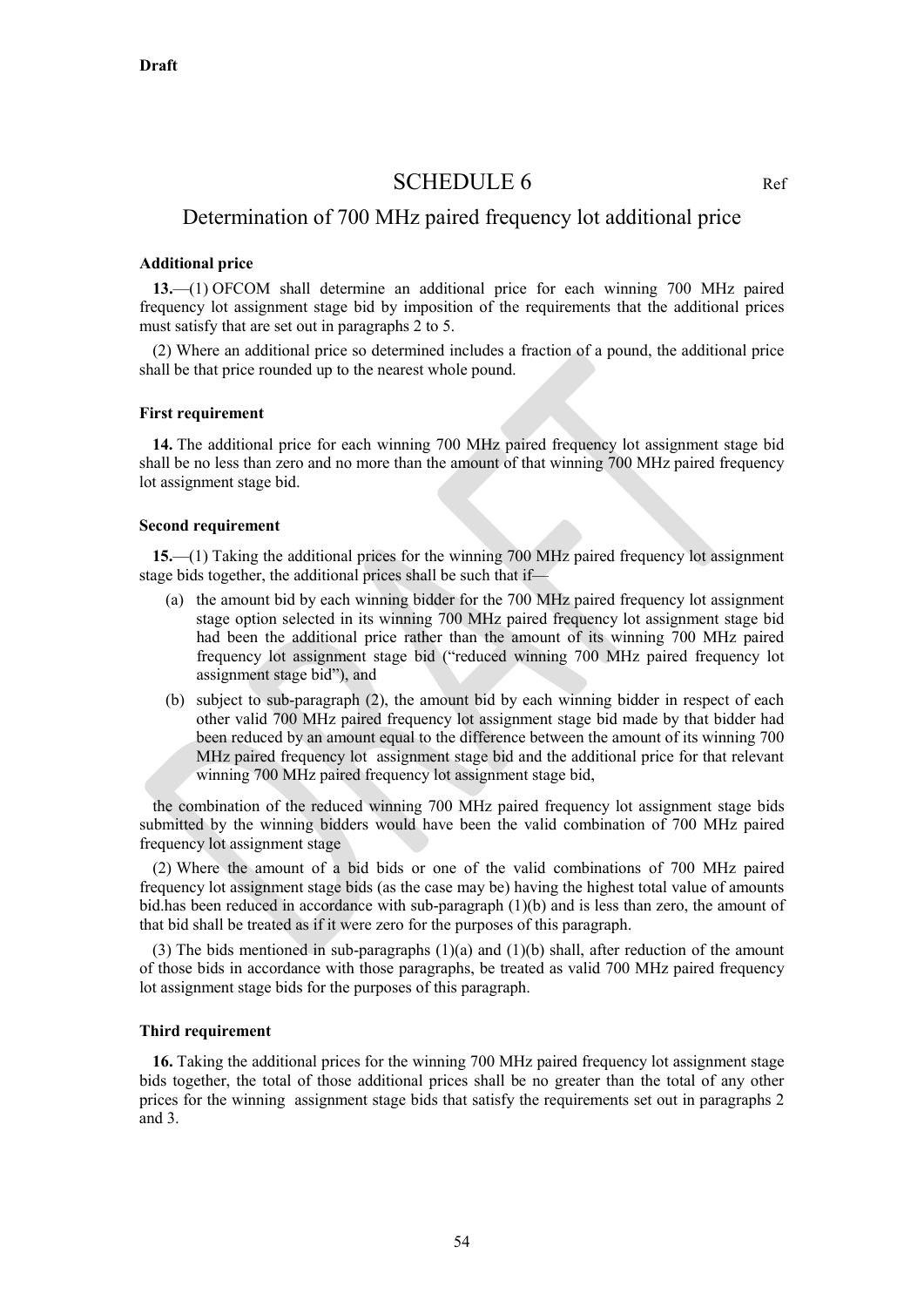**Draft**

# SCHEDULE 6

Ref

## Determination of 700 MHz paired frequency lot additional price

**Additional price**

**13.**—(1) OFCOM shall determine an additional price for each winning 700 MHz paired frequency lot assignment stage bid by imposition of the requirements that the additional prices must satisfy that are set out in paragraphs 2 to 5.

(2) Where an additional price so determined includes a fraction of a pound, the additional price shall be that price rounded up to the nearest whole pound.

**First requirement**

**14.** The additional price for each winning 700 MHz paired frequency lot assignment stage bid shall be no less than zero and no more than the amount of that winning 700 MHz paired frequency lot assignment stage bid.

**Second requirement**

**15.**—(1) Taking the additional prices for the winning 700 MHz paired frequency lot assignment stage bids together, the additional prices shall be such that if—

(a) the amount bid by each winning bidder for the 700 MHz paired frequency lot assignment stage option selected in its winning 700 MHz paired frequency lot assignment stage bid had been the additional price rather than the amount of its winning 700 MHz paired frequency lot assignment stage bid ("reduced winning 700 MHz paired frequency lot assignment stage bid"), and

(b) subject to sub-paragraph (2), the amount bid by each winning bidder in respect of each other valid 700 MHz paired frequency lot assignment stage bid made by that bidder had been reduced by an amount equal to the difference between the amount of its winning 700 MHz paired frequency lot assignment stage bid and the additional price for that relevant winning 700 MHz paired frequency lot assignment stage bid,

the combination of the reduced winning 700 MHz paired frequency lot assignment stage bids submitted by the winning bidders would have been the valid combination of 700 MHz paired frequency lot assignment stage

(2) Where the amount of a bid bids or one of the valid combinations of 700 MHz paired frequency lot assignment stage bids (as the case may be) having the highest total value of amounts bid.has been reduced in accordance with sub-paragraph (1)(b) and is less than zero, the amount of that bid shall be treated as if it were zero for the purposes of this paragraph.

(3) The bids mentioned in sub-paragraphs (1)(a) and (1)(b) shall, after reduction of the amount of those bids in accordance with those paragraphs, be treated as valid 700 MHz paired frequency lot assignment stage bids for the purposes of this paragraph.

**Third requirement**

**16.** Taking the additional prices for the winning 700 MHz paired frequency lot assignment stage bids together, the total of those additional prices shall be no greater than the total of any other prices for the winning assignment stage bids that satisfy the requirements set out in paragraphs 2 and 3.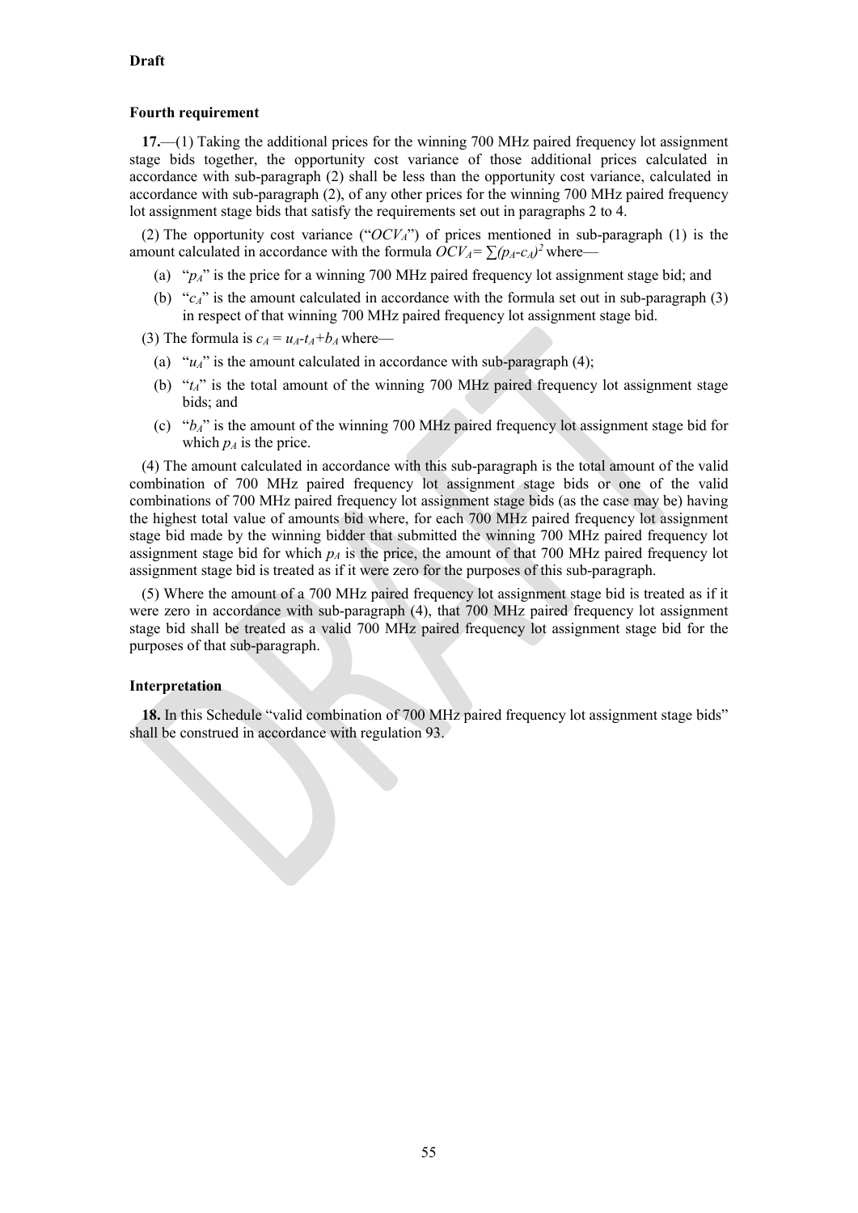**Draft**

**Fourth requirement**

**17.**—(1) Taking the additional prices for the winning 700 MHz paired frequency lot assignment stage bids together, the opportunity cost variance of those additional prices calculated in accordance with sub-paragraph (2) shall be less than the opportunity cost variance, calculated in accordance with sub-paragraph (2), of any other prices for the winning 700 MHz paired frequency lot assignment stage bids that satisfy the requirements set out in paragraphs 2 to 4.

(2) The opportunity cost variance ("$OCV_A$") of prices mentioned in sub-paragraph (1) is the amount calculated in accordance with the formula $OCV_A = \sum(p_A - c_A)^2$ where—

(a) "$p_A$" is the price for a winning 700 MHz paired frequency lot assignment stage bid; and

(b) "$c_A$" is the amount calculated in accordance with the formula set out in sub-paragraph (3) in respect of that winning 700 MHz paired frequency lot assignment stage bid.

(3) The formula is $c_A = u_A - t_A + b_A$ where—

(a) "$u_A$" is the amount calculated in accordance with sub-paragraph (4);

(b) "$t_A$" is the total amount of the winning 700 MHz paired frequency lot assignment stage bids; and

(c) "$b_A$" is the amount of the winning 700 MHz paired frequency lot assignment stage bid for which $p_A$ is the price.

(4) The amount calculated in accordance with this sub-paragraph is the total amount of the valid combination of 700 MHz paired frequency lot assignment stage bids or one of the valid combinations of 700 MHz paired frequency lot assignment stage bids (as the case may be) having the highest total value of amounts bid where, for each 700 MHz paired frequency lot assignment stage bid made by the winning bidder that submitted the winning 700 MHz paired frequency lot assignment stage bid for which $p_A$ is the price, the amount of that 700 MHz paired frequency lot assignment stage bid is treated as if it were zero for the purposes of this sub-paragraph.

(5) Where the amount of a 700 MHz paired frequency lot assignment stage bid is treated as if it were zero in accordance with sub-paragraph (4), that 700 MHz paired frequency lot assignment stage bid shall be treated as a valid 700 MHz paired frequency lot assignment stage bid for the purposes of that sub-paragraph.

**Interpretation**

**18.** In this Schedule "valid combination of 700 MHz paired frequency lot assignment stage bids" shall be construed in accordance with regulation 93.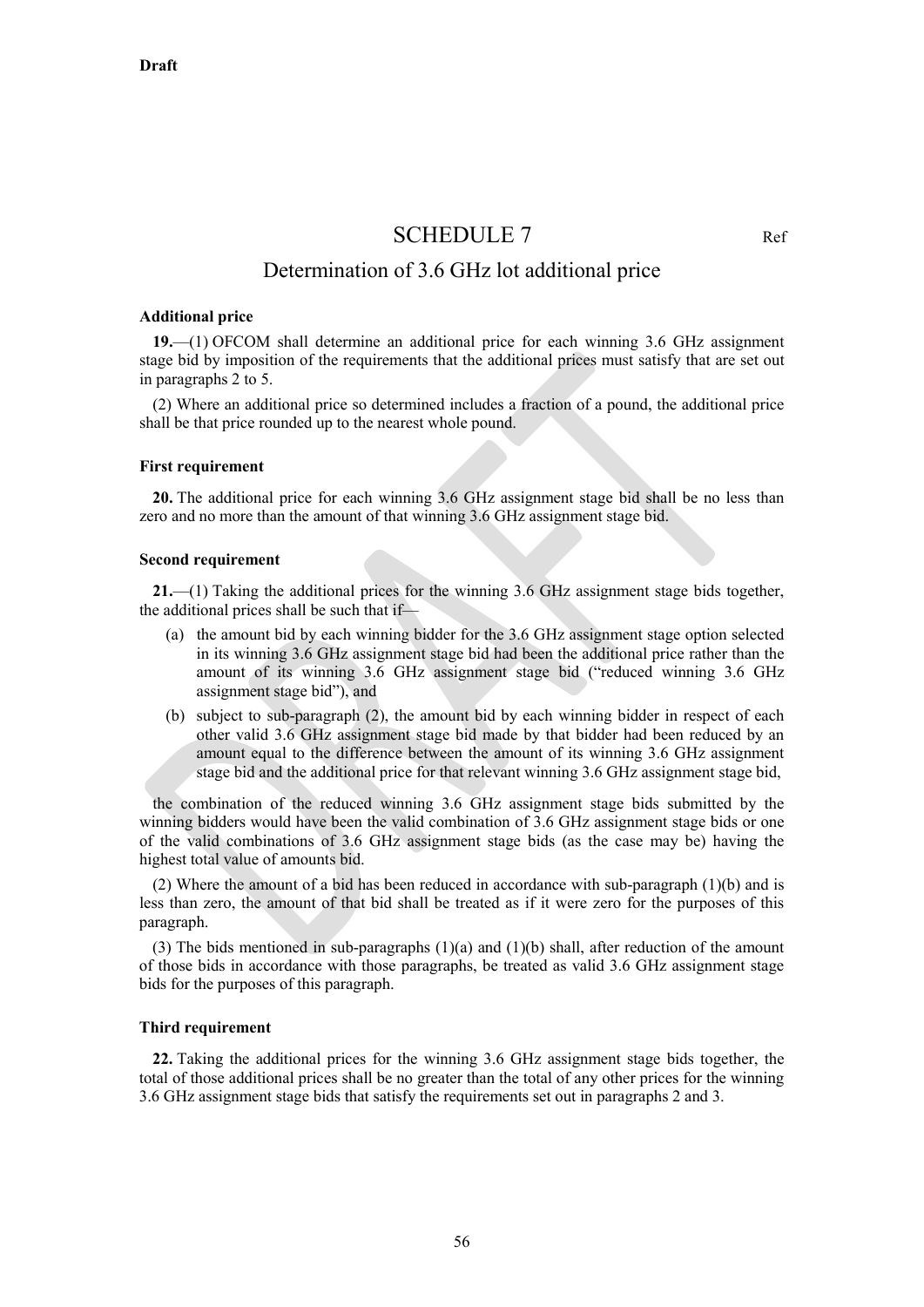**Draft**

# SCHEDULE 7

Ref

## Determination of 3.6 GHz lot additional price

**Additional price**

**19.**—(1) OFCOM shall determine an additional price for each winning 3.6 GHz assignment stage bid by imposition of the requirements that the additional prices must satisfy that are set out in paragraphs 2 to 5.

(2) Where an additional price so determined includes a fraction of a pound, the additional price shall be that price rounded up to the nearest whole pound.

**First requirement**

**20.** The additional price for each winning 3.6 GHz assignment stage bid shall be no less than zero and no more than the amount of that winning 3.6 GHz assignment stage bid.

**Second requirement**

**21.**—(1) Taking the additional prices for the winning 3.6 GHz assignment stage bids together, the additional prices shall be such that if—

(a) the amount bid by each winning bidder for the 3.6 GHz assignment stage option selected in its winning 3.6 GHz assignment stage bid had been the additional price rather than the amount of its winning 3.6 GHz assignment stage bid ("reduced winning 3.6 GHz assignment stage bid"), and

(b) subject to sub-paragraph (2), the amount bid by each winning bidder in respect of each other valid 3.6 GHz assignment stage bid made by that bidder had been reduced by an amount equal to the difference between the amount of its winning 3.6 GHz assignment stage bid and the additional price for that relevant winning 3.6 GHz assignment stage bid,

the combination of the reduced winning 3.6 GHz assignment stage bids submitted by the winning bidders would have been the valid combination of 3.6 GHz assignment stage bids or one of the valid combinations of 3.6 GHz assignment stage bids (as the case may be) having the highest total value of amounts bid.

(2) Where the amount of a bid has been reduced in accordance with sub-paragraph (1)(b) and is less than zero, the amount of that bid shall be treated as if it were zero for the purposes of this paragraph.

(3) The bids mentioned in sub-paragraphs (1)(a) and (1)(b) shall, after reduction of the amount of those bids in accordance with those paragraphs, be treated as valid 3.6 GHz assignment stage bids for the purposes of this paragraph.

**Third requirement**

**22.** Taking the additional prices for the winning 3.6 GHz assignment stage bids together, the total of those additional prices shall be no greater than the total of any other prices for the winning 3.6 GHz assignment stage bids that satisfy the requirements set out in paragraphs 2 and 3.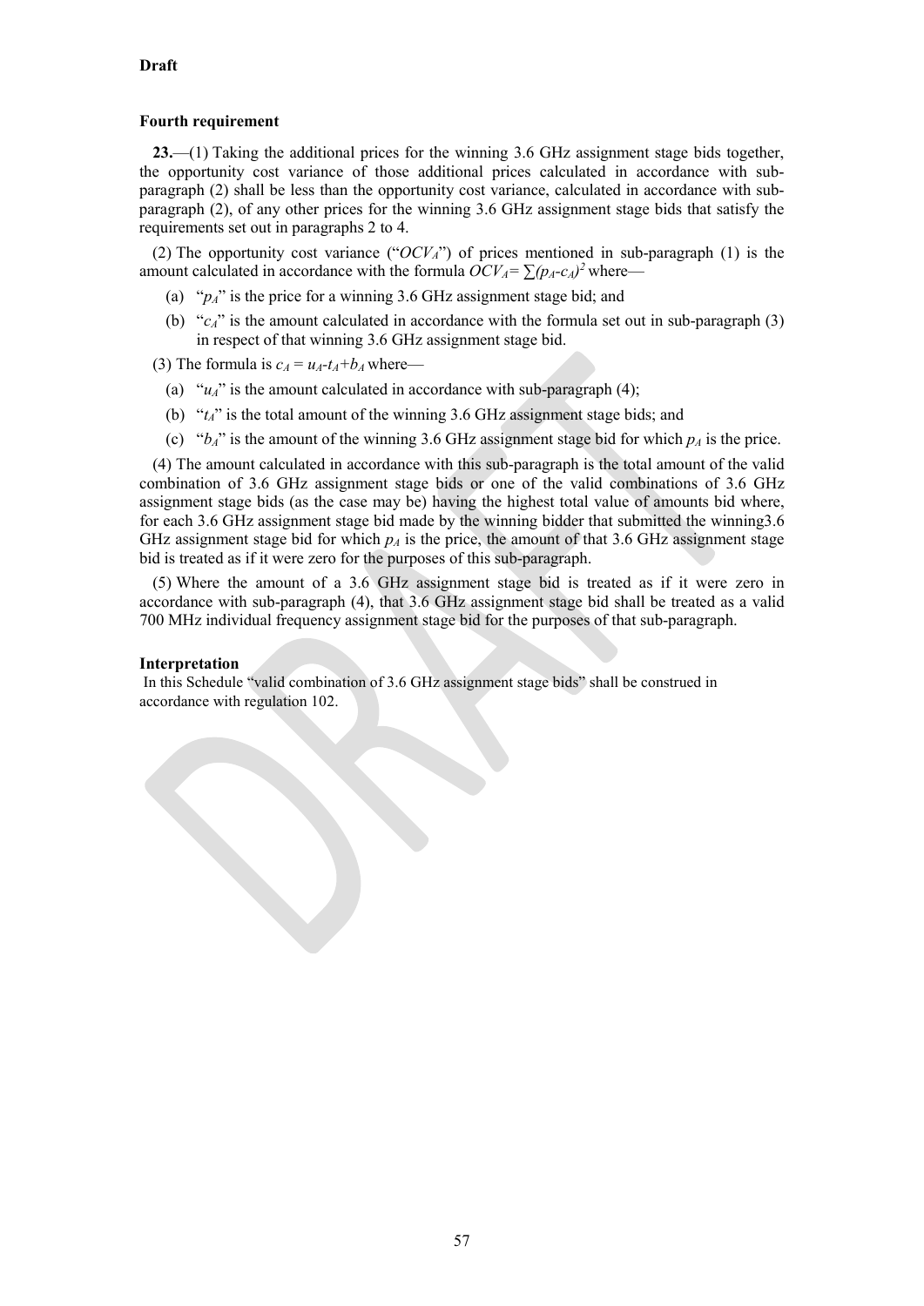**Draft**

**Fourth requirement**

**23.**—(1) Taking the additional prices for the winning 3.6 GHz assignment stage bids together, the opportunity cost variance of those additional prices calculated in accordance with sub-paragraph (2) shall be less than the opportunity cost variance, calculated in accordance with sub-paragraph (2), of any other prices for the winning 3.6 GHz assignment stage bids that satisfy the requirements set out in paragraphs 2 to 4.

(2) The opportunity cost variance ("$OCV_A$") of prices mentioned in sub-paragraph (1) is the amount calculated in accordance with the formula $OCV_A = \sum(p_A - c_A)^2$ where—

(a) "$p_A$" is the price for a winning 3.6 GHz assignment stage bid; and

(b) "$c_A$" is the amount calculated in accordance with the formula set out in sub-paragraph (3) in respect of that winning 3.6 GHz assignment stage bid.

(3) The formula is $c_A = u_A - t_A + b_A$ where—

(a) "$u_A$" is the amount calculated in accordance with sub-paragraph (4);

(b) "$t_A$" is the total amount of the winning 3.6 GHz assignment stage bids; and

(c) "$b_A$" is the amount of the winning 3.6 GHz assignment stage bid for which $p_A$ is the price.

(4) The amount calculated in accordance with this sub-paragraph is the total amount of the valid combination of 3.6 GHz assignment stage bids or one of the valid combinations of 3.6 GHz assignment stage bids (as the case may be) having the highest total value of amounts bid where, for each 3.6 GHz assignment stage bid made by the winning bidder that submitted the winning3.6 GHz assignment stage bid for which $p_A$ is the price, the amount of that 3.6 GHz assignment stage bid is treated as if it were zero for the purposes of this sub-paragraph.

(5) Where the amount of a 3.6 GHz assignment stage bid is treated as if it were zero in accordance with sub-paragraph (4), that 3.6 GHz assignment stage bid shall be treated as a valid 700 MHz individual frequency assignment stage bid for the purposes of that sub-paragraph.

**Interpretation**

In this Schedule "valid combination of 3.6 GHz assignment stage bids" shall be construed in accordance with regulation 102.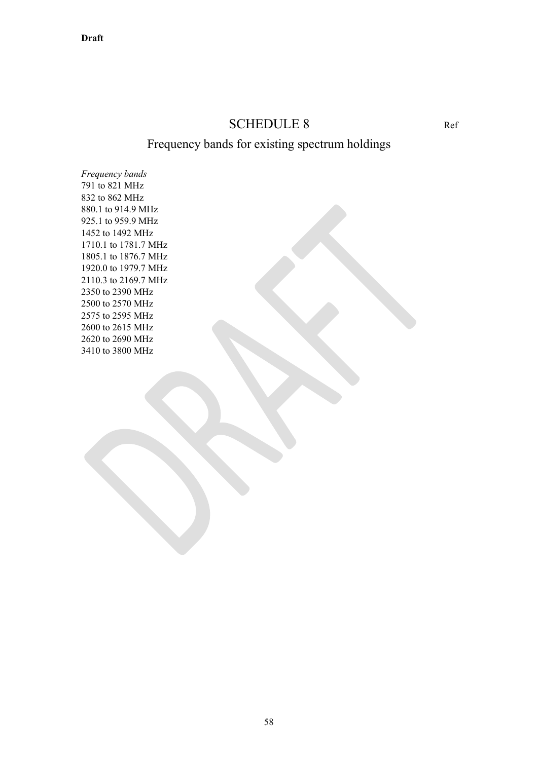# SCHEDULE 8

Ref

## Frequency bands for existing spectrum holdings

*Frequency bands*
791 to 821 MHz
832 to 862 MHz
880.1 to 914.9 MHz
925.1 to 959.9 MHz
1452 to 1492 MHz
1710.1 to 1781.7 MHz
1805.1 to 1876.7 MHz
1920.0 to 1979.7 MHz
2110.3 to 2169.7 MHz
2350 to 2390 MHz
2500 to 2570 MHz
2575 to 2595 MHz
2600 to 2615 MHz
2620 to 2690 MHz
3410 to 3800 MHz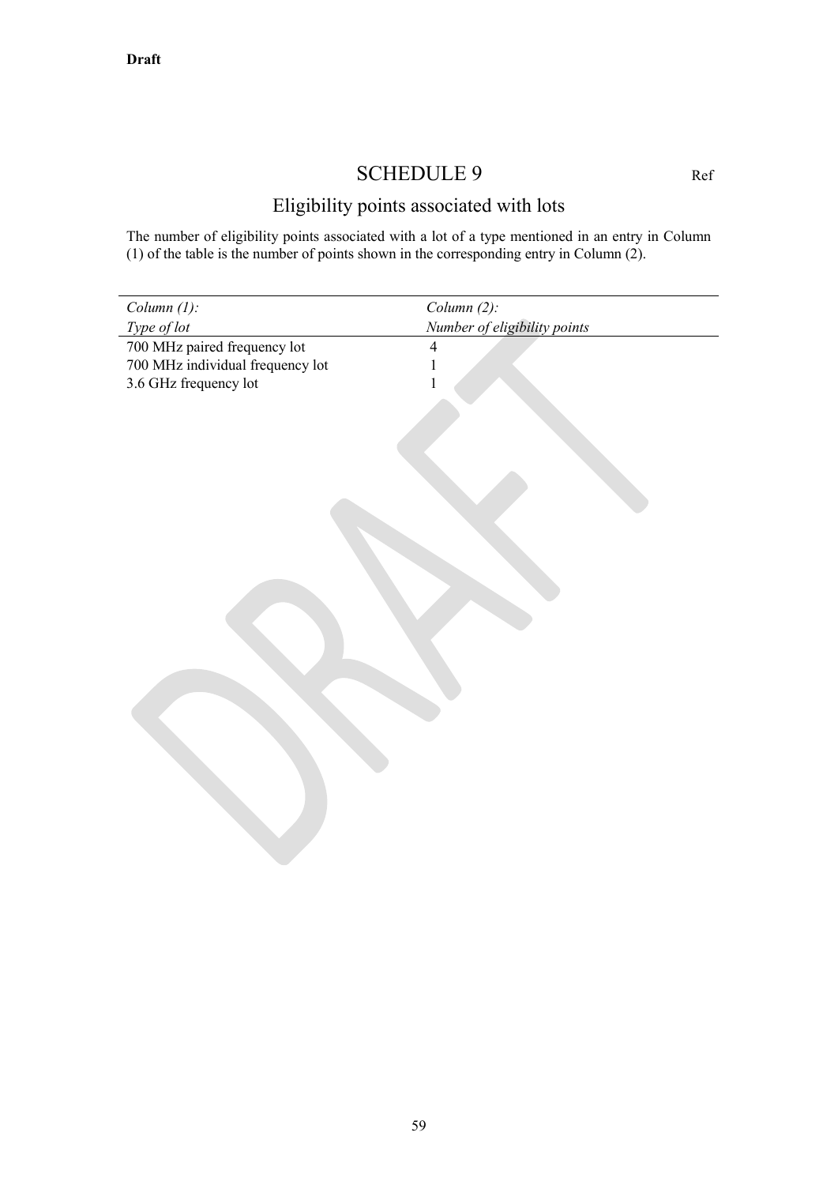**Draft**

# SCHEDULE 9

Ref

## Eligibility points associated with lots

The number of eligibility points associated with a lot of a type mentioned in an entry in Column (1) of the table is the number of points shown in the corresponding entry in Column (2).

| *Column (1):* *Type of lot* | *Column (2):* *Number of eligibility points* |
|---|---|
| 700 MHz paired frequency lot | 4 |
| 700 MHz individual frequency lot | 1 |
| 3.6 GHz frequency lot | 1 |